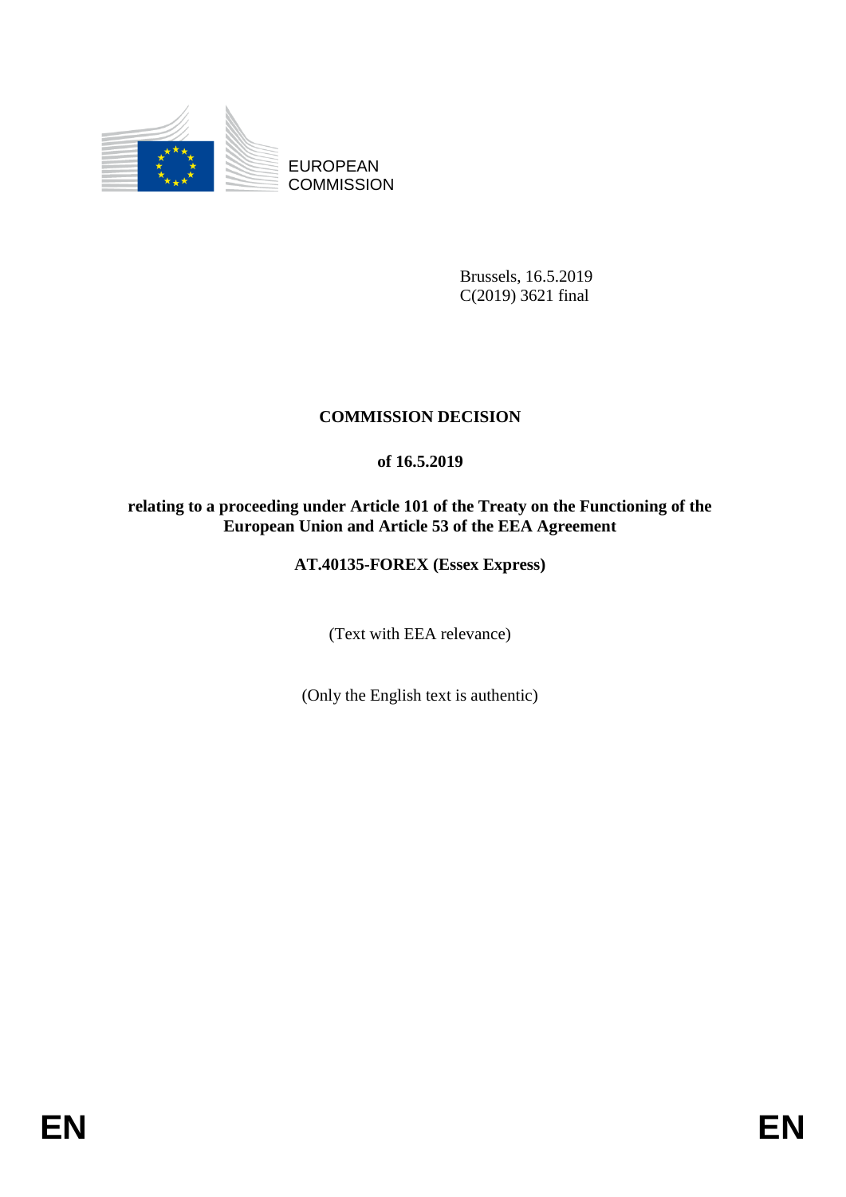EUROPEAN COMMISSION

Brussels, 16.5.2019
C(2019) 3621 final

# COMMISSION DECISION

**of 16.5.2019**

**relating to a proceeding under Article 101 of the Treaty on the Functioning of the European Union and Article 53 of the EEA Agreement**

**AT.40135-FOREX (Essex Express)**

(Text with EEA relevance)

(Only the English text is authentic)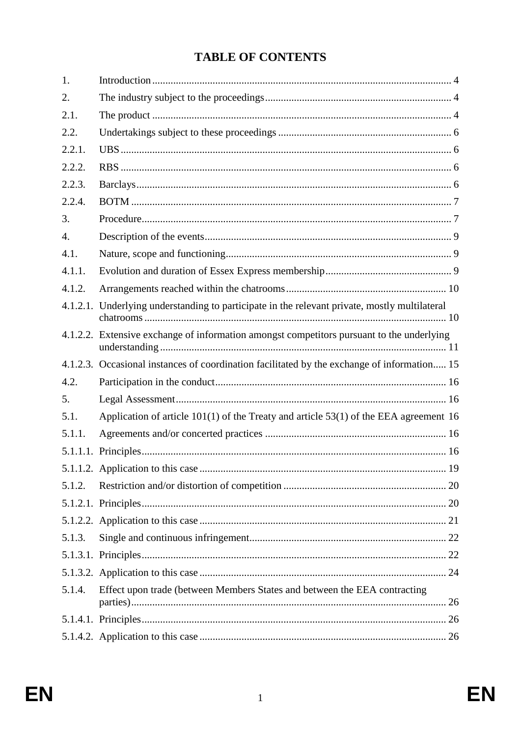# TABLE OF CONTENTS

| | | |
|---|---|---|
| 1. | Introduction | 4 |
| 2. | The industry subject to the proceedings | 4 |
| 2.1. | The product | 4 |
| 2.2. | Undertakings subject to these proceedings | 6 |
| 2.2.1. | UBS | 6 |
| 2.2.2. | RBS | 6 |
| 2.2.3. | Barclays | 6 |
| 2.2.4. | BOTM | 7 |
| 3. | Procedure | 7 |
| 4. | Description of the events | 9 |
| 4.1. | Nature, scope and functioning | 9 |
| 4.1.1. | Evolution and duration of Essex Express membership | 9 |
| 4.1.2. | Arrangements reached within the chatrooms | 10 |
| 4.1.2.1. | Underlying understanding to participate in the relevant private, mostly multilateral chatrooms | 10 |
| 4.1.2.2. | Extensive exchange of information amongst competitors pursuant to the underlying understanding | 11 |
| 4.1.2.3. | Occasional instances of coordination facilitated by the exchange of information | 15 |
| 4.2. | Participation in the conduct | 16 |
| 5. | Legal Assessment | 16 |
| 5.1. | Application of article 101(1) of the Treaty and article 53(1) of the EEA agreement | 16 |
| 5.1.1. | Agreements and/or concerted practices | 16 |
| 5.1.1.1. | Principles | 16 |
| 5.1.1.2. | Application to this case | 19 |
| 5.1.2. | Restriction and/or distortion of competition | 20 |
| 5.1.2.1. | Principles | 20 |
| 5.1.2.2. | Application to this case | 21 |
| 5.1.3. | Single and continuous infringement | 22 |
| 5.1.3.1. | Principles | 22 |
| 5.1.3.2. | Application to this case | 24 |
| 5.1.4. | Effect upon trade (between Members States and between the EEA contracting parties) | 26 |
| 5.1.4.1. | Principles | 26 |
| 5.1.4.2. | Application to this case | 26 |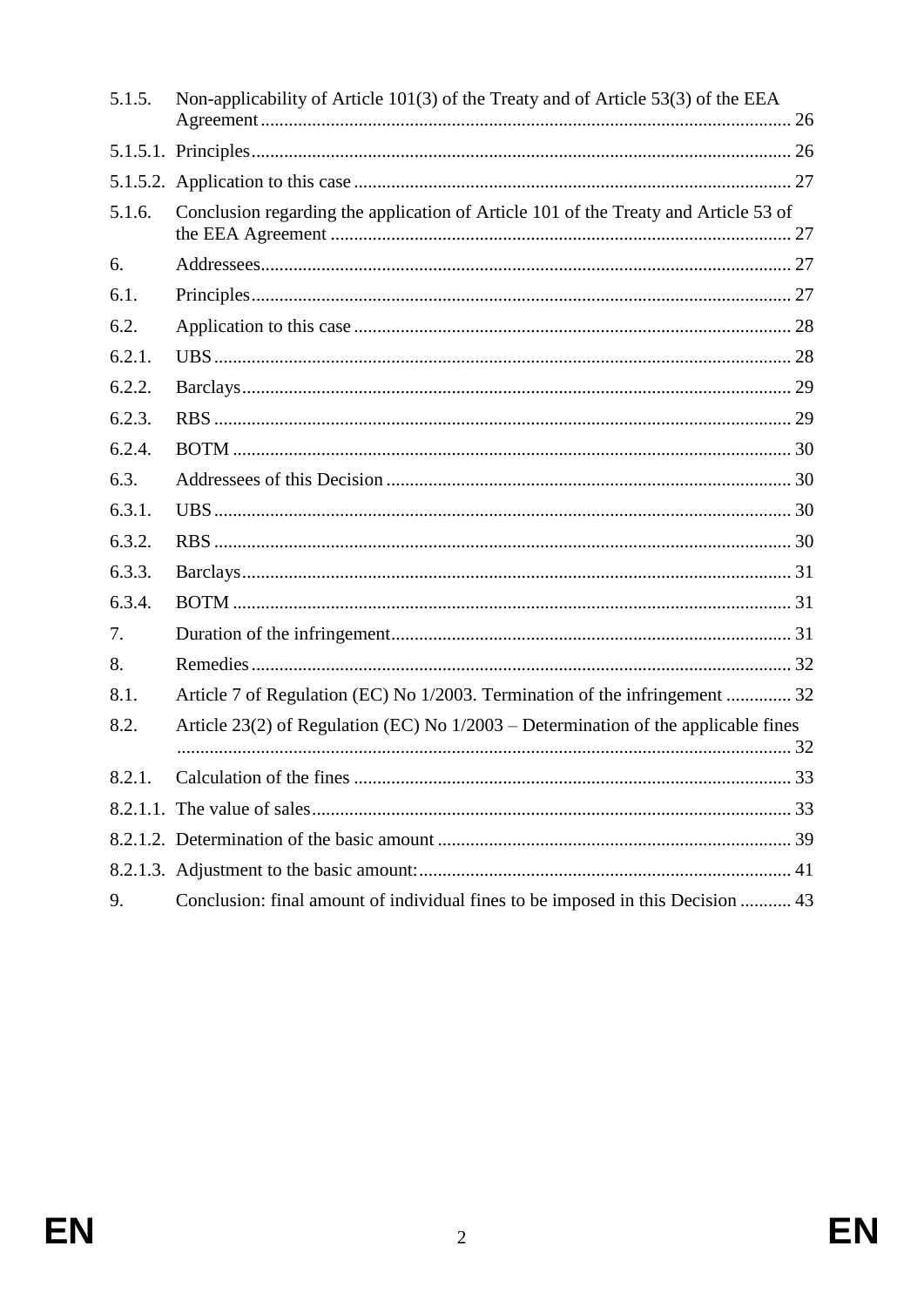| | | |
|---|---|---|
| 5.1.5. | Non-applicability of Article 101(3) of the Treaty and of Article 53(3) of the EEA Agreement | 26 |
| 5.1.5.1. | Principles | 26 |
| 5.1.5.2. | Application to this case | 27 |
| 5.1.6. | Conclusion regarding the application of Article 101 of the Treaty and Article 53 of the EEA Agreement | 27 |
| 6. | Addressees | 27 |
| 6.1. | Principles | 27 |
| 6.2. | Application to this case | 28 |
| 6.2.1. | UBS | 28 |
| 6.2.2. | Barclays | 29 |
| 6.2.3. | RBS | 29 |
| 6.2.4. | BOTM | 30 |
| 6.3. | Addressees of this Decision | 30 |
| 6.3.1. | UBS | 30 |
| 6.3.2. | RBS | 30 |
| 6.3.3. | Barclays | 31 |
| 6.3.4. | BOTM | 31 |
| 7. | Duration of the infringement | 31 |
| 8. | Remedies | 32 |
| 8.1. | Article 7 of Regulation (EC) No 1/2003. Termination of the infringement | 32 |
| 8.2. | Article 23(2) of Regulation (EC) No 1/2003 – Determination of the applicable fines | 32 |
| 8.2.1. | Calculation of the fines | 33 |
| 8.2.1.1. | The value of sales | 33 |
| 8.2.1.2. | Determination of the basic amount | 39 |
| 8.2.1.3. | Adjustment to the basic amount: | 41 |
| 9. | Conclusion: final amount of individual fines to be imposed in this Decision | 43 |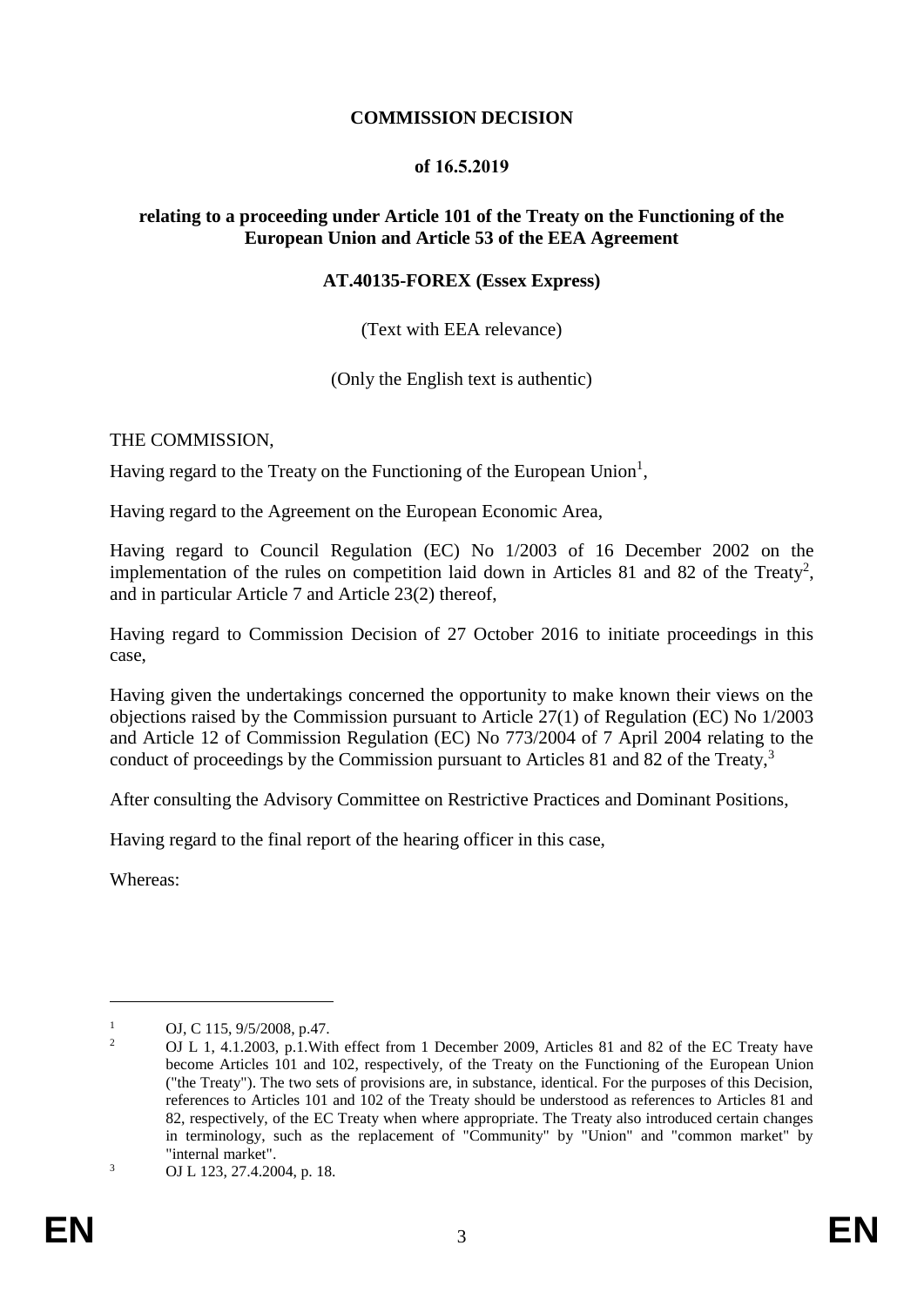**COMMISSION DECISION**

**of 16.5.2019**

**relating to a proceeding under Article 101 of the Treaty on the Functioning of the European Union and Article 53 of the EEA Agreement**

**AT.40135-FOREX (Essex Express)**

(Text with EEA relevance)

(Only the English text is authentic)

THE COMMISSION,

Having regard to the Treaty on the Functioning of the European Union[1],

Having regard to the Agreement on the European Economic Area,

Having regard to Council Regulation (EC) No 1/2003 of 16 December 2002 on the implementation of the rules on competition laid down in Articles 81 and 82 of the Treaty[2], and in particular Article 7 and Article 23(2) thereof,

Having regard to Commission Decision of 27 October 2016 to initiate proceedings in this case,

Having given the undertakings concerned the opportunity to make known their views on the objections raised by the Commission pursuant to Article 27(1) of Regulation (EC) No 1/2003 and Article 12 of Commission Regulation (EC) No 773/2004 of 7 April 2004 relating to the conduct of proceedings by the Commission pursuant to Articles 81 and 82 of the Treaty,[3]

After consulting the Advisory Committee on Restrictive Practices and Dominant Positions,

Having regard to the final report of the hearing officer in this case,

Whereas:

---

[1] OJ, C 115, 9/5/2008, p.47.

[2] OJ L 1, 4.1.2003, p.1.With effect from 1 December 2009, Articles 81 and 82 of the EC Treaty have become Articles 101 and 102, respectively, of the Treaty on the Functioning of the European Union ("the Treaty"). The two sets of provisions are, in substance, identical. For the purposes of this Decision, references to Articles 101 and 102 of the Treaty should be understood as references to Articles 81 and 82, respectively, of the EC Treaty when where appropriate. The Treaty also introduced certain changes in terminology, such as the replacement of "Community" by "Union" and "common market" by "internal market".

[3] OJ L 123, 27.4.2004, p. 18.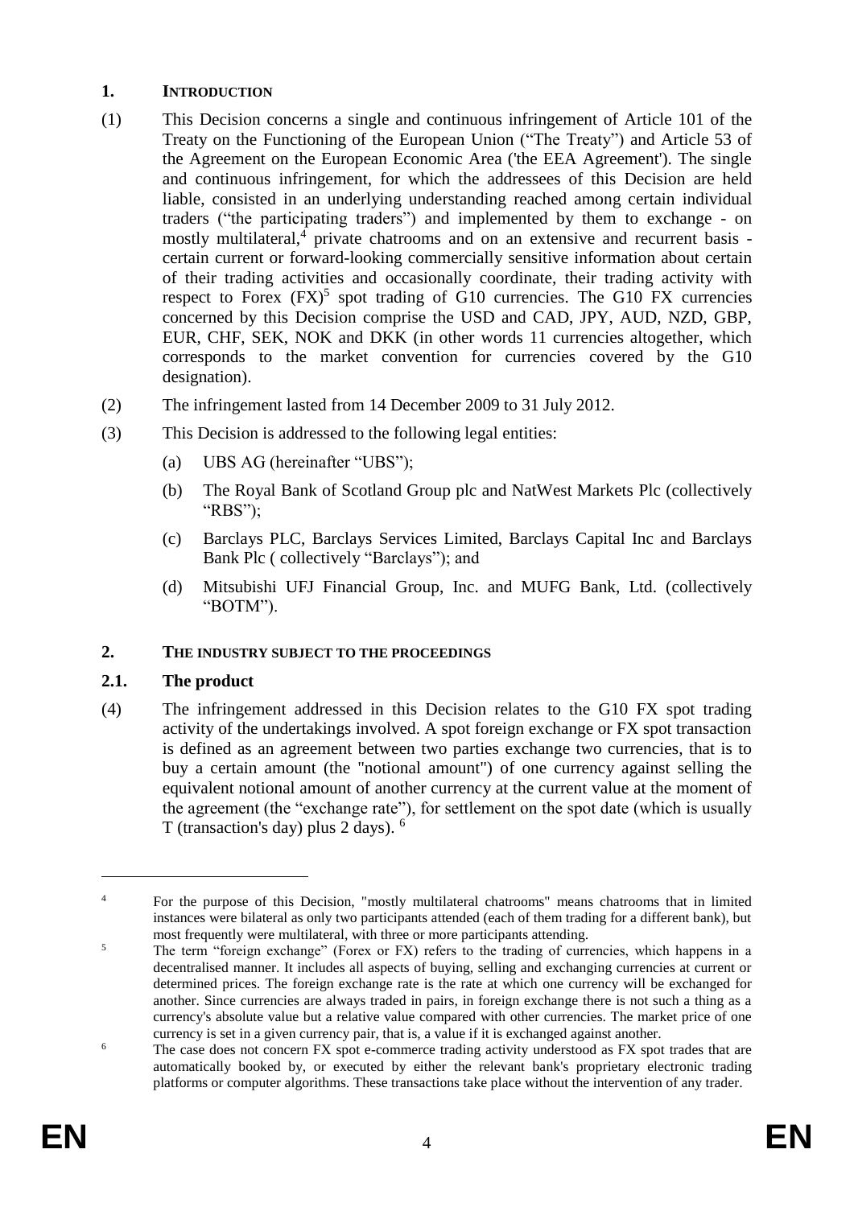## 1. INTRODUCTION

(1) This Decision concerns a single and continuous infringement of Article 101 of the Treaty on the Functioning of the European Union ("The Treaty") and Article 53 of the Agreement on the European Economic Area ('the EEA Agreement'). The single and continuous infringement, for which the addressees of this Decision are held liable, consisted in an underlying understanding reached among certain individual traders ("the participating traders") and implemented by them to exchange - on mostly multilateral,[4] private chatrooms and on an extensive and recurrent basis - certain current or forward-looking commercially sensitive information about certain of their trading activities and occasionally coordinate, their trading activity with respect to Forex (FX)[5] spot trading of G10 currencies. The G10 FX currencies concerned by this Decision comprise the USD and CAD, JPY, AUD, NZD, GBP, EUR, CHF, SEK, NOK and DKK (in other words 11 currencies altogether, which corresponds to the market convention for currencies covered by the G10 designation).

(2) The infringement lasted from 14 December 2009 to 31 July 2012.

(3) This Decision is addressed to the following legal entities:

(a) UBS AG (hereinafter "UBS");

(b) The Royal Bank of Scotland Group plc and NatWest Markets Plc (collectively "RBS");

(c) Barclays PLC, Barclays Services Limited, Barclays Capital Inc and Barclays Bank Plc ( collectively "Barclays"); and

(d) Mitsubishi UFJ Financial Group, Inc. and MUFG Bank, Ltd. (collectively "BOTM").

## 2. THE INDUSTRY SUBJECT TO THE PROCEEDINGS

### 2.1. The product

(4) The infringement addressed in this Decision relates to the G10 FX spot trading activity of the undertakings involved. A spot foreign exchange or FX spot transaction is defined as an agreement between two parties exchange two currencies, that is to buy a certain amount (the "notional amount") of one currency against selling the equivalent notional amount of another currency at the current value at the moment of the agreement (the "exchange rate"), for settlement on the spot date (which is usually T (transaction's day) plus 2 days). [6]

---

[4] For the purpose of this Decision, "mostly multilateral chatrooms" means chatrooms that in limited instances were bilateral as only two participants attended (each of them trading for a different bank), but most frequently were multilateral, with three or more participants attending.

[5] The term "foreign exchange" (Forex or FX) refers to the trading of currencies, which happens in a decentralised manner. It includes all aspects of buying, selling and exchanging currencies at current or determined prices. The foreign exchange rate is the rate at which one currency will be exchanged for another. Since currencies are always traded in pairs, in foreign exchange there is not such a thing as a currency's absolute value but a relative value compared with other currencies. The market price of one currency is set in a given currency pair, that is, a value if it is exchanged against another.

[6] The case does not concern FX spot e-commerce trading activity understood as FX spot trades that are automatically booked by, or executed by either the relevant bank's proprietary electronic trading platforms or computer algorithms. These transactions take place without the intervention of any trader.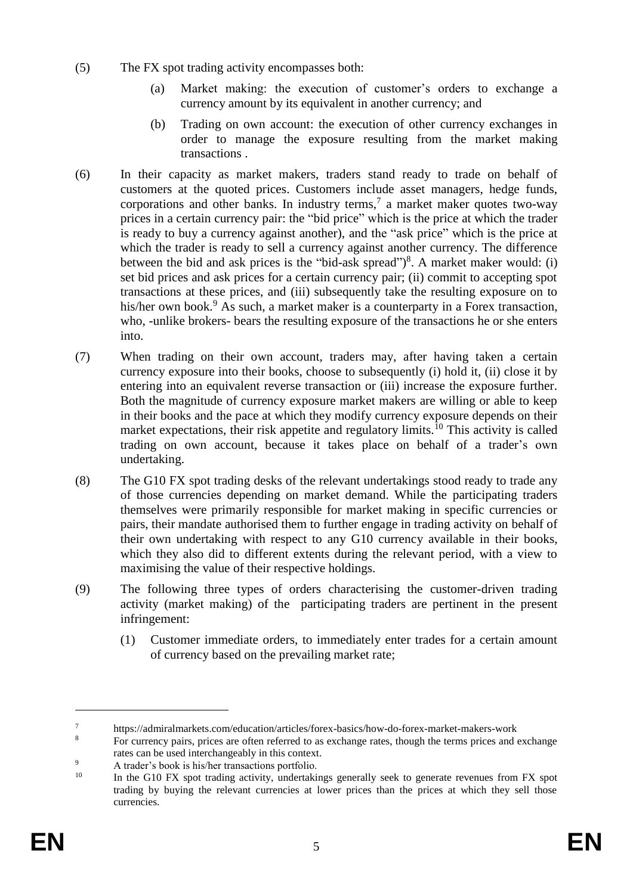(5) The FX spot trading activity encompasses both:

(a) Market making: the execution of customer's orders to exchange a currency amount by its equivalent in another currency; and

(b) Trading on own account: the execution of other currency exchanges in order to manage the exposure resulting from the market making transactions .

(6) In their capacity as market makers, traders stand ready to trade on behalf of customers at the quoted prices. Customers include asset managers, hedge funds, corporations and other banks. In industry terms,[7] a market maker quotes two-way prices in a certain currency pair: the "bid price" which is the price at which the trader is ready to buy a currency against another), and the "ask price" which is the price at which the trader is ready to sell a currency against another currency. The difference between the bid and ask prices is the "bid-ask spread")[8]. A market maker would: (i) set bid prices and ask prices for a certain currency pair; (ii) commit to accepting spot transactions at these prices, and (iii) subsequently take the resulting exposure on to his/her own book.[9] As such, a market maker is a counterparty in a Forex transaction, who, -unlike brokers- bears the resulting exposure of the transactions he or she enters into.

(7) When trading on their own account, traders may, after having taken a certain currency exposure into their books, choose to subsequently (i) hold it, (ii) close it by entering into an equivalent reverse transaction or (iii) increase the exposure further. Both the magnitude of currency exposure market makers are willing or able to keep in their books and the pace at which they modify currency exposure depends on their market expectations, their risk appetite and regulatory limits.[10] This activity is called trading on own account, because it takes place on behalf of a trader's own undertaking.

(8) The G10 FX spot trading desks of the relevant undertakings stood ready to trade any of those currencies depending on market demand. While the participating traders themselves were primarily responsible for market making in specific currencies or pairs, their mandate authorised them to further engage in trading activity on behalf of their own undertaking with respect to any G10 currency available in their books, which they also did to different extents during the relevant period, with a view to maximising the value of their respective holdings.

(9) The following three types of orders characterising the customer-driven trading activity (market making) of the participating traders are pertinent in the present infringement:

(1) Customer immediate orders, to immediately enter trades for a certain amount of currency based on the prevailing market rate;

---

[7] https://admiralmarkets.com/education/articles/forex-basics/how-do-forex-market-makers-work

[8] For currency pairs, prices are often referred to as exchange rates, though the terms prices and exchange rates can be used interchangeably in this context.

[9] A trader's book is his/her transactions portfolio.

[10] In the G10 FX spot trading activity, undertakings generally seek to generate revenues from FX spot trading by buying the relevant currencies at lower prices than the prices at which they sell those currencies.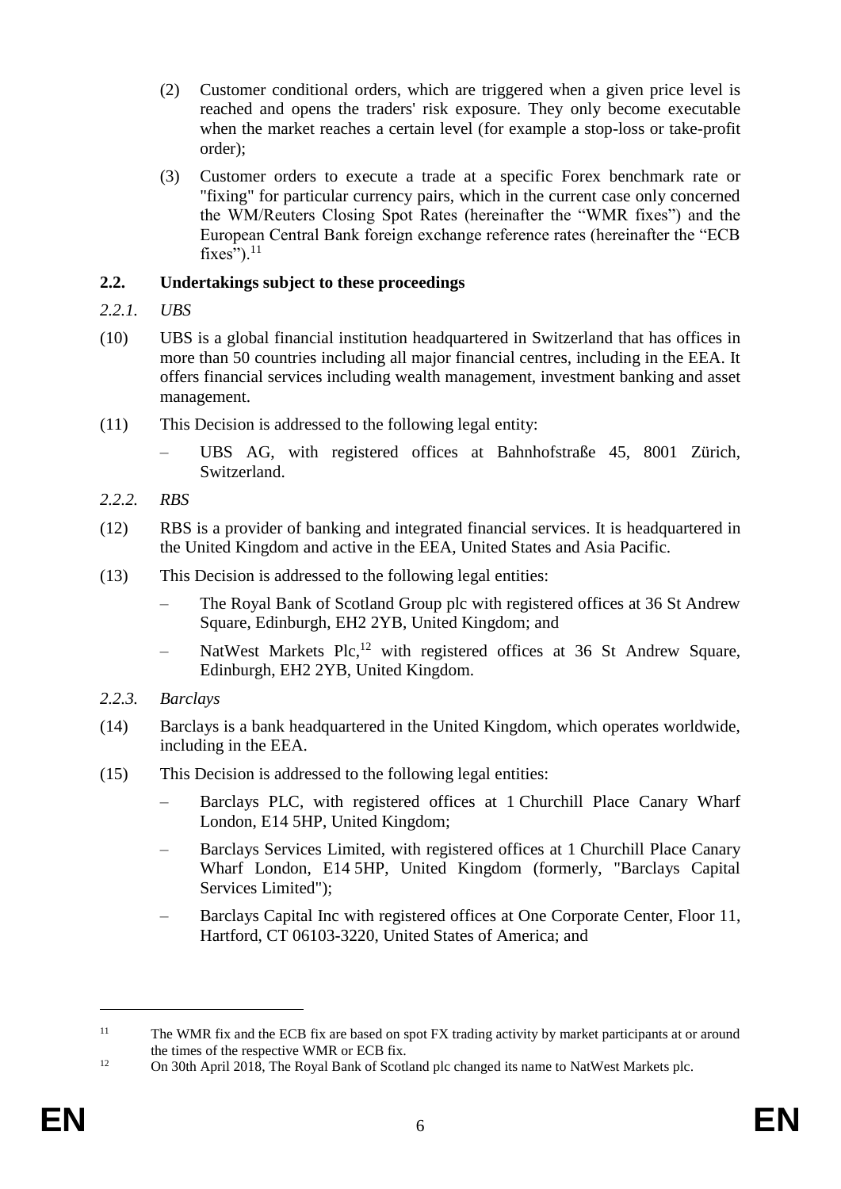(2) Customer conditional orders, which are triggered when a given price level is reached and opens the traders' risk exposure. They only become executable when the market reaches a certain level (for example a stop-loss or take-profit order);

(3) Customer orders to execute a trade at a specific Forex benchmark rate or "fixing" for particular currency pairs, which in the current case only concerned the WM/Reuters Closing Spot Rates (hereinafter the "WMR fixes") and the European Central Bank foreign exchange reference rates (hereinafter the "ECB fixes").[11]

### 2.2. Undertakings subject to these proceedings

*2.2.1. UBS*

(10) UBS is a global financial institution headquartered in Switzerland that has offices in more than 50 countries including all major financial centres, including in the EEA. It offers financial services including wealth management, investment banking and asset management.

(11) This Decision is addressed to the following legal entity:

– UBS AG, with registered offices at Bahnhofstraße 45, 8001 Zürich, Switzerland.

*2.2.2. RBS*

(12) RBS is a provider of banking and integrated financial services. It is headquartered in the United Kingdom and active in the EEA, United States and Asia Pacific.

(13) This Decision is addressed to the following legal entities:

– The Royal Bank of Scotland Group plc with registered offices at 36 St Andrew Square, Edinburgh, EH2 2YB, United Kingdom; and

– NatWest Markets Plc,[12] with registered offices at 36 St Andrew Square, Edinburgh, EH2 2YB, United Kingdom.

*2.2.3. Barclays*

(14) Barclays is a bank headquartered in the United Kingdom, which operates worldwide, including in the EEA.

(15) This Decision is addressed to the following legal entities:

– Barclays PLC, with registered offices at 1 Churchill Place Canary Wharf London, E14 5HP, United Kingdom;

– Barclays Services Limited, with registered offices at 1 Churchill Place Canary Wharf London, E14 5HP, United Kingdom (formerly, "Barclays Capital Services Limited");

– Barclays Capital Inc with registered offices at One Corporate Center, Floor 11, Hartford, CT 06103-3220, United States of America; and

---

[11] The WMR fix and the ECB fix are based on spot FX trading activity by market participants at or around the times of the respective WMR or ECB fix.

[12] On 30th April 2018, The Royal Bank of Scotland plc changed its name to NatWest Markets plc.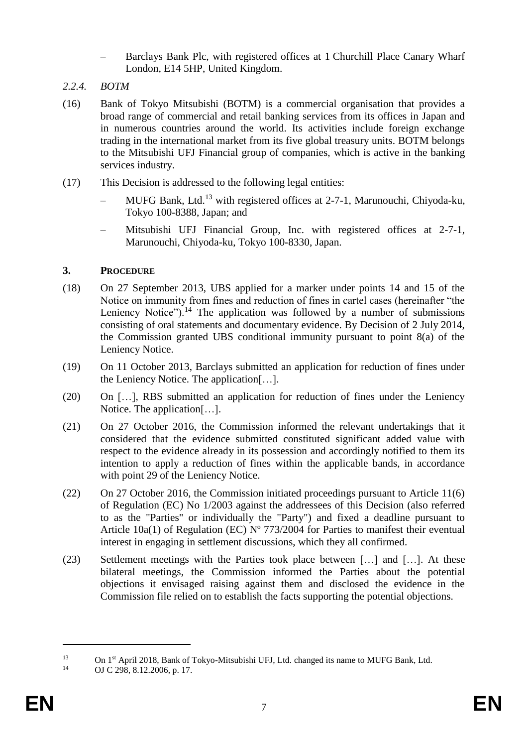– Barclays Bank Plc, with registered offices at 1 Churchill Place Canary Wharf London, E14 5HP, United Kingdom.

*2.2.4. BOTM*

(16) Bank of Tokyo Mitsubishi (BOTM) is a commercial organisation that provides a broad range of commercial and retail banking services from its offices in Japan and in numerous countries around the world. Its activities include foreign exchange trading in the international market from its five global treasury units. BOTM belongs to the Mitsubishi UFJ Financial group of companies, which is active in the banking services industry.

(17) This Decision is addressed to the following legal entities:

– MUFG Bank, Ltd.[13] with registered offices at 2-7-1, Marunouchi, Chiyoda-ku, Tokyo 100-8388, Japan; and

– Mitsubishi UFJ Financial Group, Inc. with registered offices at 2-7-1, Marunouchi, Chiyoda-ku, Tokyo 100-8330, Japan.

## 3. PROCEDURE

(18) On 27 September 2013, UBS applied for a marker under points 14 and 15 of the Notice on immunity from fines and reduction of fines in cartel cases (hereinafter "the Leniency Notice").[14] The application was followed by a number of submissions consisting of oral statements and documentary evidence. By Decision of 2 July 2014, the Commission granted UBS conditional immunity pursuant to point 8(a) of the Leniency Notice.

(19) On 11 October 2013, Barclays submitted an application for reduction of fines under the Leniency Notice. The application[…].

(20) On […], RBS submitted an application for reduction of fines under the Leniency Notice. The application[…].

(21) On 27 October 2016, the Commission informed the relevant undertakings that it considered that the evidence submitted constituted significant added value with respect to the evidence already in its possession and accordingly notified to them its intention to apply a reduction of fines within the applicable bands, in accordance with point 29 of the Leniency Notice.

(22) On 27 October 2016, the Commission initiated proceedings pursuant to Article 11(6) of Regulation (EC) No 1/2003 against the addressees of this Decision (also referred to as the "Parties" or individually the "Party") and fixed a deadline pursuant to Article 10a(1) of Regulation (EC) Nº 773/2004 for Parties to manifest their eventual interest in engaging in settlement discussions, which they all confirmed.

(23) Settlement meetings with the Parties took place between […] and […]. At these bilateral meetings, the Commission informed the Parties about the potential objections it envisaged raising against them and disclosed the evidence in the Commission file relied on to establish the facts supporting the potential objections.

---

[13] On 1st April 2018, Bank of Tokyo-Mitsubishi UFJ, Ltd. changed its name to MUFG Bank, Ltd.

[14] OJ C 298, 8.12.2006, p. 17.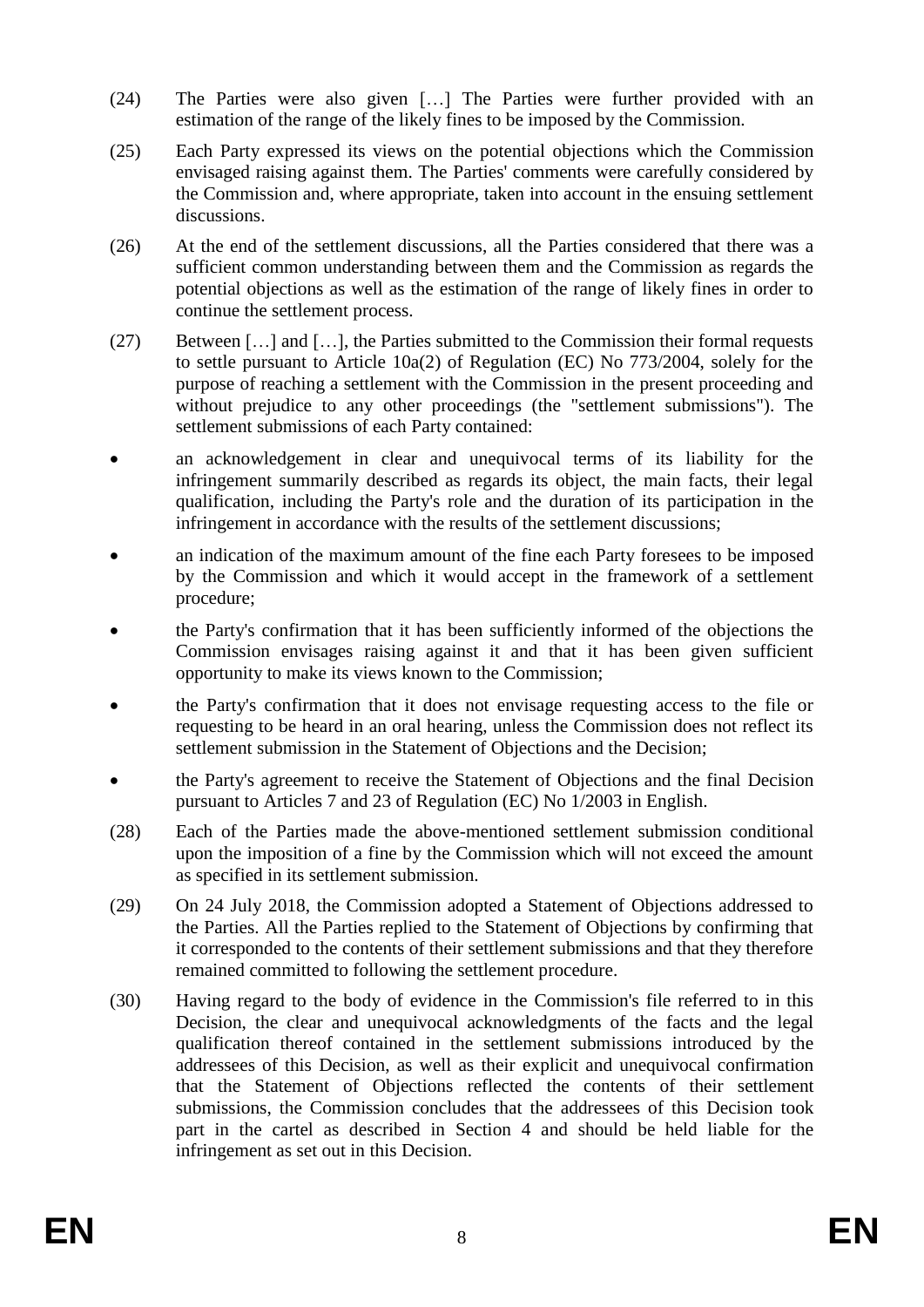(24) The Parties were also given […] The Parties were further provided with an estimation of the range of the likely fines to be imposed by the Commission.

(25) Each Party expressed its views on the potential objections which the Commission envisaged raising against them. The Parties' comments were carefully considered by the Commission and, where appropriate, taken into account in the ensuing settlement discussions.

(26) At the end of the settlement discussions, all the Parties considered that there was a sufficient common understanding between them and the Commission as regards the potential objections as well as the estimation of the range of likely fines in order to continue the settlement process.

(27) Between […] and […], the Parties submitted to the Commission their formal requests to settle pursuant to Article 10a(2) of Regulation (EC) No 773/2004, solely for the purpose of reaching a settlement with the Commission in the present proceeding and without prejudice to any other proceedings (the "settlement submissions"). The settlement submissions of each Party contained:

- an acknowledgement in clear and unequivocal terms of its liability for the infringement summarily described as regards its object, the main facts, their legal qualification, including the Party's role and the duration of its participation in the infringement in accordance with the results of the settlement discussions;
- an indication of the maximum amount of the fine each Party foresees to be imposed by the Commission and which it would accept in the framework of a settlement procedure;
- the Party's confirmation that it has been sufficiently informed of the objections the Commission envisages raising against it and that it has been given sufficient opportunity to make its views known to the Commission;
- the Party's confirmation that it does not envisage requesting access to the file or requesting to be heard in an oral hearing, unless the Commission does not reflect its settlement submission in the Statement of Objections and the Decision;
- the Party's agreement to receive the Statement of Objections and the final Decision pursuant to Articles 7 and 23 of Regulation (EC) No 1/2003 in English.

(28) Each of the Parties made the above-mentioned settlement submission conditional upon the imposition of a fine by the Commission which will not exceed the amount as specified in its settlement submission.

(29) On 24 July 2018, the Commission adopted a Statement of Objections addressed to the Parties. All the Parties replied to the Statement of Objections by confirming that it corresponded to the contents of their settlement submissions and that they therefore remained committed to following the settlement procedure.

(30) Having regard to the body of evidence in the Commission's file referred to in this Decision, the clear and unequivocal acknowledgments of the facts and the legal qualification thereof contained in the settlement submissions introduced by the addressees of this Decision, as well as their explicit and unequivocal confirmation that the Statement of Objections reflected the contents of their settlement submissions, the Commission concludes that the addressees of this Decision took part in the cartel as described in Section 4 and should be held liable for the infringement as set out in this Decision.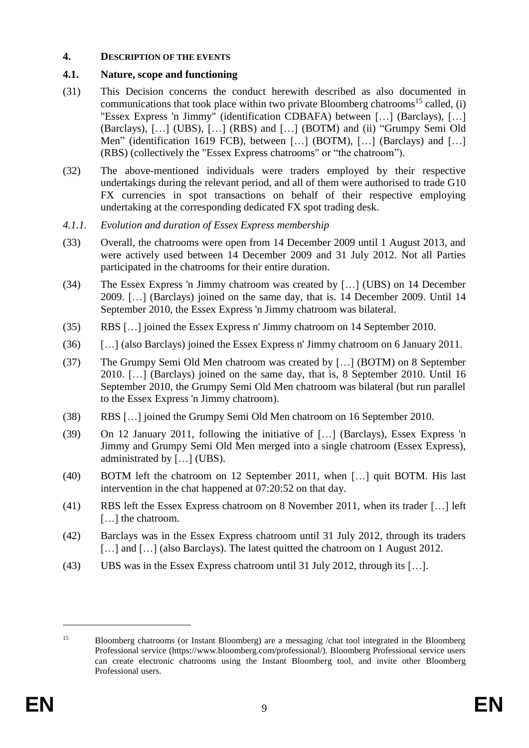## 4. DESCRIPTION OF THE EVENTS

### 4.1. Nature, scope and functioning

(31) This Decision concerns the conduct herewith described as also documented in communications that took place within two private Bloomberg chatrooms[15] called, (i) "Essex Express 'n Jimmy" (identification CDBAFA) between […] (Barclays), […] (Barclays), […] (UBS), […] (RBS) and […] (BOTM) and (ii) "Grumpy Semi Old Men" (identification 1619 FCB), between […] (BOTM), […] (Barclays) and […] (RBS) (collectively the "Essex Express chatrooms" or "the chatroom").

(32) The above-mentioned individuals were traders employed by their respective undertakings during the relevant period, and all of them were authorised to trade G10 FX currencies in spot transactions on behalf of their respective employing undertaking at the corresponding dedicated FX spot trading desk.

#### *4.1.1. Evolution and duration of Essex Express membership*

(33) Overall, the chatrooms were open from 14 December 2009 until 1 August 2013, and were actively used between 14 December 2009 and 31 July 2012. Not all Parties participated in the chatrooms for their entire duration.

(34) The Essex Express 'n Jimmy chatroom was created by […] (UBS) on 14 December 2009. […] (Barclays) joined on the same day, that is. 14 December 2009. Until 14 September 2010, the Essex Express 'n Jimmy chatroom was bilateral.

(35) RBS […] joined the Essex Express n' Jimmy chatroom on 14 September 2010.

(36) […] (also Barclays) joined the Essex Express n' Jimmy chatroom on 6 January 2011.

(37) The Grumpy Semi Old Men chatroom was created by […] (BOTM) on 8 September 2010. […] (Barclays) joined on the same day, that is, 8 September 2010. Until 16 September 2010, the Grumpy Semi Old Men chatroom was bilateral (but run parallel to the Essex Express 'n Jimmy chatroom).

(38) RBS […] joined the Grumpy Semi Old Men chatroom on 16 September 2010.

(39) On 12 January 2011, following the initiative of […] (Barclays), Essex Express 'n Jimmy and Grumpy Semi Old Men merged into a single chatroom (Essex Express), administrated by […] (UBS).

(40) BOTM left the chatroom on 12 September 2011, when […] quit BOTM. His last intervention in the chat happened at 07:20:52 on that day.

(41) RBS left the Essex Express chatroom on 8 November 2011, when its trader […] left […] the chatroom.

(42) Barclays was in the Essex Express chatroom until 31 July 2012, through its traders […] and […] (also Barclays). The latest quitted the chatroom on 1 August 2012.

(43) UBS was in the Essex Express chatroom until 31 July 2012, through its […].

---

[15] Bloomberg chatrooms (or Instant Bloomberg) are a messaging /chat tool integrated in the Bloomberg Professional service (https://www.bloomberg.com/professional/). Bloomberg Professional service users can create electronic chatrooms using the Instant Bloomberg tool, and invite other Bloomberg Professional users.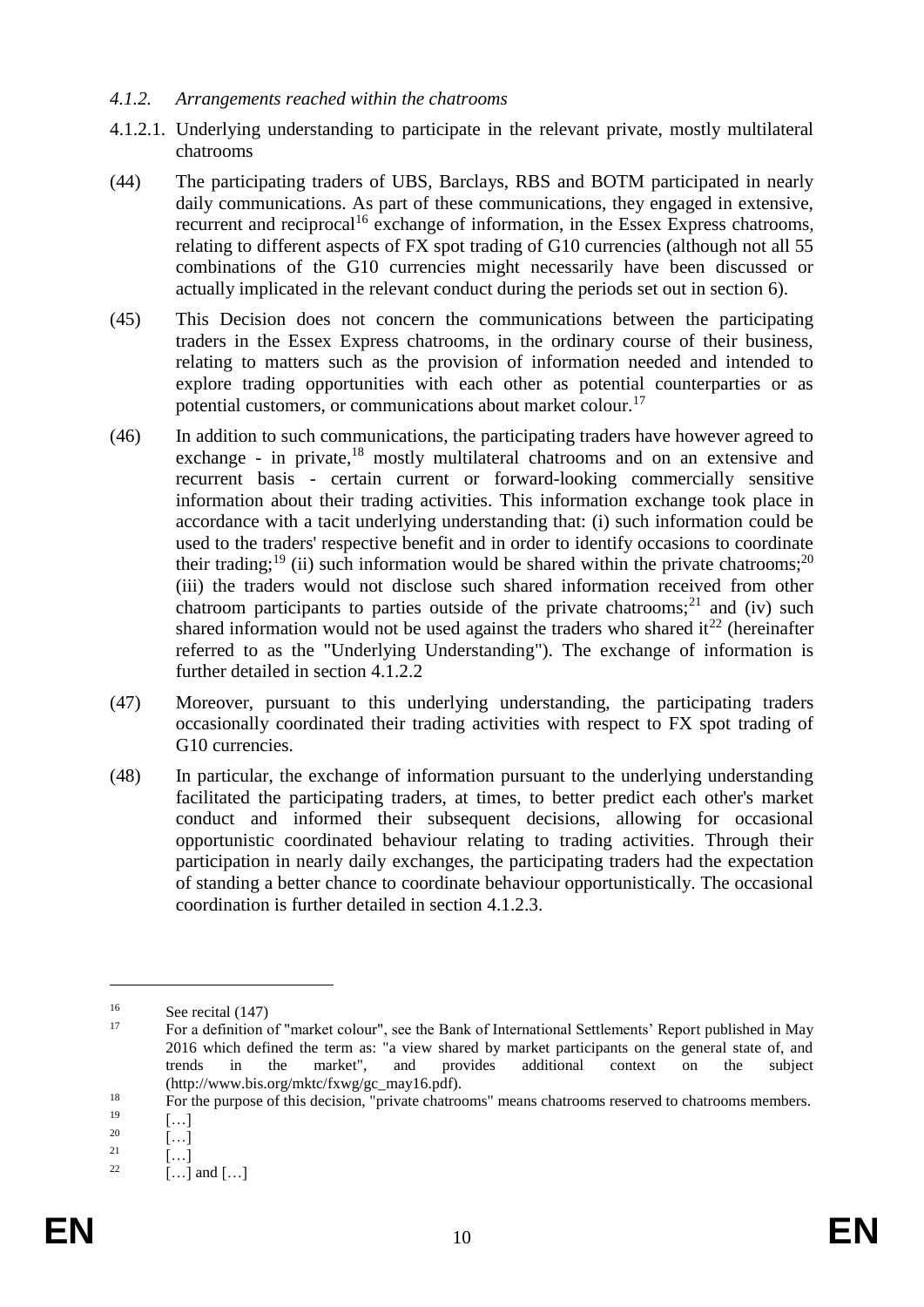### *4.1.2. Arrangements reached within the chatrooms*

4.1.2.1. Underlying understanding to participate in the relevant private, mostly multilateral chatrooms

(44) The participating traders of UBS, Barclays, RBS and BOTM participated in nearly daily communications. As part of these communications, they engaged in extensive, recurrent and reciprocal[16] exchange of information, in the Essex Express chatrooms, relating to different aspects of FX spot trading of G10 currencies (although not all 55 combinations of the G10 currencies might necessarily have been discussed or actually implicated in the relevant conduct during the periods set out in section 6).

(45) This Decision does not concern the communications between the participating traders in the Essex Express chatrooms, in the ordinary course of their business, relating to matters such as the provision of information needed and intended to explore trading opportunities with each other as potential counterparties or as potential customers, or communications about market colour.[17]

(46) In addition to such communications, the participating traders have however agreed to exchange - in private,[18] mostly multilateral chatrooms and on an extensive and recurrent basis - certain current or forward-looking commercially sensitive information about their trading activities. This information exchange took place in accordance with a tacit underlying understanding that: (i) such information could be used to the traders' respective benefit and in order to identify occasions to coordinate their trading;[19] (ii) such information would be shared within the private chatrooms;[20] (iii) the traders would not disclose such shared information received from other chatroom participants to parties outside of the private chatrooms;[21] and (iv) such shared information would not be used against the traders who shared it[22] (hereinafter referred to as the "Underlying Understanding"). The exchange of information is further detailed in section 4.1.2.2

(47) Moreover, pursuant to this underlying understanding, the participating traders occasionally coordinated their trading activities with respect to FX spot trading of G10 currencies.

(48) In particular, the exchange of information pursuant to the underlying understanding facilitated the participating traders, at times, to better predict each other's market conduct and informed their subsequent decisions, allowing for occasional opportunistic coordinated behaviour relating to trading activities. Through their participation in nearly daily exchanges, the participating traders had the expectation of standing a better chance to coordinate behaviour opportunistically. The occasional coordination is further detailed in section 4.1.2.3.

---

[16] See recital (147)

[17] For a definition of "market colour", see the Bank of International Settlements' Report published in May 2016 which defined the term as: "a view shared by market participants on the general state of, and trends in the market", and provides additional context on the subject (http://www.bis.org/mktc/fxwg/gc_may16.pdf).

[18] For the purpose of this decision, "private chatrooms" means chatrooms reserved to chatrooms members.

[19] […]

[20] […]

[21] […]

[22] […] and […]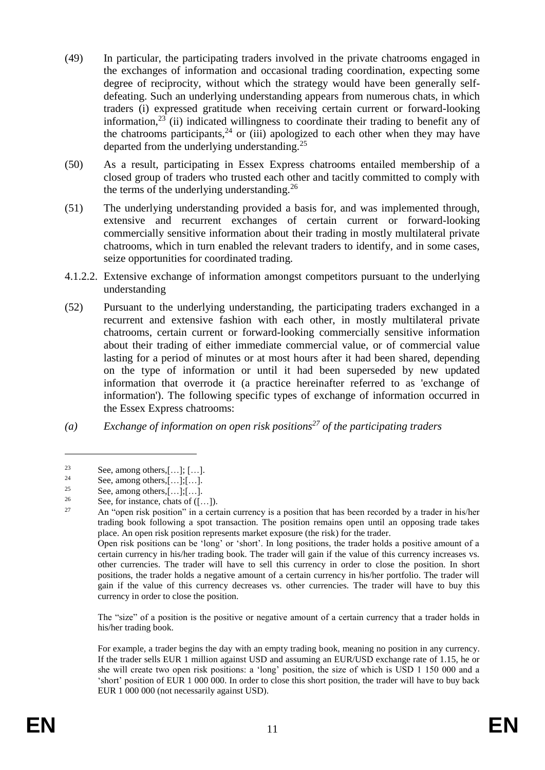(49) In particular, the participating traders involved in the private chatrooms engaged in the exchanges of information and occasional trading coordination, expecting some degree of reciprocity, without which the strategy would have been generally self-defeating. Such an underlying understanding appears from numerous chats, in which traders (i) expressed gratitude when receiving certain current or forward-looking information,[23] (ii) indicated willingness to coordinate their trading to benefit any of the chatrooms participants,[24] or (iii) apologized to each other when they may have departed from the underlying understanding.[25]

(50) As a result, participating in Essex Express chatrooms entailed membership of a closed group of traders who trusted each other and tacitly committed to comply with the terms of the underlying understanding.[26]

(51) The underlying understanding provided a basis for, and was implemented through, extensive and recurrent exchanges of certain current or forward-looking commercially sensitive information about their trading in mostly multilateral private chatrooms, which in turn enabled the relevant traders to identify, and in some cases, seize opportunities for coordinated trading.

4.1.2.2. Extensive exchange of information amongst competitors pursuant to the underlying understanding

(52) Pursuant to the underlying understanding, the participating traders exchanged in a recurrent and extensive fashion with each other, in mostly multilateral private chatrooms, certain current or forward-looking commercially sensitive information about their trading of either immediate commercial value, or of commercial value lasting for a period of minutes or at most hours after it had been shared, depending on the type of information or until it had been superseded by new updated information that overrode it (a practice hereinafter referred to as 'exchange of information'). The following specific types of exchange of information occurred in the Essex Express chatrooms:

*(a) Exchange of information on open risk positions[27] of the participating traders*

---

[23] See, among others,[…]; […].

[24] See, among others,[…];[…].

[25] See, among others,[…];[…].

[26] See, for instance, chats of ([…]).

[27] An "open risk position" in a certain currency is a position that has been recorded by a trader in his/her trading book following a spot transaction. The position remains open until an opposing trade takes place. An open risk position represents market exposure (the risk) for the trader.
Open risk positions can be 'long' or 'short'. In long positions, the trader holds a positive amount of a certain currency in his/her trading book. The trader will gain if the value of this currency increases vs. other currencies. The trader will have to sell this currency in order to close the position. In short positions, the trader holds a negative amount of a certain currency in his/her portfolio. The trader will gain if the value of this currency decreases vs. other currencies. The trader will have to buy this currency in order to close the position.

The "size" of a position is the positive or negative amount of a certain currency that a trader holds in his/her trading book.

For example, a trader begins the day with an empty trading book, meaning no position in any currency. If the trader sells EUR 1 million against USD and assuming an EUR/USD exchange rate of 1.15, he or she will create two open risk positions: a 'long' position, the size of which is USD 1 150 000 and a 'short' position of EUR 1 000 000. In order to close this short position, the trader will have to buy back EUR 1 000 000 (not necessarily against USD).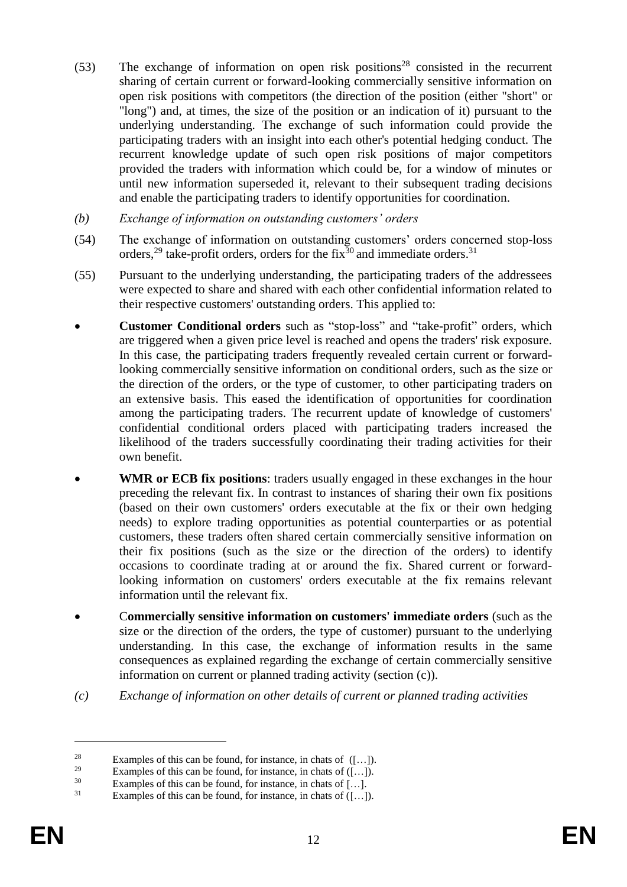(53) The exchange of information on open risk positions[28] consisted in the recurrent sharing of certain current or forward-looking commercially sensitive information on open risk positions with competitors (the direction of the position (either "short" or "long") and, at times, the size of the position or an indication of it) pursuant to the underlying understanding. The exchange of such information could provide the participating traders with an insight into each other's potential hedging conduct. The recurrent knowledge update of such open risk positions of major competitors provided the traders with information which could be, for a window of minutes or until new information superseded it, relevant to their subsequent trading decisions and enable the participating traders to identify opportunities for coordination.

*(b) Exchange of information on outstanding customers' orders*

(54) The exchange of information on outstanding customers' orders concerned stop-loss orders,[29] take-profit orders, orders for the fix[30] and immediate orders.[31]

(55) Pursuant to the underlying understanding, the participating traders of the addressees were expected to share and shared with each other confidential information related to their respective customers' outstanding orders. This applied to:

- **Customer Conditional orders** such as "stop-loss" and "take-profit" orders, which are triggered when a given price level is reached and opens the traders' risk exposure. In this case, the participating traders frequently revealed certain current or forward-looking commercially sensitive information on conditional orders, such as the size or the direction of the orders, or the type of customer, to other participating traders on an extensive basis. This eased the identification of opportunities for coordination among the participating traders. The recurrent update of knowledge of customers' confidential conditional orders placed with participating traders increased the likelihood of the traders successfully coordinating their trading activities for their own benefit.
- **WMR or ECB fix positions**: traders usually engaged in these exchanges in the hour preceding the relevant fix. In contrast to instances of sharing their own fix positions (based on their own customers' orders executable at the fix or their own hedging needs) to explore trading opportunities as potential counterparties or as potential customers, these traders often shared certain commercially sensitive information on their fix positions (such as the size or the direction of the orders) to identify occasions to coordinate trading at or around the fix. Shared current or forward-looking information on customers' orders executable at the fix remains relevant information until the relevant fix.
- C**ommercially sensitive information on customers' immediate orders** (such as the size or the direction of the orders, the type of customer) pursuant to the underlying understanding. In this case, the exchange of information results in the same consequences as explained regarding the exchange of certain commercially sensitive information on current or planned trading activity (section (c)).

*(c) Exchange of information on other details of current or planned trading activities*

---

[28] Examples of this can be found, for instance, in chats of ([…]).

[29] Examples of this can be found, for instance, in chats of ([…]).

[30] Examples of this can be found, for instance, in chats of […].

[31] Examples of this can be found, for instance, in chats of ([…]).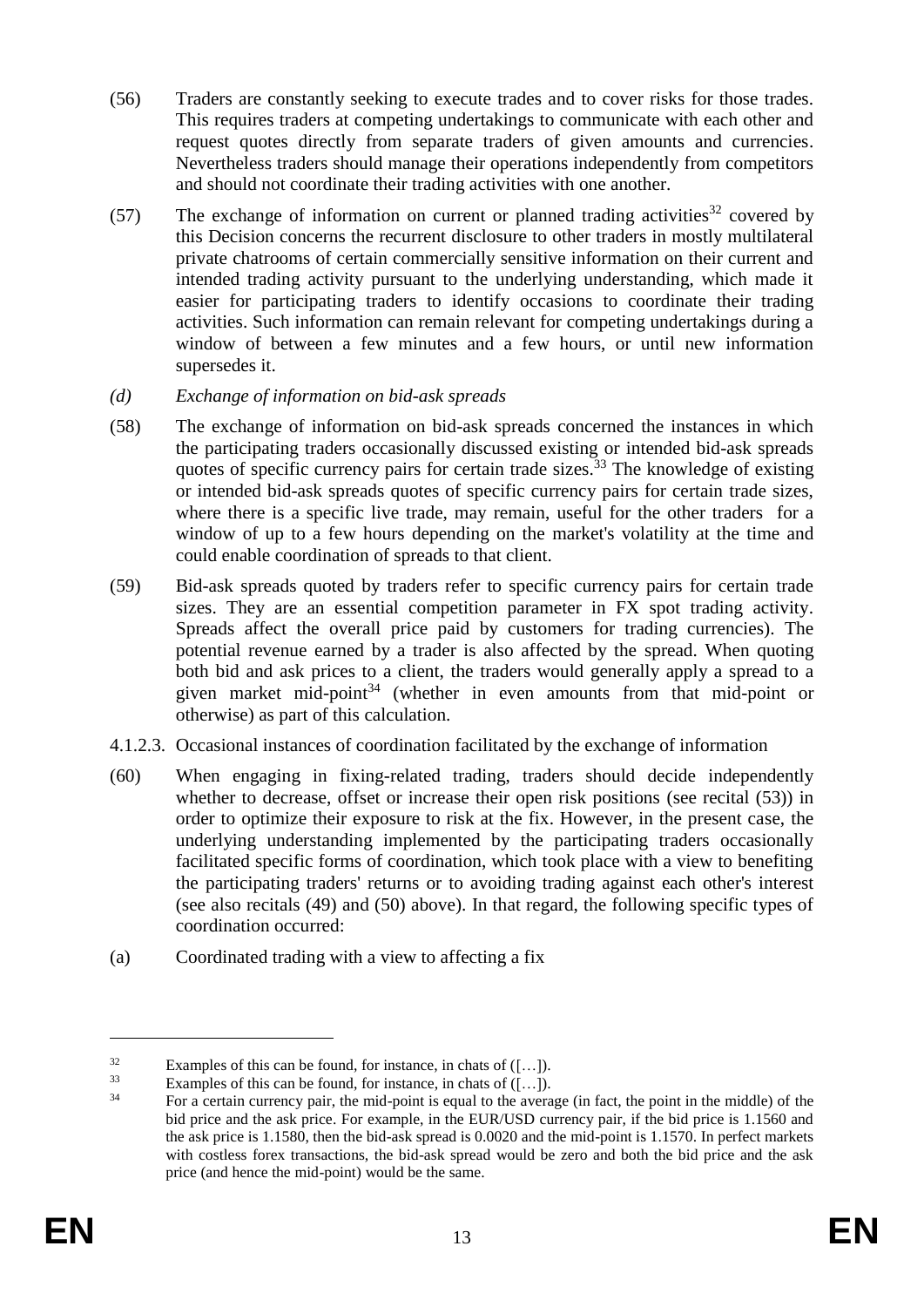(56) Traders are constantly seeking to execute trades and to cover risks for those trades. This requires traders at competing undertakings to communicate with each other and request quotes directly from separate traders of given amounts and currencies. Nevertheless traders should manage their operations independently from competitors and should not coordinate their trading activities with one another.

(57) The exchange of information on current or planned trading activities[32] covered by this Decision concerns the recurrent disclosure to other traders in mostly multilateral private chatrooms of certain commercially sensitive information on their current and intended trading activity pursuant to the underlying understanding, which made it easier for participating traders to identify occasions to coordinate their trading activities. Such information can remain relevant for competing undertakings during a window of between a few minutes and a few hours, or until new information supersedes it.

*(d) Exchange of information on bid-ask spreads*

(58) The exchange of information on bid-ask spreads concerned the instances in which the participating traders occasionally discussed existing or intended bid-ask spreads quotes of specific currency pairs for certain trade sizes.[33] The knowledge of existing or intended bid-ask spreads quotes of specific currency pairs for certain trade sizes, where there is a specific live trade, may remain, useful for the other traders for a window of up to a few hours depending on the market's volatility at the time and could enable coordination of spreads to that client.

(59) Bid-ask spreads quoted by traders refer to specific currency pairs for certain trade sizes. They are an essential competition parameter in FX spot trading activity. Spreads affect the overall price paid by customers for trading currencies). The potential revenue earned by a trader is also affected by the spread. When quoting both bid and ask prices to a client, the traders would generally apply a spread to a given market mid-point[34] (whether in even amounts from that mid-point or otherwise) as part of this calculation.

4.1.2.3. Occasional instances of coordination facilitated by the exchange of information

(60) When engaging in fixing-related trading, traders should decide independently whether to decrease, offset or increase their open risk positions (see recital (53)) in order to optimize their exposure to risk at the fix. However, in the present case, the underlying understanding implemented by the participating traders occasionally facilitated specific forms of coordination, which took place with a view to benefiting the participating traders' returns or to avoiding trading against each other's interest (see also recitals (49) and (50) above). In that regard, the following specific types of coordination occurred:

(a) Coordinated trading with a view to affecting a fix

---

[32] Examples of this can be found, for instance, in chats of ([…]).

[33] Examples of this can be found, for instance, in chats of ([…]).

[34] For a certain currency pair, the mid-point is equal to the average (in fact, the point in the middle) of the bid price and the ask price. For example, in the EUR/USD currency pair, if the bid price is 1.1560 and the ask price is 1.1580, then the bid-ask spread is 0.0020 and the mid-point is 1.1570. In perfect markets with costless forex transactions, the bid-ask spread would be zero and both the bid price and the ask price (and hence the mid-point) would be the same.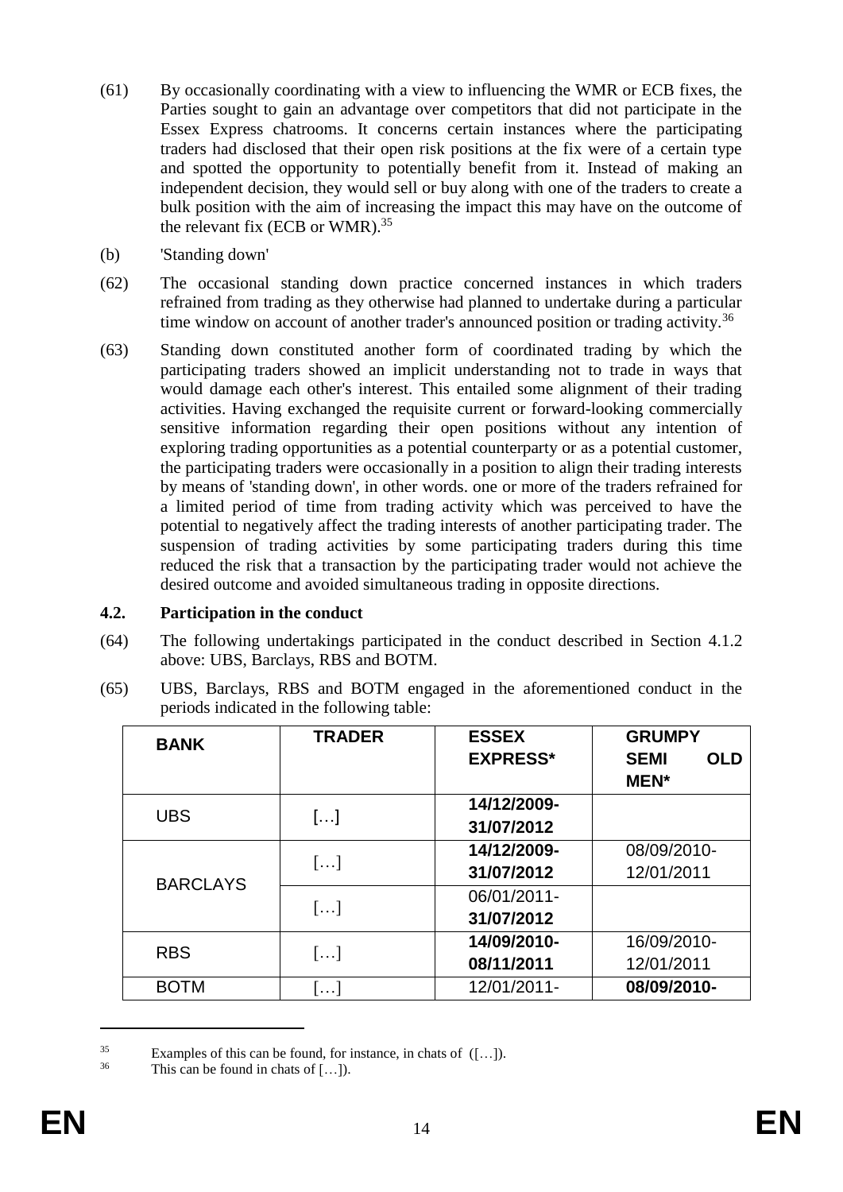(61) By occasionally coordinating with a view to influencing the WMR or ECB fixes, the Parties sought to gain an advantage over competitors that did not participate in the Essex Express chatrooms. It concerns certain instances where the participating traders had disclosed that their open risk positions at the fix were of a certain type and spotted the opportunity to potentially benefit from it. Instead of making an independent decision, they would sell or buy along with one of the traders to create a bulk position with the aim of increasing the impact this may have on the outcome of the relevant fix (ECB or WMR).[35]

(b) 'Standing down'

(62) The occasional standing down practice concerned instances in which traders refrained from trading as they otherwise had planned to undertake during a particular time window on account of another trader's announced position or trading activity.[36]

(63) Standing down constituted another form of coordinated trading by which the participating traders showed an implicit understanding not to trade in ways that would damage each other's interest. This entailed some alignment of their trading activities. Having exchanged the requisite current or forward-looking commercially sensitive information regarding their open positions without any intention of exploring trading opportunities as a potential counterparty or as a potential customer, the participating traders were occasionally in a position to align their trading interests by means of 'standing down', in other words. one or more of the traders refrained for a limited period of time from trading activity which was perceived to have the potential to negatively affect the trading interests of another participating trader. The suspension of trading activities by some participating traders during this time reduced the risk that a transaction by the participating trader would not achieve the desired outcome and avoided simultaneous trading in opposite directions.

### 4.2. Participation in the conduct

(64) The following undertakings participated in the conduct described in Section 4.1.2 above: UBS, Barclays, RBS and BOTM.

(65) UBS, Barclays, RBS and BOTM engaged in the aforementioned conduct in the periods indicated in the following table:

| BANK | TRADER | ESSEX EXPRESS* | GRUMPY SEMI OLD MEN* |
|---|---|---|---|
| UBS | […] | **14/12/2009-31/07/2012** | |
| BARCLAYS | […] | **14/12/2009-31/07/2012** | 08/09/2010-12/01/2011 |
| | […] | 06/01/2011-31/07/2012 | |
| RBS | […] | **14/09/2010-08/11/2011** | 16/09/2010-12/01/2011 |
| BOTM | […] | 12/01/2011- | **08/09/2010-** |

[35] Examples of this can be found, for instance, in chats of ([…]).

[36] This can be found in chats of […]).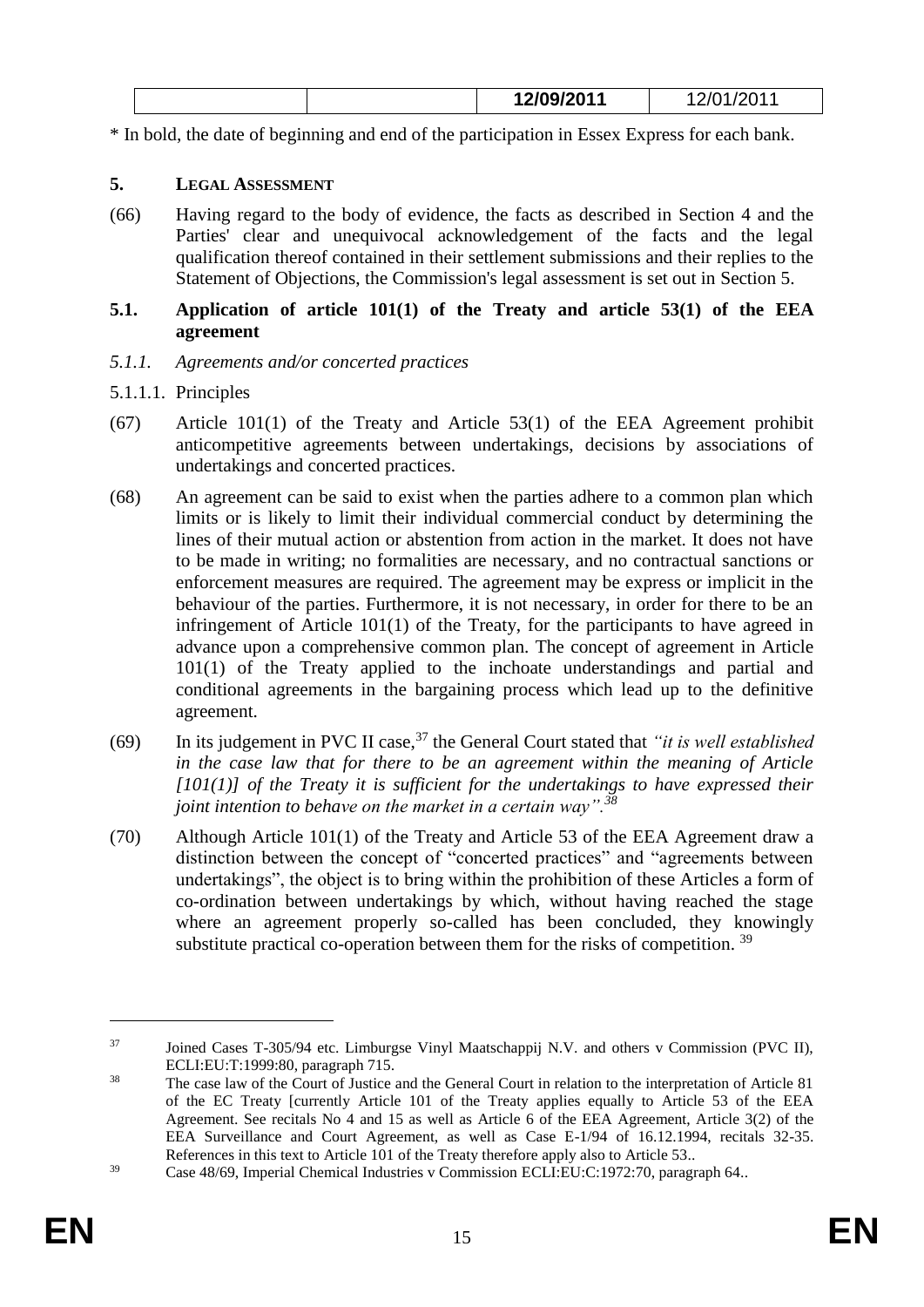| | | **12/09/2011** | 12/01/2011 |
|---|---|---|---|

\* In bold, the date of beginning and end of the participation in Essex Express for each bank.

## 5. LEGAL ASSESSMENT

(66) Having regard to the body of evidence, the facts as described in Section 4 and the Parties' clear and unequivocal acknowledgement of the facts and the legal qualification thereof contained in their settlement submissions and their replies to the Statement of Objections, the Commission's legal assessment is set out in Section 5.

### 5.1. Application of article 101(1) of the Treaty and article 53(1) of the EEA agreement

#### *5.1.1. Agreements and/or concerted practices*

##### 5.1.1.1. Principles

(67) Article 101(1) of the Treaty and Article 53(1) of the EEA Agreement prohibit anticompetitive agreements between undertakings, decisions by associations of undertakings and concerted practices.

(68) An agreement can be said to exist when the parties adhere to a common plan which limits or is likely to limit their individual commercial conduct by determining the lines of their mutual action or abstention from action in the market. It does not have to be made in writing; no formalities are necessary, and no contractual sanctions or enforcement measures are required. The agreement may be express or implicit in the behaviour of the parties. Furthermore, it is not necessary, in order for there to be an infringement of Article 101(1) of the Treaty, for the participants to have agreed in advance upon a comprehensive common plan. The concept of agreement in Article 101(1) of the Treaty applied to the inchoate understandings and partial and conditional agreements in the bargaining process which lead up to the definitive agreement.

(69) In its judgement in PVC II case,[37] the General Court stated that *"it is well established in the case law that for there to be an agreement within the meaning of Article [101(1)] of the Treaty it is sufficient for the undertakings to have expressed their joint intention to behave on the market in a certain way".*[38]

(70) Although Article 101(1) of the Treaty and Article 53 of the EEA Agreement draw a distinction between the concept of "concerted practices" and "agreements between undertakings", the object is to bring within the prohibition of these Articles a form of co-ordination between undertakings by which, without having reached the stage where an agreement properly so-called has been concluded, they knowingly substitute practical co-operation between them for the risks of competition. [39]

---

[37] Joined Cases T-305/94 etc. Limburgse Vinyl Maatschappij N.V. and others v Commission (PVC II), ECLI:EU:T:1999:80, paragraph 715.

[38] The case law of the Court of Justice and the General Court in relation to the interpretation of Article 81 of the EC Treaty [currently Article 101 of the Treaty applies equally to Article 53 of the EEA Agreement. See recitals No 4 and 15 as well as Article 6 of the EEA Agreement, Article 3(2) of the EEA Surveillance and Court Agreement, as well as Case E-1/94 of 16.12.1994, recitals 32-35. References in this text to Article 101 of the Treaty therefore apply also to Article 53..

[39] Case 48/69, Imperial Chemical Industries v Commission ECLI:EU:C:1972:70, paragraph 64..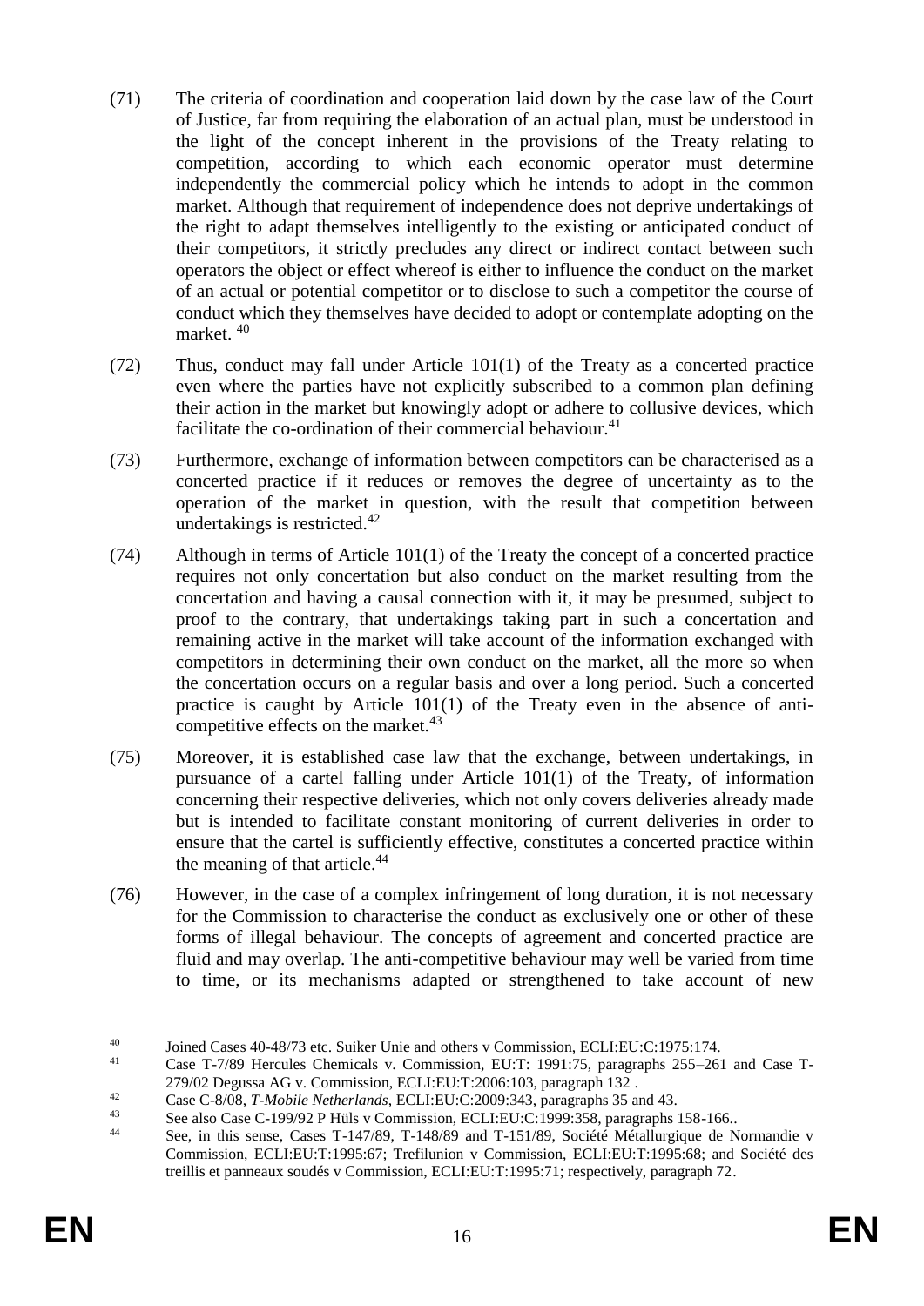(71) The criteria of coordination and cooperation laid down by the case law of the Court of Justice, far from requiring the elaboration of an actual plan, must be understood in the light of the concept inherent in the provisions of the Treaty relating to competition, according to which each economic operator must determine independently the commercial policy which he intends to adopt in the common market. Although that requirement of independence does not deprive undertakings of the right to adapt themselves intelligently to the existing or anticipated conduct of their competitors, it strictly precludes any direct or indirect contact between such operators the object or effect whereof is either to influence the conduct on the market of an actual or potential competitor or to disclose to such a competitor the course of conduct which they themselves have decided to adopt or contemplate adopting on the market. [40]

(72) Thus, conduct may fall under Article 101(1) of the Treaty as a concerted practice even where the parties have not explicitly subscribed to a common plan defining their action in the market but knowingly adopt or adhere to collusive devices, which facilitate the co-ordination of their commercial behaviour.[41]

(73) Furthermore, exchange of information between competitors can be characterised as a concerted practice if it reduces or removes the degree of uncertainty as to the operation of the market in question, with the result that competition between undertakings is restricted.[42]

(74) Although in terms of Article 101(1) of the Treaty the concept of a concerted practice requires not only concertation but also conduct on the market resulting from the concertation and having a causal connection with it, it may be presumed, subject to proof to the contrary, that undertakings taking part in such a concertation and remaining active in the market will take account of the information exchanged with competitors in determining their own conduct on the market, all the more so when the concertation occurs on a regular basis and over a long period. Such a concerted practice is caught by Article 101(1) of the Treaty even in the absence of anti-competitive effects on the market.[43]

(75) Moreover, it is established case law that the exchange, between undertakings, in pursuance of a cartel falling under Article 101(1) of the Treaty, of information concerning their respective deliveries, which not only covers deliveries already made but is intended to facilitate constant monitoring of current deliveries in order to ensure that the cartel is sufficiently effective, constitutes a concerted practice within the meaning of that article.[44]

(76) However, in the case of a complex infringement of long duration, it is not necessary for the Commission to characterise the conduct as exclusively one or other of these forms of illegal behaviour. The concepts of agreement and concerted practice are fluid and may overlap. The anti-competitive behaviour may well be varied from time to time, or its mechanisms adapted or strengthened to take account of new

---

[40] Joined Cases 40-48/73 etc. Suiker Unie and others v Commission, ECLI:EU:C:1975:174.

[41] Case T-7/89 Hercules Chemicals v. Commission, EU:T: 1991:75, paragraphs 255–261 and Case T-279/02 Degussa AG v. Commission, ECLI:EU:T:2006:103, paragraph 132 .

[42] Case C-8/08, *T-Mobile Netherlands*, ECLI:EU:C:2009:343, paragraphs 35 and 43.

[43] See also Case C-199/92 P Hüls v Commission, ECLI:EU:C:1999:358, paragraphs 158-166..

[44] See, in this sense, Cases T-147/89, T-148/89 and T-151/89, Société Métallurgique de Normandie v Commission, ECLI:EU:T:1995:67; Trefilunion v Commission, ECLI:EU:T:1995:68; and Société des treillis et panneaux soudés v Commission, ECLI:EU:T:1995:71; respectively, paragraph 72.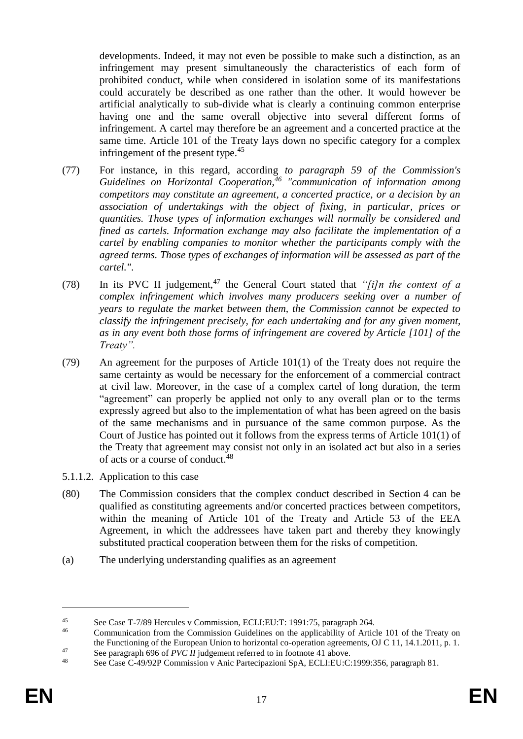developments. Indeed, it may not even be possible to make such a distinction, as an infringement may present simultaneously the characteristics of each form of prohibited conduct, while when considered in isolation some of its manifestations could accurately be described as one rather than the other. It would however be artificial analytically to sub-divide what is clearly a continuing common enterprise having one and the same overall objective into several different forms of infringement. A cartel may therefore be an agreement and a concerted practice at the same time. Article 101 of the Treaty lays down no specific category for a complex infringement of the present type.[45]

(77) For instance, in this regard, according *to paragraph 59 of the Commission's Guidelines on Horizontal Cooperation,*[46] *"communication of information among competitors may constitute an agreement, a concerted practice, or a decision by an association of undertakings with the object of fixing, in particular, prices or quantities. Those types of information exchanges will normally be considered and fined as cartels. Information exchange may also facilitate the implementation of a cartel by enabling companies to monitor whether the participants comply with the agreed terms. Those types of exchanges of information will be assessed as part of the cartel."*.

(78) In its PVC II judgement,[47] the General Court stated that *"[i]n the context of a complex infringement which involves many producers seeking over a number of years to regulate the market between them, the Commission cannot be expected to classify the infringement precisely, for each undertaking and for any given moment, as in any event both those forms of infringement are covered by Article [101] of the Treaty".*

(79) An agreement for the purposes of Article 101(1) of the Treaty does not require the same certainty as would be necessary for the enforcement of a commercial contract at civil law. Moreover, in the case of a complex cartel of long duration, the term "agreement" can properly be applied not only to any overall plan or to the terms expressly agreed but also to the implementation of what has been agreed on the basis of the same mechanisms and in pursuance of the same common purpose. As the Court of Justice has pointed out it follows from the express terms of Article 101(1) of the Treaty that agreement may consist not only in an isolated act but also in a series of acts or a course of conduct.[48]

5.1.1.2. Application to this case

(80) The Commission considers that the complex conduct described in Section 4 can be qualified as constituting agreements and/or concerted practices between competitors, within the meaning of Article 101 of the Treaty and Article 53 of the EEA Agreement, in which the addressees have taken part and thereby they knowingly substituted practical cooperation between them for the risks of competition.

(a) The underlying understanding qualifies as an agreement

---

[45] See Case T-7/89 Hercules v Commission, ECLI:EU:T: 1991:75, paragraph 264.

[46] Communication from the Commission Guidelines on the applicability of Article 101 of the Treaty on the Functioning of the European Union to horizontal co-operation agreements, OJ C 11, 14.1.2011, p. 1.

[47] See paragraph 696 of *PVC II* judgement referred to in footnote 41 above.

[48] See Case C-49/92P Commission v Anic Partecipazioni SpA, ECLI:EU:C:1999:356, paragraph 81.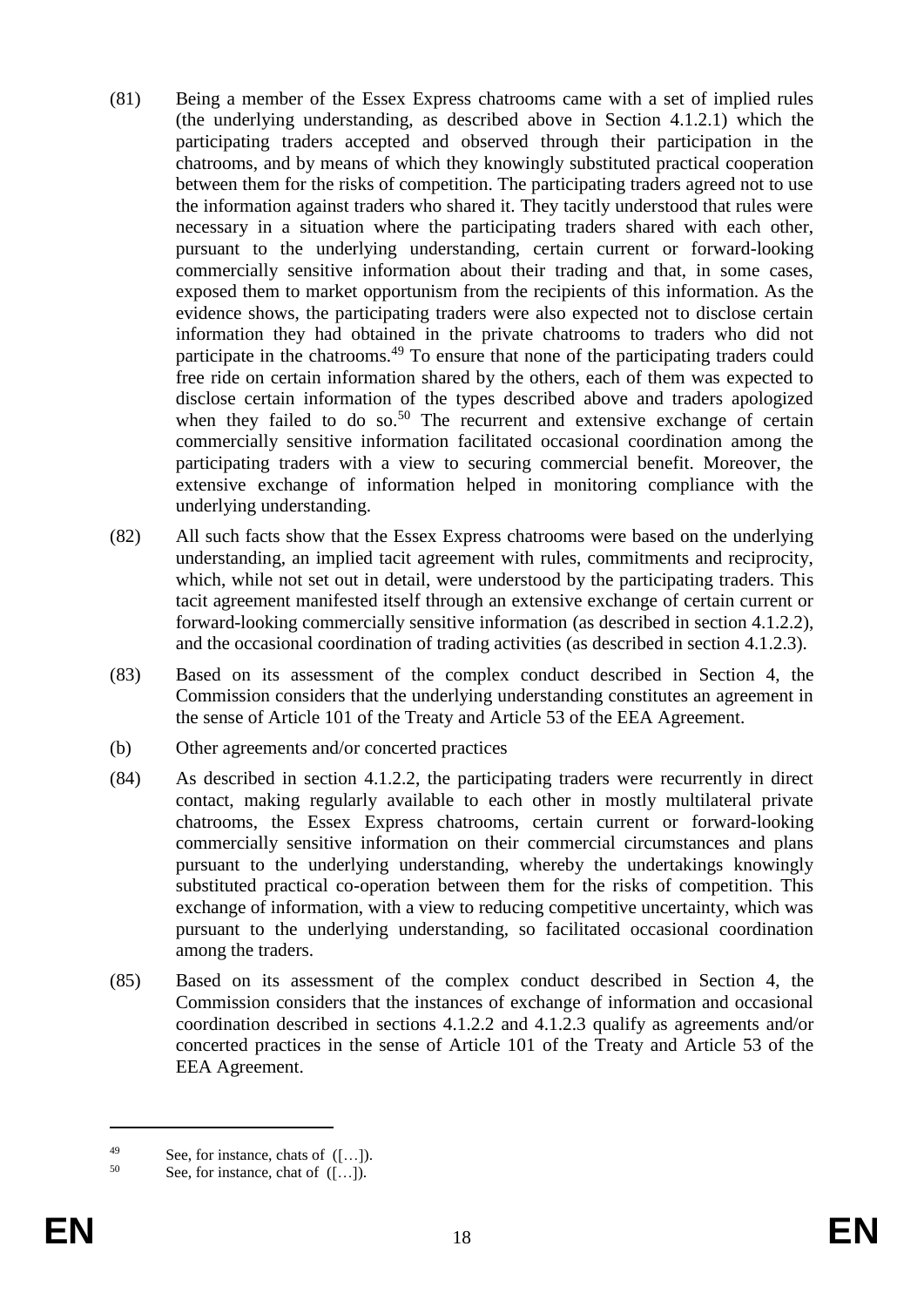(81) Being a member of the Essex Express chatrooms came with a set of implied rules (the underlying understanding, as described above in Section 4.1.2.1) which the participating traders accepted and observed through their participation in the chatrooms, and by means of which they knowingly substituted practical cooperation between them for the risks of competition. The participating traders agreed not to use the information against traders who shared it. They tacitly understood that rules were necessary in a situation where the participating traders shared with each other, pursuant to the underlying understanding, certain current or forward-looking commercially sensitive information about their trading and that, in some cases, exposed them to market opportunism from the recipients of this information. As the evidence shows, the participating traders were also expected not to disclose certain information they had obtained in the private chatrooms to traders who did not participate in the chatrooms.[49] To ensure that none of the participating traders could free ride on certain information shared by the others, each of them was expected to disclose certain information of the types described above and traders apologized when they failed to do so.[50] The recurrent and extensive exchange of certain commercially sensitive information facilitated occasional coordination among the participating traders with a view to securing commercial benefit. Moreover, the extensive exchange of information helped in monitoring compliance with the underlying understanding.

(82) All such facts show that the Essex Express chatrooms were based on the underlying understanding, an implied tacit agreement with rules, commitments and reciprocity, which, while not set out in detail, were understood by the participating traders. This tacit agreement manifested itself through an extensive exchange of certain current or forward-looking commercially sensitive information (as described in section 4.1.2.2), and the occasional coordination of trading activities (as described in section 4.1.2.3).

(83) Based on its assessment of the complex conduct described in Section 4, the Commission considers that the underlying understanding constitutes an agreement in the sense of Article 101 of the Treaty and Article 53 of the EEA Agreement.

(b) Other agreements and/or concerted practices

(84) As described in section 4.1.2.2, the participating traders were recurrently in direct contact, making regularly available to each other in mostly multilateral private chatrooms, the Essex Express chatrooms, certain current or forward-looking commercially sensitive information on their commercial circumstances and plans pursuant to the underlying understanding, whereby the undertakings knowingly substituted practical co-operation between them for the risks of competition. This exchange of information, with a view to reducing competitive uncertainty, which was pursuant to the underlying understanding, so facilitated occasional coordination among the traders.

(85) Based on its assessment of the complex conduct described in Section 4, the Commission considers that the instances of exchange of information and occasional coordination described in sections 4.1.2.2 and 4.1.2.3 qualify as agreements and/or concerted practices in the sense of Article 101 of the Treaty and Article 53 of the EEA Agreement.

---

[49] See, for instance, chats of ([…]).

[50] See, for instance, chat of ([…]).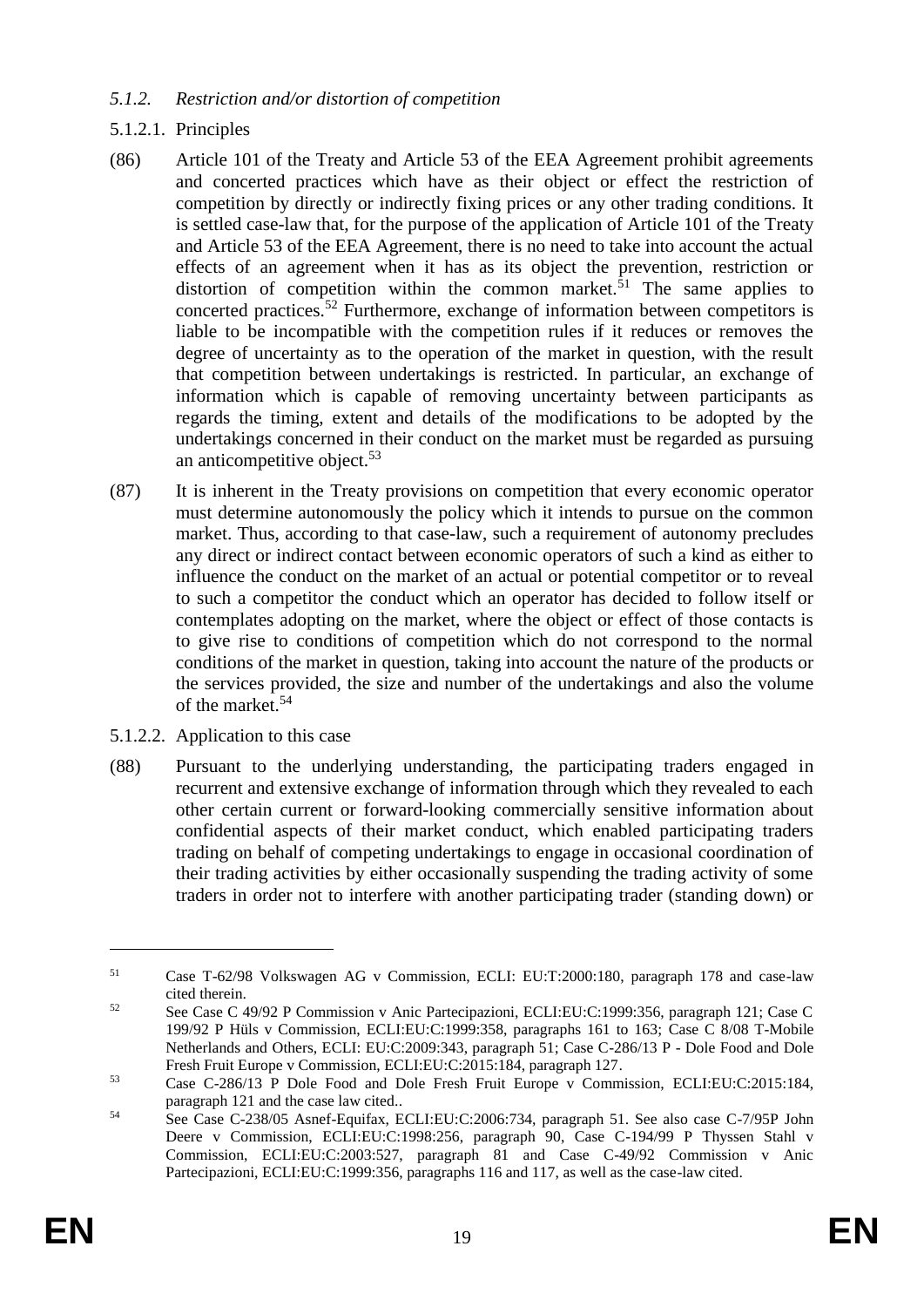### *5.1.2. Restriction and/or distortion of competition*

#### 5.1.2.1. Principles

(86) Article 101 of the Treaty and Article 53 of the EEA Agreement prohibit agreements and concerted practices which have as their object or effect the restriction of competition by directly or indirectly fixing prices or any other trading conditions. It is settled case-law that, for the purpose of the application of Article 101 of the Treaty and Article 53 of the EEA Agreement, there is no need to take into account the actual effects of an agreement when it has as its object the prevention, restriction or distortion of competition within the common market.[51] The same applies to concerted practices.[52] Furthermore, exchange of information between competitors is liable to be incompatible with the competition rules if it reduces or removes the degree of uncertainty as to the operation of the market in question, with the result that competition between undertakings is restricted. In particular, an exchange of information which is capable of removing uncertainty between participants as regards the timing, extent and details of the modifications to be adopted by the undertakings concerned in their conduct on the market must be regarded as pursuing an anticompetitive object.[53]

(87) It is inherent in the Treaty provisions on competition that every economic operator must determine autonomously the policy which it intends to pursue on the common market. Thus, according to that case-law, such a requirement of autonomy precludes any direct or indirect contact between economic operators of such a kind as either to influence the conduct on the market of an actual or potential competitor or to reveal to such a competitor the conduct which an operator has decided to follow itself or contemplates adopting on the market, where the object or effect of those contacts is to give rise to conditions of competition which do not correspond to the normal conditions of the market in question, taking into account the nature of the products or the services provided, the size and number of the undertakings and also the volume of the market.[54]

#### 5.1.2.2. Application to this case

(88) Pursuant to the underlying understanding, the participating traders engaged in recurrent and extensive exchange of information through which they revealed to each other certain current or forward-looking commercially sensitive information about confidential aspects of their market conduct, which enabled participating traders trading on behalf of competing undertakings to engage in occasional coordination of their trading activities by either occasionally suspending the trading activity of some traders in order not to interfere with another participating trader (standing down) or

---

[51] Case T-62/98 Volkswagen AG v Commission, ECLI: EU:T:2000:180, paragraph 178 and case-law cited therein.

[52] See Case C 49/92 P Commission v Anic Partecipazioni, ECLI:EU:C:1999:356, paragraph 121; Case C 199/92 P Hüls v Commission, ECLI:EU:C:1999:358, paragraphs 161 to 163; Case C 8/08 T-Mobile Netherlands and Others, ECLI: EU:C:2009:343, paragraph 51; Case C-286/13 P - Dole Food and Dole Fresh Fruit Europe v Commission, ECLI:EU:C:2015:184, paragraph 127.

[53] Case C-286/13 P Dole Food and Dole Fresh Fruit Europe v Commission, ECLI:EU:C:2015:184, paragraph 121 and the case law cited..

[54] See Case C-238/05 Asnef-Equifax, ECLI:EU:C:2006:734, paragraph 51. See also case C-7/95P John Deere v Commission, ECLI:EU:C:1998:256, paragraph 90, Case C-194/99 P Thyssen Stahl v Commission, ECLI:EU:C:2003:527, paragraph 81 and Case C-49/92 Commission v Anic Partecipazioni, ECLI:EU:C:1999:356, paragraphs 116 and 117, as well as the case-law cited.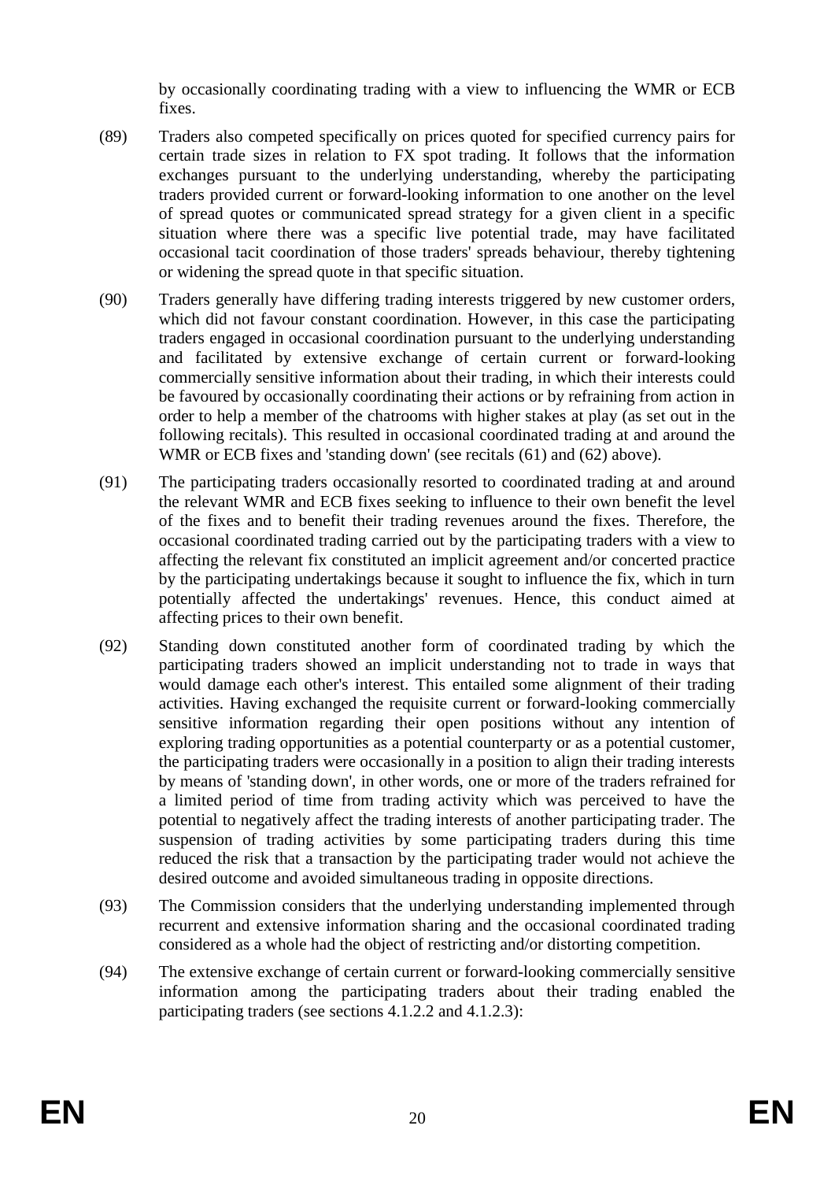by occasionally coordinating trading with a view to influencing the WMR or ECB fixes.

(89) Traders also competed specifically on prices quoted for specified currency pairs for certain trade sizes in relation to FX spot trading. It follows that the information exchanges pursuant to the underlying understanding, whereby the participating traders provided current or forward-looking information to one another on the level of spread quotes or communicated spread strategy for a given client in a specific situation where there was a specific live potential trade, may have facilitated occasional tacit coordination of those traders' spreads behaviour, thereby tightening or widening the spread quote in that specific situation.

(90) Traders generally have differing trading interests triggered by new customer orders, which did not favour constant coordination. However, in this case the participating traders engaged in occasional coordination pursuant to the underlying understanding and facilitated by extensive exchange of certain current or forward-looking commercially sensitive information about their trading, in which their interests could be favoured by occasionally coordinating their actions or by refraining from action in order to help a member of the chatrooms with higher stakes at play (as set out in the following recitals). This resulted in occasional coordinated trading at and around the WMR or ECB fixes and 'standing down' (see recitals (61) and (62) above).

(91) The participating traders occasionally resorted to coordinated trading at and around the relevant WMR and ECB fixes seeking to influence to their own benefit the level of the fixes and to benefit their trading revenues around the fixes. Therefore, the occasional coordinated trading carried out by the participating traders with a view to affecting the relevant fix constituted an implicit agreement and/or concerted practice by the participating undertakings because it sought to influence the fix, which in turn potentially affected the undertakings' revenues. Hence, this conduct aimed at affecting prices to their own benefit.

(92) Standing down constituted another form of coordinated trading by which the participating traders showed an implicit understanding not to trade in ways that would damage each other's interest. This entailed some alignment of their trading activities. Having exchanged the requisite current or forward-looking commercially sensitive information regarding their open positions without any intention of exploring trading opportunities as a potential counterparty or as a potential customer, the participating traders were occasionally in a position to align their trading interests by means of 'standing down', in other words, one or more of the traders refrained for a limited period of time from trading activity which was perceived to have the potential to negatively affect the trading interests of another participating trader. The suspension of trading activities by some participating traders during this time reduced the risk that a transaction by the participating trader would not achieve the desired outcome and avoided simultaneous trading in opposite directions.

(93) The Commission considers that the underlying understanding implemented through recurrent and extensive information sharing and the occasional coordinated trading considered as a whole had the object of restricting and/or distorting competition.

(94) The extensive exchange of certain current or forward-looking commercially sensitive information among the participating traders about their trading enabled the participating traders (see sections 4.1.2.2 and 4.1.2.3):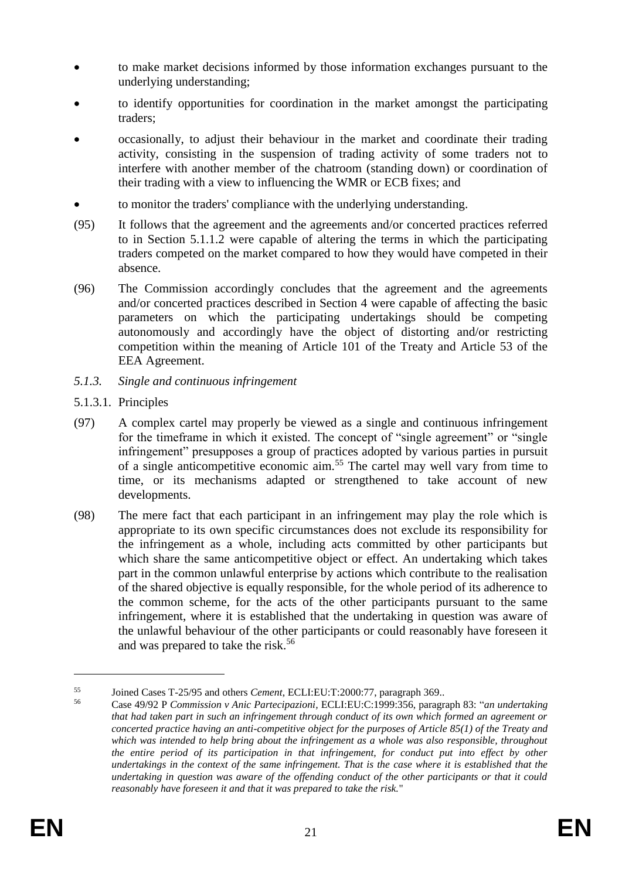- to make market decisions informed by those information exchanges pursuant to the underlying understanding;
- to identify opportunities for coordination in the market amongst the participating traders;
- occasionally, to adjust their behaviour in the market and coordinate their trading activity, consisting in the suspension of trading activity of some traders not to interfere with another member of the chatroom (standing down) or coordination of their trading with a view to influencing the WMR or ECB fixes; and
- to monitor the traders' compliance with the underlying understanding.

(95) It follows that the agreement and the agreements and/or concerted practices referred to in Section 5.1.1.2 were capable of altering the terms in which the participating traders competed on the market compared to how they would have competed in their absence.

(96) The Commission accordingly concludes that the agreement and the agreements and/or concerted practices described in Section 4 were capable of affecting the basic parameters on which the participating undertakings should be competing autonomously and accordingly have the object of distorting and/or restricting competition within the meaning of Article 101 of the Treaty and Article 53 of the EEA Agreement.

*5.1.3. Single and continuous infringement*

5.1.3.1. Principles

(97) A complex cartel may properly be viewed as a single and continuous infringement for the timeframe in which it existed. The concept of "single agreement" or "single infringement" presupposes a group of practices adopted by various parties in pursuit of a single anticompetitive economic aim.[55] The cartel may well vary from time to time, or its mechanisms adapted or strengthened to take account of new developments.

(98) The mere fact that each participant in an infringement may play the role which is appropriate to its own specific circumstances does not exclude its responsibility for the infringement as a whole, including acts committed by other participants but which share the same anticompetitive object or effect. An undertaking which takes part in the common unlawful enterprise by actions which contribute to the realisation of the shared objective is equally responsible, for the whole period of its adherence to the common scheme, for the acts of the other participants pursuant to the same infringement, where it is established that the undertaking in question was aware of the unlawful behaviour of the other participants or could reasonably have foreseen it and was prepared to take the risk.[56]

---

[55] Joined Cases T-25/95 and others *Cement*, ECLI:EU:T:2000:77, paragraph 369..

[56] Case 49/92 P *Commission v Anic Partecipazioni*, ECLI:EU:C:1999:356, paragraph 83: "*an undertaking that had taken part in such an infringement through conduct of its own which formed an agreement or concerted practice having an anti-competitive object for the purposes of Article 85(1) of the Treaty and which was intended to help bring about the infringement as a whole was also responsible, throughout the entire period of its participation in that infringement, for conduct put into effect by other undertakings in the context of the same infringement. That is the case where it is established that the undertaking in question was aware of the offending conduct of the other participants or that it could reasonably have foreseen it and that it was prepared to take the risk.*"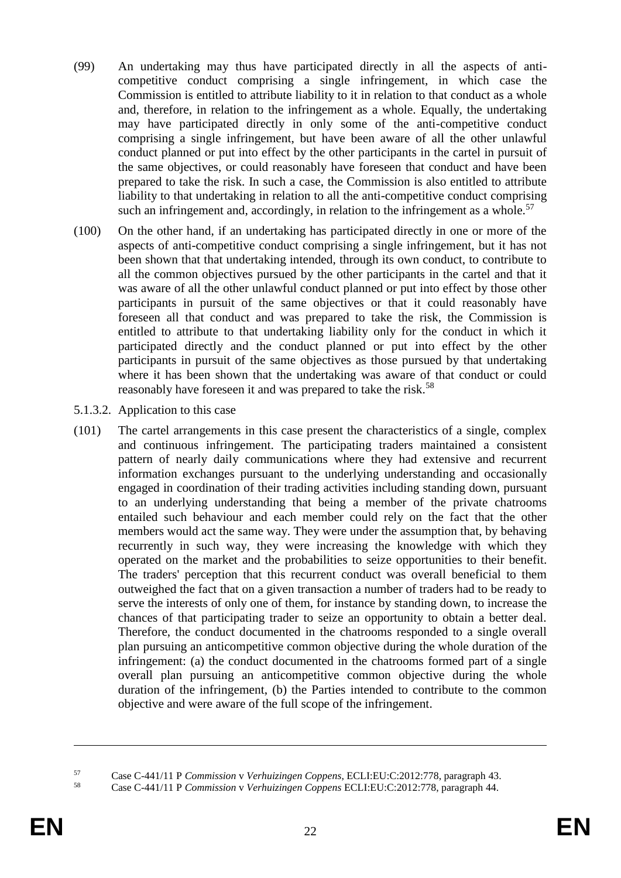(99) An undertaking may thus have participated directly in all the aspects of anti-competitive conduct comprising a single infringement, in which case the Commission is entitled to attribute liability to it in relation to that conduct as a whole and, therefore, in relation to the infringement as a whole. Equally, the undertaking may have participated directly in only some of the anti-competitive conduct comprising a single infringement, but have been aware of all the other unlawful conduct planned or put into effect by the other participants in the cartel in pursuit of the same objectives, or could reasonably have foreseen that conduct and have been prepared to take the risk. In such a case, the Commission is also entitled to attribute liability to that undertaking in relation to all the anti-competitive conduct comprising such an infringement and, accordingly, in relation to the infringement as a whole.[57]

(100) On the other hand, if an undertaking has participated directly in one or more of the aspects of anti-competitive conduct comprising a single infringement, but it has not been shown that that undertaking intended, through its own conduct, to contribute to all the common objectives pursued by the other participants in the cartel and that it was aware of all the other unlawful conduct planned or put into effect by those other participants in pursuit of the same objectives or that it could reasonably have foreseen all that conduct and was prepared to take the risk, the Commission is entitled to attribute to that undertaking liability only for the conduct in which it participated directly and the conduct planned or put into effect by the other participants in pursuit of the same objectives as those pursued by that undertaking where it has been shown that the undertaking was aware of that conduct or could reasonably have foreseen it and was prepared to take the risk.[58]

5.1.3.2. Application to this case

(101) The cartel arrangements in this case present the characteristics of a single, complex and continuous infringement. The participating traders maintained a consistent pattern of nearly daily communications where they had extensive and recurrent information exchanges pursuant to the underlying understanding and occasionally engaged in coordination of their trading activities including standing down, pursuant to an underlying understanding that being a member of the private chatrooms entailed such behaviour and each member could rely on the fact that the other members would act the same way. They were under the assumption that, by behaving recurrently in such way, they were increasing the knowledge with which they operated on the market and the probabilities to seize opportunities to their benefit. The traders' perception that this recurrent conduct was overall beneficial to them outweighed the fact that on a given transaction a number of traders had to be ready to serve the interests of only one of them, for instance by standing down, to increase the chances of that participating trader to seize an opportunity to obtain a better deal. Therefore, the conduct documented in the chatrooms responded to a single overall plan pursuing an anticompetitive common objective during the whole duration of the infringement: (a) the conduct documented in the chatrooms formed part of a single overall plan pursuing an anticompetitive common objective during the whole duration of the infringement, (b) the Parties intended to contribute to the common objective and were aware of the full scope of the infringement.

---

[57] Case C-441/11 P *Commission* v *Verhuizingen Coppens*, ECLI:EU:C:2012:778, paragraph 43.

[58] Case C-441/11 P *Commission* v *Verhuizingen Coppens* ECLI:EU:C:2012:778, paragraph 44.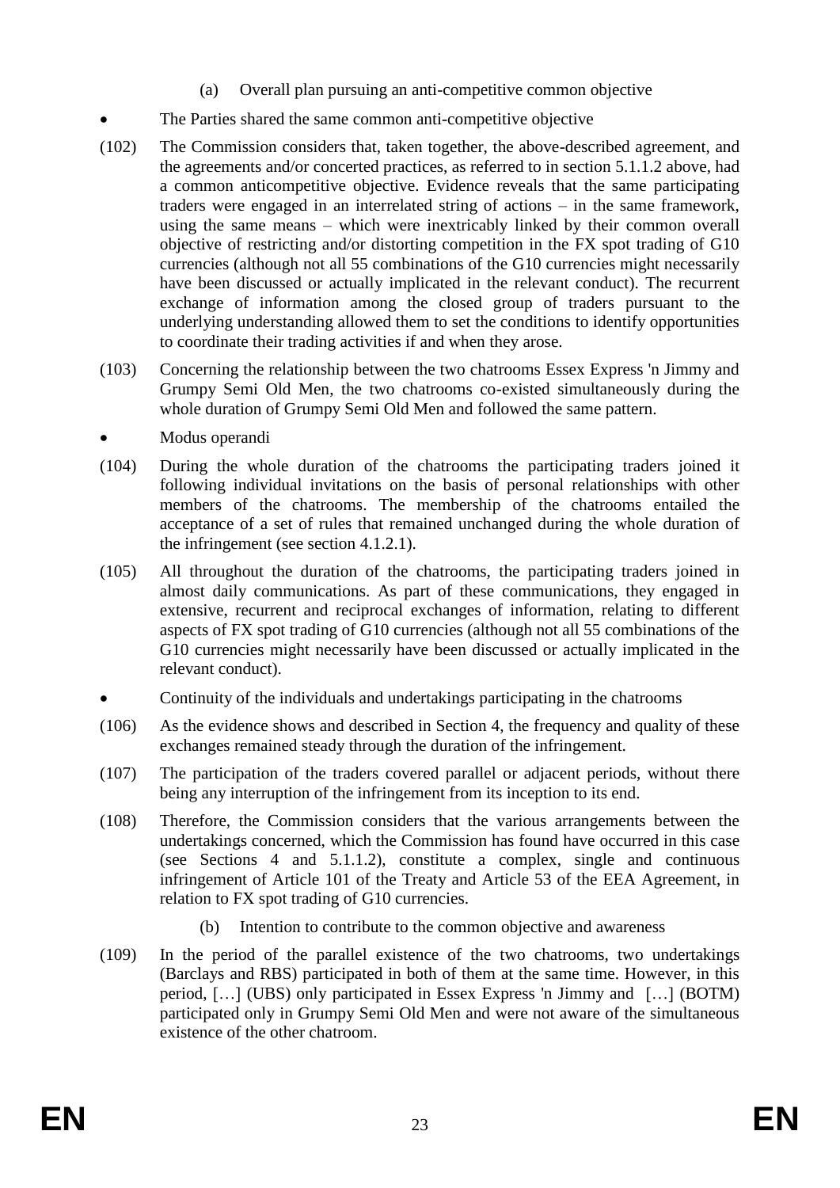(a) Overall plan pursuing an anti-competitive common objective

- The Parties shared the same common anti-competitive objective

(102) The Commission considers that, taken together, the above-described agreement, and the agreements and/or concerted practices, as referred to in section 5.1.1.2 above, had a common anticompetitive objective. Evidence reveals that the same participating traders were engaged in an interrelated string of actions – in the same framework, using the same means – which were inextricably linked by their common overall objective of restricting and/or distorting competition in the FX spot trading of G10 currencies (although not all 55 combinations of the G10 currencies might necessarily have been discussed or actually implicated in the relevant conduct). The recurrent exchange of information among the closed group of traders pursuant to the underlying understanding allowed them to set the conditions to identify opportunities to coordinate their trading activities if and when they arose.

(103) Concerning the relationship between the two chatrooms Essex Express 'n Jimmy and Grumpy Semi Old Men, the two chatrooms co-existed simultaneously during the whole duration of Grumpy Semi Old Men and followed the same pattern.

- Modus operandi

(104) During the whole duration of the chatrooms the participating traders joined it following individual invitations on the basis of personal relationships with other members of the chatrooms. The membership of the chatrooms entailed the acceptance of a set of rules that remained unchanged during the whole duration of the infringement (see section 4.1.2.1).

(105) All throughout the duration of the chatrooms, the participating traders joined in almost daily communications. As part of these communications, they engaged in extensive, recurrent and reciprocal exchanges of information, relating to different aspects of FX spot trading of G10 currencies (although not all 55 combinations of the G10 currencies might necessarily have been discussed or actually implicated in the relevant conduct).

- Continuity of the individuals and undertakings participating in the chatrooms

(106) As the evidence shows and described in Section 4, the frequency and quality of these exchanges remained steady through the duration of the infringement.

(107) The participation of the traders covered parallel or adjacent periods, without there being any interruption of the infringement from its inception to its end.

(108) Therefore, the Commission considers that the various arrangements between the undertakings concerned, which the Commission has found have occurred in this case (see Sections 4 and 5.1.1.2), constitute a complex, single and continuous infringement of Article 101 of the Treaty and Article 53 of the EEA Agreement, in relation to FX spot trading of G10 currencies.

(b) Intention to contribute to the common objective and awareness

(109) In the period of the parallel existence of the two chatrooms, two undertakings (Barclays and RBS) participated in both of them at the same time. However, in this period, […] (UBS) only participated in Essex Express 'n Jimmy and […] (BOTM) participated only in Grumpy Semi Old Men and were not aware of the simultaneous existence of the other chatroom.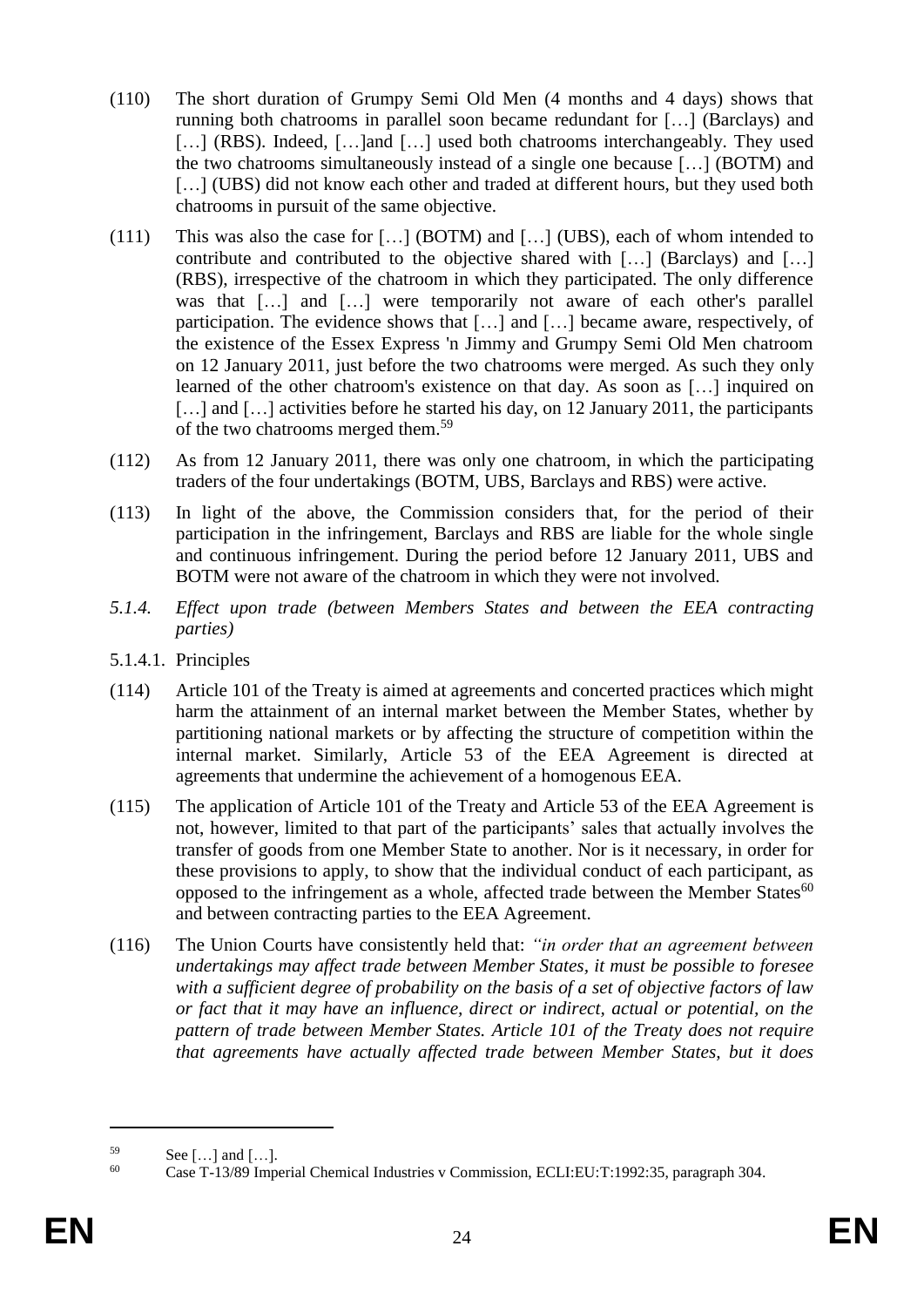(110) The short duration of Grumpy Semi Old Men (4 months and 4 days) shows that running both chatrooms in parallel soon became redundant for […] (Barclays) and […] (RBS). Indeed, […]and […] used both chatrooms interchangeably. They used the two chatrooms simultaneously instead of a single one because […] (BOTM) and […] (UBS) did not know each other and traded at different hours, but they used both chatrooms in pursuit of the same objective.

(111) This was also the case for […] (BOTM) and […] (UBS), each of whom intended to contribute and contributed to the objective shared with […] (Barclays) and […] (RBS), irrespective of the chatroom in which they participated. The only difference was that […] and […] were temporarily not aware of each other's parallel participation. The evidence shows that […] and […] became aware, respectively, of the existence of the Essex Express 'n Jimmy and Grumpy Semi Old Men chatroom on 12 January 2011, just before the two chatrooms were merged. As such they only learned of the other chatroom's existence on that day. As soon as […] inquired on […] and […] activities before he started his day, on 12 January 2011, the participants of the two chatrooms merged them.[59]

(112) As from 12 January 2011, there was only one chatroom, in which the participating traders of the four undertakings (BOTM, UBS, Barclays and RBS) were active.

(113) In light of the above, the Commission considers that, for the period of their participation in the infringement, Barclays and RBS are liable for the whole single and continuous infringement. During the period before 12 January 2011, UBS and BOTM were not aware of the chatroom in which they were not involved.

#### *5.1.4. Effect upon trade (between Members States and between the EEA contracting parties)*

##### 5.1.4.1. Principles

(114) Article 101 of the Treaty is aimed at agreements and concerted practices which might harm the attainment of an internal market between the Member States, whether by partitioning national markets or by affecting the structure of competition within the internal market. Similarly, Article 53 of the EEA Agreement is directed at agreements that undermine the achievement of a homogenous EEA.

(115) The application of Article 101 of the Treaty and Article 53 of the EEA Agreement is not, however, limited to that part of the participants' sales that actually involves the transfer of goods from one Member State to another. Nor is it necessary, in order for these provisions to apply, to show that the individual conduct of each participant, as opposed to the infringement as a whole, affected trade between the Member States[60] and between contracting parties to the EEA Agreement.

(116) The Union Courts have consistently held that: *"in order that an agreement between undertakings may affect trade between Member States, it must be possible to foresee with a sufficient degree of probability on the basis of a set of objective factors of law or fact that it may have an influence, direct or indirect, actual or potential, on the pattern of trade between Member States. Article 101 of the Treaty does not require that agreements have actually affected trade between Member States, but it does*

---

[59] See […] and […].

[60] Case T-13/89 Imperial Chemical Industries v Commission, ECLI:EU:T:1992:35, paragraph 304.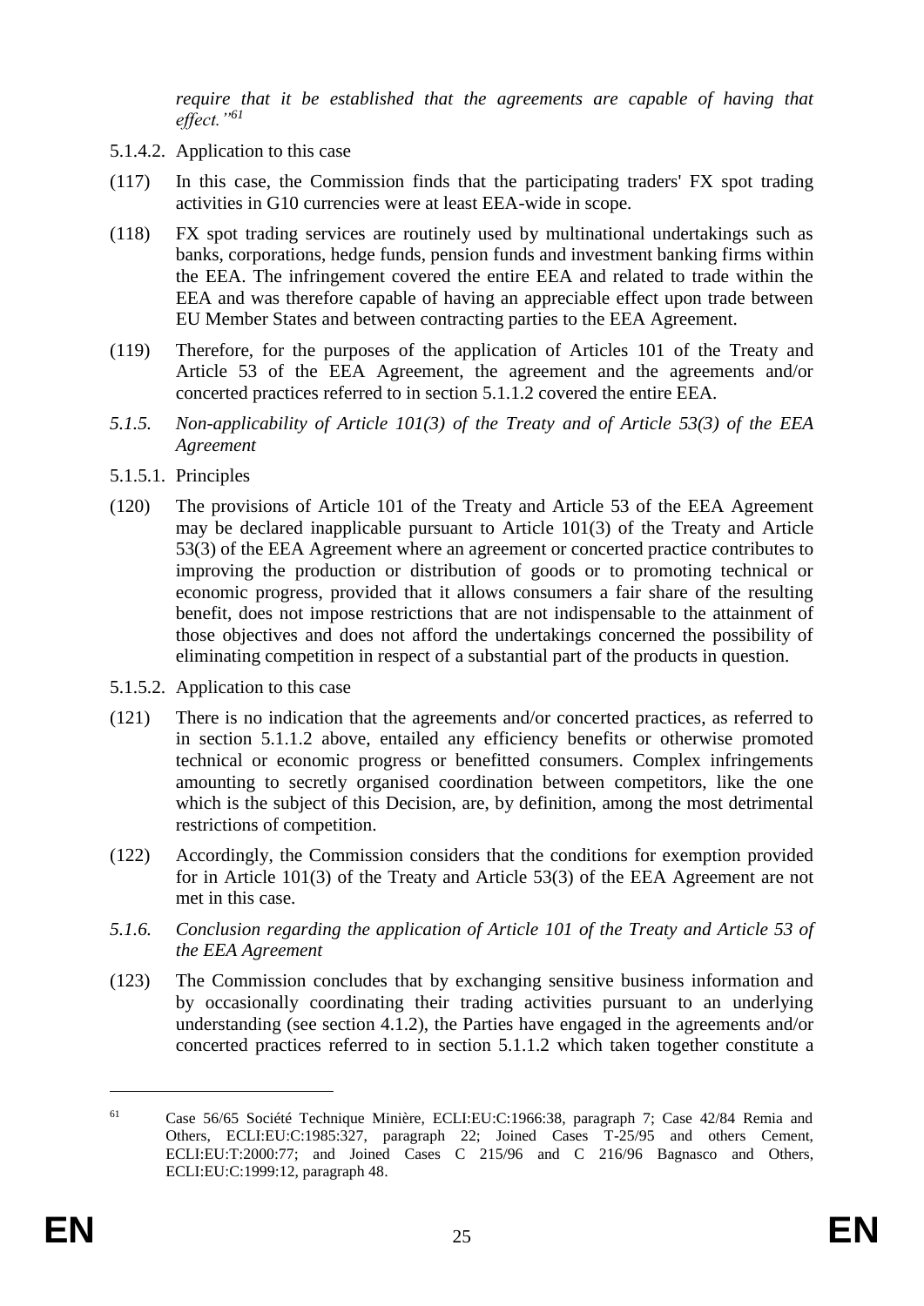*require that it be established that the agreements are capable of having that effect."*[61]

5.1.4.2. Application to this case

(117) In this case, the Commission finds that the participating traders' FX spot trading activities in G10 currencies were at least EEA-wide in scope.

(118) FX spot trading services are routinely used by multinational undertakings such as banks, corporations, hedge funds, pension funds and investment banking firms within the EEA. The infringement covered the entire EEA and related to trade within the EEA and was therefore capable of having an appreciable effect upon trade between EU Member States and between contracting parties to the EEA Agreement.

(119) Therefore, for the purposes of the application of Articles 101 of the Treaty and Article 53 of the EEA Agreement, the agreement and the agreements and/or concerted practices referred to in section 5.1.1.2 covered the entire EEA.

### *5.1.5. Non-applicability of Article 101(3) of the Treaty and of Article 53(3) of the EEA Agreement*

5.1.5.1. Principles

(120) The provisions of Article 101 of the Treaty and Article 53 of the EEA Agreement may be declared inapplicable pursuant to Article 101(3) of the Treaty and Article 53(3) of the EEA Agreement where an agreement or concerted practice contributes to improving the production or distribution of goods or to promoting technical or economic progress, provided that it allows consumers a fair share of the resulting benefit, does not impose restrictions that are not indispensable to the attainment of those objectives and does not afford the undertakings concerned the possibility of eliminating competition in respect of a substantial part of the products in question.

5.1.5.2. Application to this case

(121) There is no indication that the agreements and/or concerted practices, as referred to in section 5.1.1.2 above, entailed any efficiency benefits or otherwise promoted technical or economic progress or benefitted consumers. Complex infringements amounting to secretly organised coordination between competitors, like the one which is the subject of this Decision, are, by definition, among the most detrimental restrictions of competition.

(122) Accordingly, the Commission considers that the conditions for exemption provided for in Article 101(3) of the Treaty and Article 53(3) of the EEA Agreement are not met in this case.

### *5.1.6. Conclusion regarding the application of Article 101 of the Treaty and Article 53 of the EEA Agreement*

(123) The Commission concludes that by exchanging sensitive business information and by occasionally coordinating their trading activities pursuant to an underlying understanding (see section 4.1.2), the Parties have engaged in the agreements and/or concerted practices referred to in section 5.1.1.2 which taken together constitute a

---

[61] Case 56/65 Société Technique Minière, ECLI:EU:C:1966:38, paragraph 7; Case 42/84 Remia and Others, ECLI:EU:C:1985:327, paragraph 22; Joined Cases T-25/95 and others Cement, ECLI:EU:T:2000:77; and Joined Cases C 215/96 and C 216/96 Bagnasco and Others, ECLI:EU:C:1999:12, paragraph 48.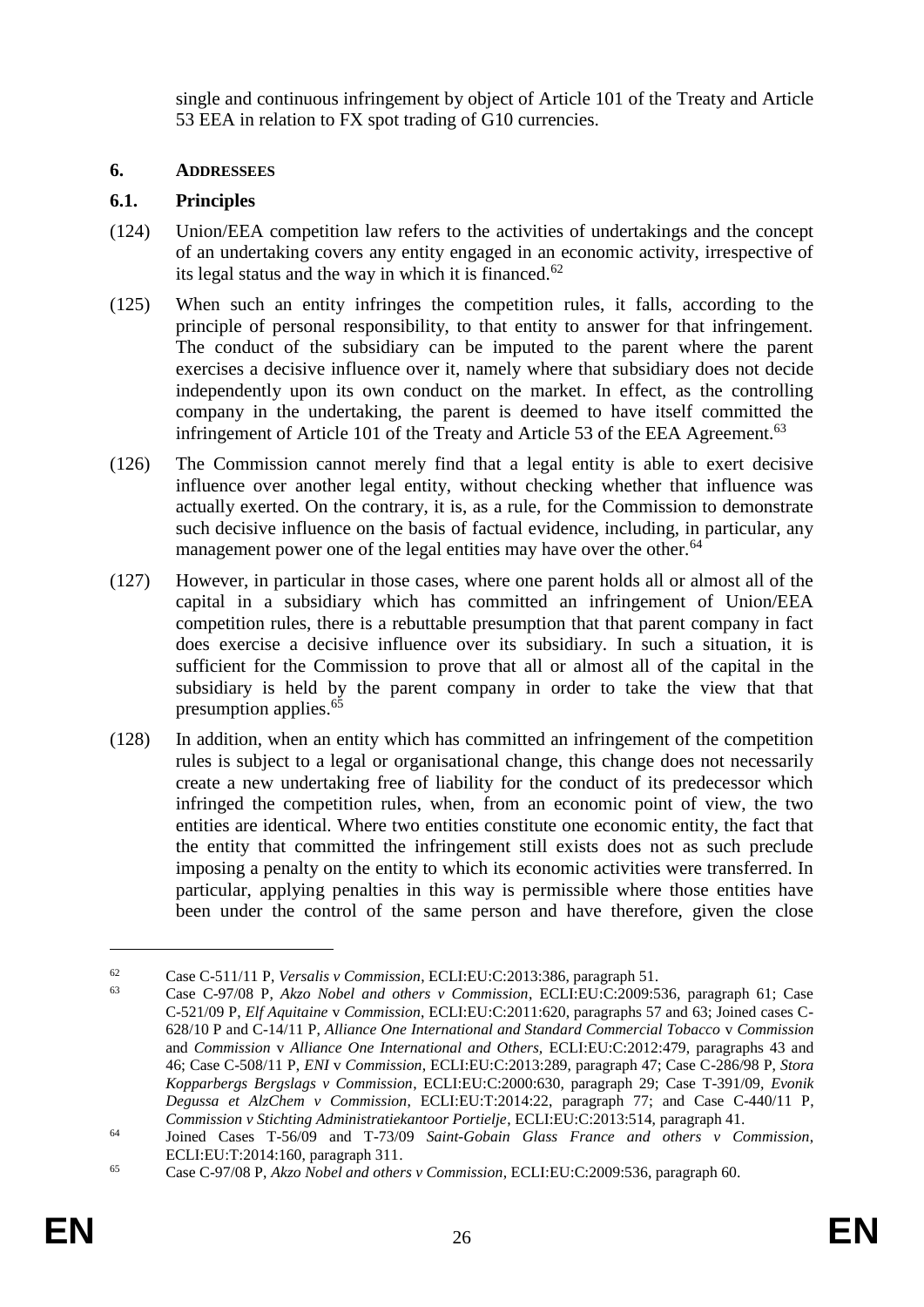single and continuous infringement by object of Article 101 of the Treaty and Article 53 EEA in relation to FX spot trading of G10 currencies.

## 6. ADDRESSEES

### 6.1. Principles

(124) Union/EEA competition law refers to the activities of undertakings and the concept of an undertaking covers any entity engaged in an economic activity, irrespective of its legal status and the way in which it is financed.[62]

(125) When such an entity infringes the competition rules, it falls, according to the principle of personal responsibility, to that entity to answer for that infringement. The conduct of the subsidiary can be imputed to the parent where the parent exercises a decisive influence over it, namely where that subsidiary does not decide independently upon its own conduct on the market. In effect, as the controlling company in the undertaking, the parent is deemed to have itself committed the infringement of Article 101 of the Treaty and Article 53 of the EEA Agreement.[63]

(126) The Commission cannot merely find that a legal entity is able to exert decisive influence over another legal entity, without checking whether that influence was actually exerted. On the contrary, it is, as a rule, for the Commission to demonstrate such decisive influence on the basis of factual evidence, including, in particular, any management power one of the legal entities may have over the other.[64]

(127) However, in particular in those cases, where one parent holds all or almost all of the capital in a subsidiary which has committed an infringement of Union/EEA competition rules, there is a rebuttable presumption that that parent company in fact does exercise a decisive influence over its subsidiary. In such a situation, it is sufficient for the Commission to prove that all or almost all of the capital in the subsidiary is held by the parent company in order to take the view that that presumption applies.[65]

(128) In addition, when an entity which has committed an infringement of the competition rules is subject to a legal or organisational change, this change does not necessarily create a new undertaking free of liability for the conduct of its predecessor which infringed the competition rules, when, from an economic point of view, the two entities are identical. Where two entities constitute one economic entity, the fact that the entity that committed the infringement still exists does not as such preclude imposing a penalty on the entity to which its economic activities were transferred. In particular, applying penalties in this way is permissible where those entities have been under the control of the same person and have therefore, given the close

---

[62] Case C-511/11 P, *Versalis v Commission*, ECLI:EU:C:2013:386, paragraph 51.

[63] Case C-97/08 P, *Akzo Nobel and others v Commission*, ECLI:EU:C:2009:536, paragraph 61; Case C-521/09 P, *Elf Aquitaine* v *Commission*, ECLI:EU:C:2011:620, paragraphs 57 and 63; Joined cases C-628/10 P and C-14/11 P, *Alliance One International and Standard Commercial Tobacco* v *Commission* and *Commission* v *Alliance One International and Others*, ECLI:EU:C:2012:479, paragraphs 43 and 46; Case C-508/11 P, *ENI* v *Commission*, ECLI:EU:C:2013:289, paragraph 47; Case C-286/98 P, *Stora Kopparbergs Bergslags v Commission*, ECLI:EU:C:2000:630, paragraph 29; Case T-391/09, *Evonik Degussa et AlzChem v Commission*, ECLI:EU:T:2014:22, paragraph 77; and Case C-440/11 P, *Commission v Stichting Administratiekantoor Portielje*, ECLI:EU:C:2013:514, paragraph 41.

[64] Joined Cases T-56/09 and T-73/09 *Saint-Gobain Glass France and others v Commission*, ECLI:EU:T:2014:160, paragraph 311.

[65] Case C-97/08 P, *Akzo Nobel and others v Commission*, ECLI:EU:C:2009:536, paragraph 60.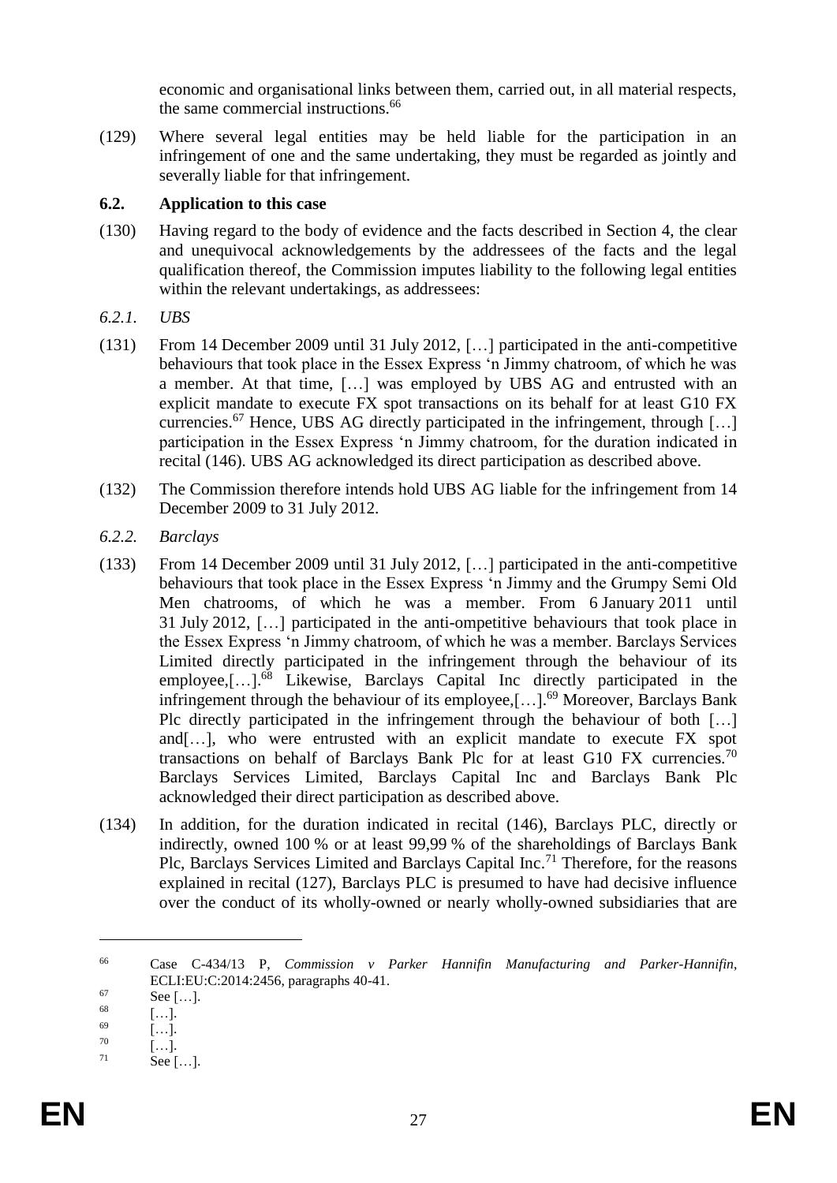economic and organisational links between them, carried out, in all material respects, the same commercial instructions.[66]

(129) Where several legal entities may be held liable for the participation in an infringement of one and the same undertaking, they must be regarded as jointly and severally liable for that infringement.

### 6.2. Application to this case

(130) Having regard to the body of evidence and the facts described in Section 4, the clear and unequivocal acknowledgements by the addressees of the facts and the legal qualification thereof, the Commission imputes liability to the following legal entities within the relevant undertakings, as addressees:

#### *6.2.1. UBS*

(131) From 14 December 2009 until 31 July 2012, […] participated in the anti-competitive behaviours that took place in the Essex Express 'n Jimmy chatroom, of which he was a member. At that time, […] was employed by UBS AG and entrusted with an explicit mandate to execute FX spot transactions on its behalf for at least G10 FX currencies.[67] Hence, UBS AG directly participated in the infringement, through […] participation in the Essex Express 'n Jimmy chatroom, for the duration indicated in recital (146). UBS AG acknowledged its direct participation as described above.

(132) The Commission therefore intends hold UBS AG liable for the infringement from 14 December 2009 to 31 July 2012.

#### *6.2.2. Barclays*

(133) From 14 December 2009 until 31 July 2012, […] participated in the anti-competitive behaviours that took place in the Essex Express 'n Jimmy and the Grumpy Semi Old Men chatrooms, of which he was a member. From 6 January 2011 until 31 July 2012, […] participated in the anti-ompetitive behaviours that took place in the Essex Express 'n Jimmy chatroom, of which he was a member. Barclays Services Limited directly participated in the infringement through the behaviour of its employee,[…].[68] Likewise, Barclays Capital Inc directly participated in the infringement through the behaviour of its employee,[…].[69] Moreover, Barclays Bank Plc directly participated in the infringement through the behaviour of both […] and[…], who were entrusted with an explicit mandate to execute FX spot transactions on behalf of Barclays Bank Plc for at least G10 FX currencies.[70] Barclays Services Limited, Barclays Capital Inc and Barclays Bank Plc acknowledged their direct participation as described above.

(134) In addition, for the duration indicated in recital (146), Barclays PLC, directly or indirectly, owned 100 % or at least 99,99 % of the shareholdings of Barclays Bank Plc, Barclays Services Limited and Barclays Capital Inc.[71] Therefore, for the reasons explained in recital (127), Barclays PLC is presumed to have had decisive influence over the conduct of its wholly-owned or nearly wholly-owned subsidiaries that are

---

[66] Case C-434/13 P, *Commission v Parker Hannifin Manufacturing and Parker-Hannifin*, ECLI:EU:C:2014:2456, paragraphs 40-41.

[67] See […].

[68] […].

[69] […].

[70] […].

[71] See […].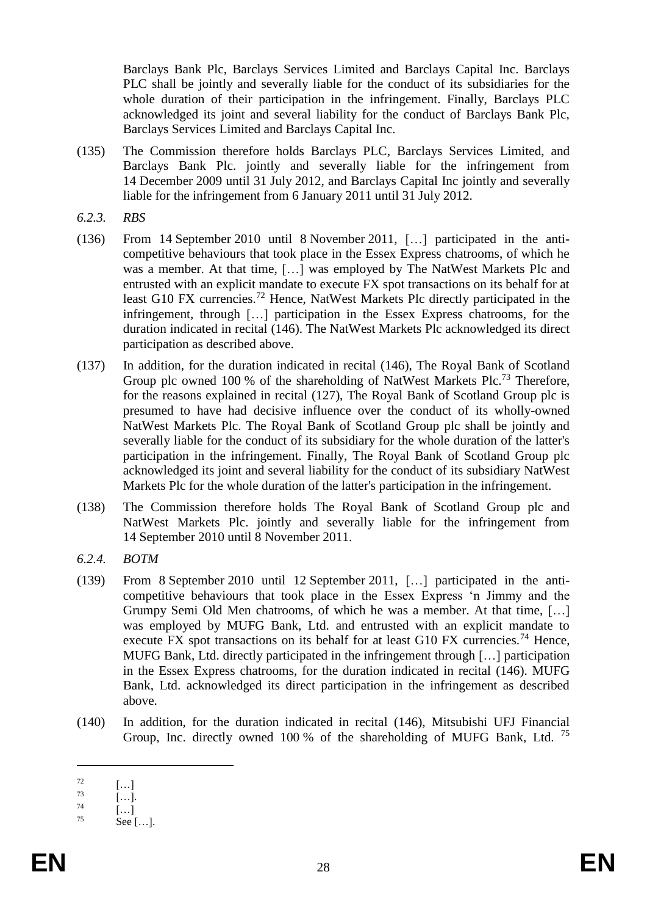Barclays Bank Plc, Barclays Services Limited and Barclays Capital Inc. Barclays PLC shall be jointly and severally liable for the conduct of its subsidiaries for the whole duration of their participation in the infringement. Finally, Barclays PLC acknowledged its joint and several liability for the conduct of Barclays Bank Plc, Barclays Services Limited and Barclays Capital Inc.

(135) The Commission therefore holds Barclays PLC, Barclays Services Limited, and Barclays Bank Plc. jointly and severally liable for the infringement from 14 December 2009 until 31 July 2012, and Barclays Capital Inc jointly and severally liable for the infringement from 6 January 2011 until 31 July 2012.

*6.2.3. RBS*

(136) From 14 September 2010 until 8 November 2011, […] participated in the anti-competitive behaviours that took place in the Essex Express chatrooms, of which he was a member. At that time, […] was employed by The NatWest Markets Plc and entrusted with an explicit mandate to execute FX spot transactions on its behalf for at least G10 FX currencies.[72] Hence, NatWest Markets Plc directly participated in the infringement, through […] participation in the Essex Express chatrooms, for the duration indicated in recital (146). The NatWest Markets Plc acknowledged its direct participation as described above.

(137) In addition, for the duration indicated in recital (146), The Royal Bank of Scotland Group plc owned 100 % of the shareholding of NatWest Markets Plc.[73] Therefore, for the reasons explained in recital (127), The Royal Bank of Scotland Group plc is presumed to have had decisive influence over the conduct of its wholly-owned NatWest Markets Plc. The Royal Bank of Scotland Group plc shall be jointly and severally liable for the conduct of its subsidiary for the whole duration of the latter's participation in the infringement. Finally, The Royal Bank of Scotland Group plc acknowledged its joint and several liability for the conduct of its subsidiary NatWest Markets Plc for the whole duration of the latter's participation in the infringement.

(138) The Commission therefore holds The Royal Bank of Scotland Group plc and NatWest Markets Plc. jointly and severally liable for the infringement from 14 September 2010 until 8 November 2011.

*6.2.4. BOTM*

(139) From 8 September 2010 until 12 September 2011, […] participated in the anti-competitive behaviours that took place in the Essex Express 'n Jimmy and the Grumpy Semi Old Men chatrooms, of which he was a member. At that time, […] was employed by MUFG Bank, Ltd. and entrusted with an explicit mandate to execute FX spot transactions on its behalf for at least G10 FX currencies.[74] Hence, MUFG Bank, Ltd. directly participated in the infringement through […] participation in the Essex Express chatrooms, for the duration indicated in recital (146). MUFG Bank, Ltd. acknowledged its direct participation in the infringement as described above.

(140) In addition, for the duration indicated in recital (146), Mitsubishi UFJ Financial Group, Inc. directly owned 100 % of the shareholding of MUFG Bank, Ltd. [75]

---

[72] […]

[73] […].

[74] […]

[75] See […].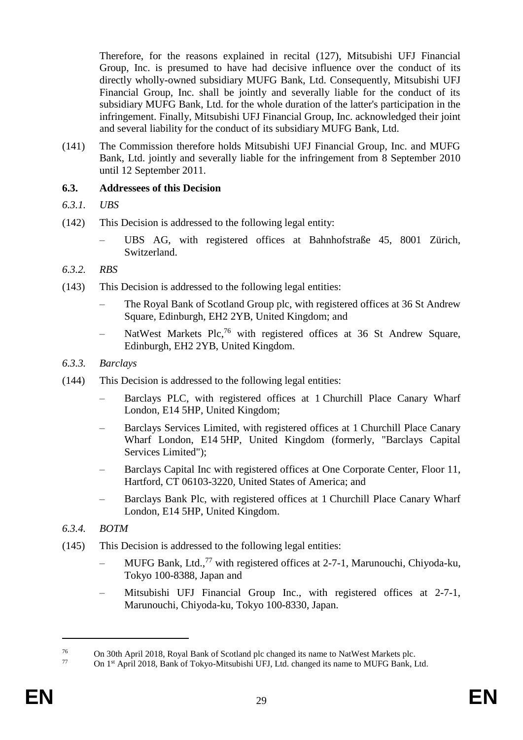Therefore, for the reasons explained in recital (127), Mitsubishi UFJ Financial Group, Inc. is presumed to have had decisive influence over the conduct of its directly wholly-owned subsidiary MUFG Bank, Ltd. Consequently, Mitsubishi UFJ Financial Group, Inc. shall be jointly and severally liable for the conduct of its subsidiary MUFG Bank, Ltd. for the whole duration of the latter's participation in the infringement. Finally, Mitsubishi UFJ Financial Group, Inc. acknowledged their joint and several liability for the conduct of its subsidiary MUFG Bank, Ltd.

(141) The Commission therefore holds Mitsubishi UFJ Financial Group, Inc. and MUFG Bank, Ltd. jointly and severally liable for the infringement from 8 September 2010 until 12 September 2011.

### 6.3. Addressees of this Decision

#### *6.3.1. UBS*

(142) This Decision is addressed to the following legal entity:

– UBS AG, with registered offices at Bahnhofstraße 45, 8001 Zürich, Switzerland.

#### *6.3.2. RBS*

(143) This Decision is addressed to the following legal entities:

– The Royal Bank of Scotland Group plc, with registered offices at 36 St Andrew Square, Edinburgh, EH2 2YB, United Kingdom; and

– NatWest Markets Plc,[76] with registered offices at 36 St Andrew Square, Edinburgh, EH2 2YB, United Kingdom.

#### *6.3.3. Barclays*

(144) This Decision is addressed to the following legal entities:

– Barclays PLC, with registered offices at 1 Churchill Place Canary Wharf London, E14 5HP, United Kingdom;

– Barclays Services Limited, with registered offices at 1 Churchill Place Canary Wharf London, E14 5HP, United Kingdom (formerly, "Barclays Capital Services Limited");

– Barclays Capital Inc with registered offices at One Corporate Center, Floor 11, Hartford, CT 06103-3220, United States of America; and

– Barclays Bank Plc, with registered offices at 1 Churchill Place Canary Wharf London, E14 5HP, United Kingdom.

#### *6.3.4. BOTM*

(145) This Decision is addressed to the following legal entities:

– MUFG Bank, Ltd.,[77] with registered offices at 2-7-1, Marunouchi, Chiyoda-ku, Tokyo 100-8388, Japan and

– Mitsubishi UFJ Financial Group Inc., with registered offices at 2-7-1, Marunouchi, Chiyoda-ku, Tokyo 100-8330, Japan.

---

[76] On 30th April 2018, Royal Bank of Scotland plc changed its name to NatWest Markets plc.

[77] On 1st April 2018, Bank of Tokyo-Mitsubishi UFJ, Ltd. changed its name to MUFG Bank, Ltd.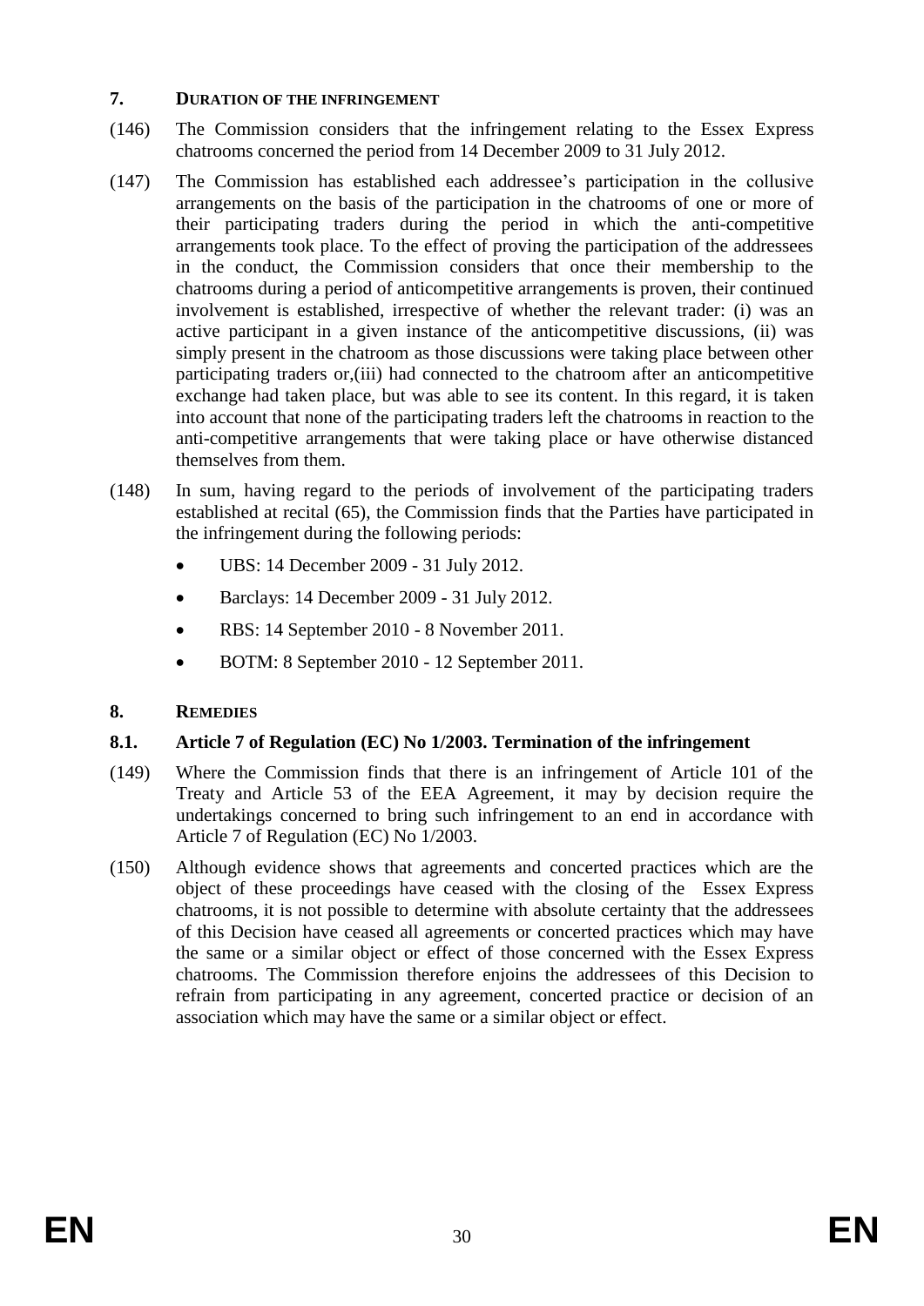## 7. DURATION OF THE INFRINGEMENT

(146) The Commission considers that the infringement relating to the Essex Express chatrooms concerned the period from 14 December 2009 to 31 July 2012.

(147) The Commission has established each addressee's participation in the collusive arrangements on the basis of the participation in the chatrooms of one or more of their participating traders during the period in which the anti-competitive arrangements took place. To the effect of proving the participation of the addressees in the conduct, the Commission considers that once their membership to the chatrooms during a period of anticompetitive arrangements is proven, their continued involvement is established, irrespective of whether the relevant trader: (i) was an active participant in a given instance of the anticompetitive discussions, (ii) was simply present in the chatroom as those discussions were taking place between other participating traders or,(iii) had connected to the chatroom after an anticompetitive exchange had taken place, but was able to see its content. In this regard, it is taken into account that none of the participating traders left the chatrooms in reaction to the anti-competitive arrangements that were taking place or have otherwise distanced themselves from them.

(148) In sum, having regard to the periods of involvement of the participating traders established at recital (65), the Commission finds that the Parties have participated in the infringement during the following periods:

- UBS: 14 December 2009 - 31 July 2012.
- Barclays: 14 December 2009 - 31 July 2012.
- RBS: 14 September 2010 - 8 November 2011.
- BOTM: 8 September 2010 - 12 September 2011.

## 8. REMEDIES

### 8.1. Article 7 of Regulation (EC) No 1/2003. Termination of the infringement

(149) Where the Commission finds that there is an infringement of Article 101 of the Treaty and Article 53 of the EEA Agreement, it may by decision require the undertakings concerned to bring such infringement to an end in accordance with Article 7 of Regulation (EC) No 1/2003.

(150) Although evidence shows that agreements and concerted practices which are the object of these proceedings have ceased with the closing of the Essex Express chatrooms, it is not possible to determine with absolute certainty that the addressees of this Decision have ceased all agreements or concerted practices which may have the same or a similar object or effect of those concerned with the Essex Express chatrooms. The Commission therefore enjoins the addressees of this Decision to refrain from participating in any agreement, concerted practice or decision of an association which may have the same or a similar object or effect.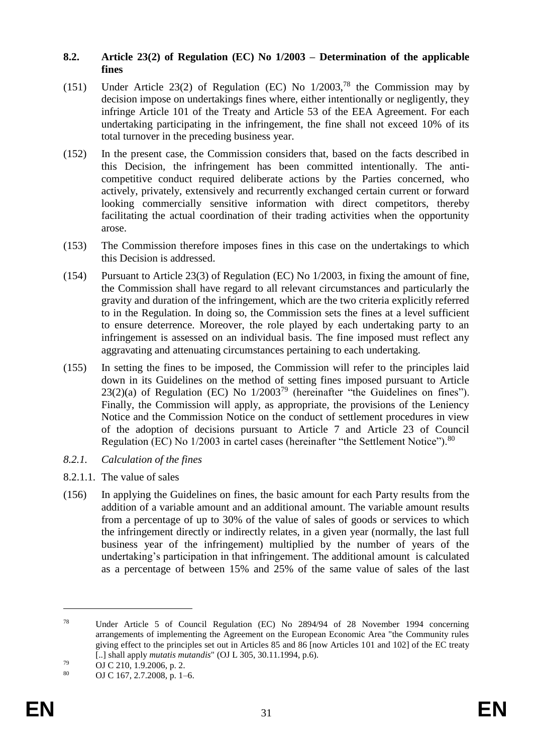## 8.2. Article 23(2) of Regulation (EC) No 1/2003 – Determination of the applicable fines

(151) Under Article 23(2) of Regulation (EC) No 1/2003,[78] the Commission may by decision impose on undertakings fines where, either intentionally or negligently, they infringe Article 101 of the Treaty and Article 53 of the EEA Agreement. For each undertaking participating in the infringement, the fine shall not exceed 10% of its total turnover in the preceding business year.

(152) In the present case, the Commission considers that, based on the facts described in this Decision, the infringement has been committed intentionally. The anti-competitive conduct required deliberate actions by the Parties concerned, who actively, privately, extensively and recurrently exchanged certain current or forward looking commercially sensitive information with direct competitors, thereby facilitating the actual coordination of their trading activities when the opportunity arose.

(153) The Commission therefore imposes fines in this case on the undertakings to which this Decision is addressed.

(154) Pursuant to Article 23(3) of Regulation (EC) No 1/2003, in fixing the amount of fine, the Commission shall have regard to all relevant circumstances and particularly the gravity and duration of the infringement, which are the two criteria explicitly referred to in the Regulation. In doing so, the Commission sets the fines at a level sufficient to ensure deterrence. Moreover, the role played by each undertaking party to an infringement is assessed on an individual basis. The fine imposed must reflect any aggravating and attenuating circumstances pertaining to each undertaking.

(155) In setting the fines to be imposed, the Commission will refer to the principles laid down in its Guidelines on the method of setting fines imposed pursuant to Article 23(2)(a) of Regulation (EC) No 1/2003[79] (hereinafter "the Guidelines on fines"). Finally, the Commission will apply, as appropriate, the provisions of the Leniency Notice and the Commission Notice on the conduct of settlement procedures in view of the adoption of decisions pursuant to Article 7 and Article 23 of Council Regulation (EC) No 1/2003 in cartel cases (hereinafter "the Settlement Notice").[80]

### *8.2.1. Calculation of the fines*

#### 8.2.1.1. The value of sales

(156) In applying the Guidelines on fines, the basic amount for each Party results from the addition of a variable amount and an additional amount. The variable amount results from a percentage of up to 30% of the value of sales of goods or services to which the infringement directly or indirectly relates, in a given year (normally, the last full business year of the infringement) multiplied by the number of years of the undertaking's participation in that infringement. The additional amount is calculated as a percentage of between 15% and 25% of the same value of sales of the last

---

[78] Under Article 5 of Council Regulation (EC) No 2894/94 of 28 November 1994 concerning arrangements of implementing the Agreement on the European Economic Area "the Community rules giving effect to the principles set out in Articles 85 and 86 [now Articles 101 and 102] of the EC treaty [..] shall apply *mutatis mutandis*" (OJ L 305, 30.11.1994, p.6).

[79] OJ C 210, 1.9.2006, p. 2.

[80] OJ C 167, 2.7.2008, p. 1–6.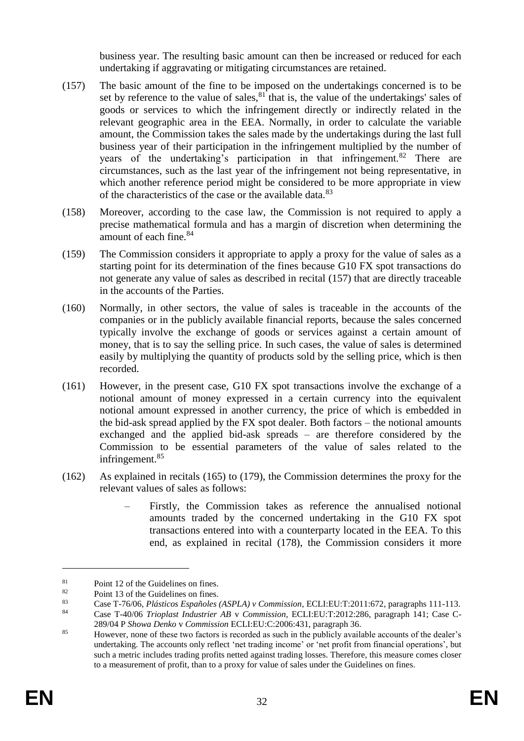business year. The resulting basic amount can then be increased or reduced for each undertaking if aggravating or mitigating circumstances are retained.

(157) The basic amount of the fine to be imposed on the undertakings concerned is to be set by reference to the value of sales,[81] that is, the value of the undertakings' sales of goods or services to which the infringement directly or indirectly related in the relevant geographic area in the EEA. Normally, in order to calculate the variable amount, the Commission takes the sales made by the undertakings during the last full business year of their participation in the infringement multiplied by the number of years of the undertaking's participation in that infringement.[82] There are circumstances, such as the last year of the infringement not being representative, in which another reference period might be considered to be more appropriate in view of the characteristics of the case or the available data.[83]

(158) Moreover, according to the case law, the Commission is not required to apply a precise mathematical formula and has a margin of discretion when determining the amount of each fine.[84]

(159) The Commission considers it appropriate to apply a proxy for the value of sales as a starting point for its determination of the fines because G10 FX spot transactions do not generate any value of sales as described in recital (157) that are directly traceable in the accounts of the Parties.

(160) Normally, in other sectors, the value of sales is traceable in the accounts of the companies or in the publicly available financial reports, because the sales concerned typically involve the exchange of goods or services against a certain amount of money, that is to say the selling price. In such cases, the value of sales is determined easily by multiplying the quantity of products sold by the selling price, which is then recorded.

(161) However, in the present case, G10 FX spot transactions involve the exchange of a notional amount of money expressed in a certain currency into the equivalent notional amount expressed in another currency, the price of which is embedded in the bid-ask spread applied by the FX spot dealer. Both factors – the notional amounts exchanged and the applied bid-ask spreads – are therefore considered by the Commission to be essential parameters of the value of sales related to the infringement.[85]

(162) As explained in recitals (165) to (179), the Commission determines the proxy for the relevant values of sales as follows:

– Firstly, the Commission takes as reference the annualised notional amounts traded by the concerned undertaking in the G10 FX spot transactions entered into with a counterparty located in the EEA. To this end, as explained in recital (178), the Commission considers it more

---

[81] Point 12 of the Guidelines on fines.

[82] Point 13 of the Guidelines on fines.

[83] Case T-76/06, *Plásticos Españoles (ASPLA) v Commission*, ECLI:EU:T:2011:672, paragraphs 111-113.

[84] Case T-40/06 *Trioplast Industrier AB* v *Commission*, ECLI:EU:T:2012:286, paragraph 141; Case C-289/04 P *Showa Denko* v *Commission* ECLI:EU:C:2006:431, paragraph 36.

[85] However, none of these two factors is recorded as such in the publicly available accounts of the dealer's undertaking. The accounts only reflect 'net trading income' or 'net profit from financial operations', but such a metric includes trading profits netted against trading losses. Therefore, this measure comes closer to a measurement of profit, than to a proxy for value of sales under the Guidelines on fines.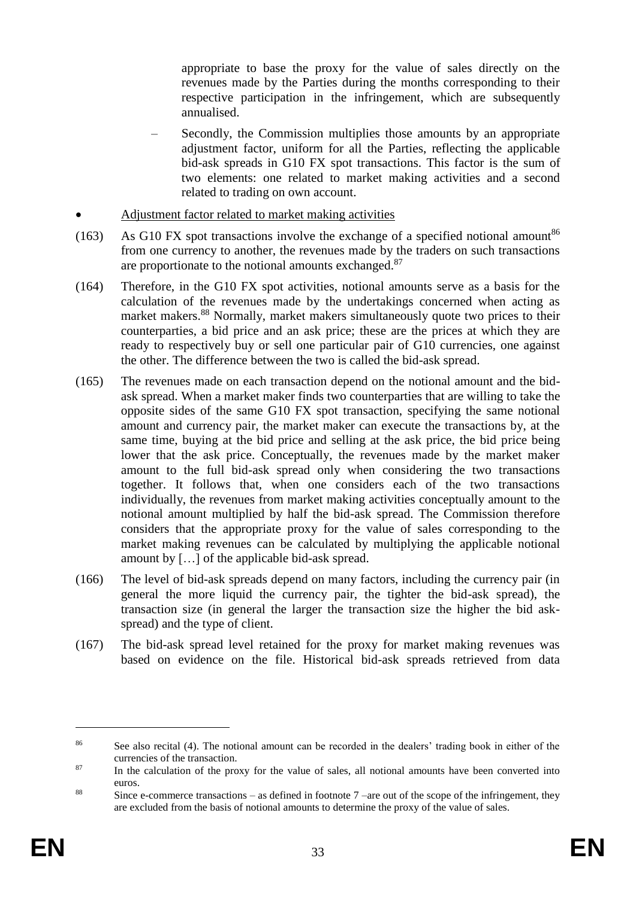appropriate to base the proxy for the value of sales directly on the revenues made by the Parties during the months corresponding to their respective participation in the infringement, which are subsequently annualised.

– Secondly, the Commission multiplies those amounts by an appropriate adjustment factor, uniform for all the Parties, reflecting the applicable bid-ask spreads in G10 FX spot transactions. This factor is the sum of two elements: one related to market making activities and a second related to trading on own account.

- Adjustment factor related to market making activities

(163) As G10 FX spot transactions involve the exchange of a specified notional amount[86] from one currency to another, the revenues made by the traders on such transactions are proportionate to the notional amounts exchanged.[87]

(164) Therefore, in the G10 FX spot activities, notional amounts serve as a basis for the calculation of the revenues made by the undertakings concerned when acting as market makers.[88] Normally, market makers simultaneously quote two prices to their counterparties, a bid price and an ask price; these are the prices at which they are ready to respectively buy or sell one particular pair of G10 currencies, one against the other. The difference between the two is called the bid-ask spread.

(165) The revenues made on each transaction depend on the notional amount and the bid-ask spread. When a market maker finds two counterparties that are willing to take the opposite sides of the same G10 FX spot transaction, specifying the same notional amount and currency pair, the market maker can execute the transactions by, at the same time, buying at the bid price and selling at the ask price, the bid price being lower that the ask price. Conceptually, the revenues made by the market maker amount to the full bid-ask spread only when considering the two transactions together. It follows that, when one considers each of the two transactions individually, the revenues from market making activities conceptually amount to the notional amount multiplied by half the bid-ask spread. The Commission therefore considers that the appropriate proxy for the value of sales corresponding to the market making revenues can be calculated by multiplying the applicable notional amount by […] of the applicable bid-ask spread.

(166) The level of bid-ask spreads depend on many factors, including the currency pair (in general the more liquid the currency pair, the tighter the bid-ask spread), the transaction size (in general the larger the transaction size the higher the bid ask-spread) and the type of client.

(167) The bid-ask spread level retained for the proxy for market making revenues was based on evidence on the file. Historical bid-ask spreads retrieved from data

---

[86] See also recital (4). The notional amount can be recorded in the dealers' trading book in either of the currencies of the transaction.

[87] In the calculation of the proxy for the value of sales, all notional amounts have been converted into euros.

[88] Since e-commerce transactions – as defined in footnote 7 –are out of the scope of the infringement, they are excluded from the basis of notional amounts to determine the proxy of the value of sales.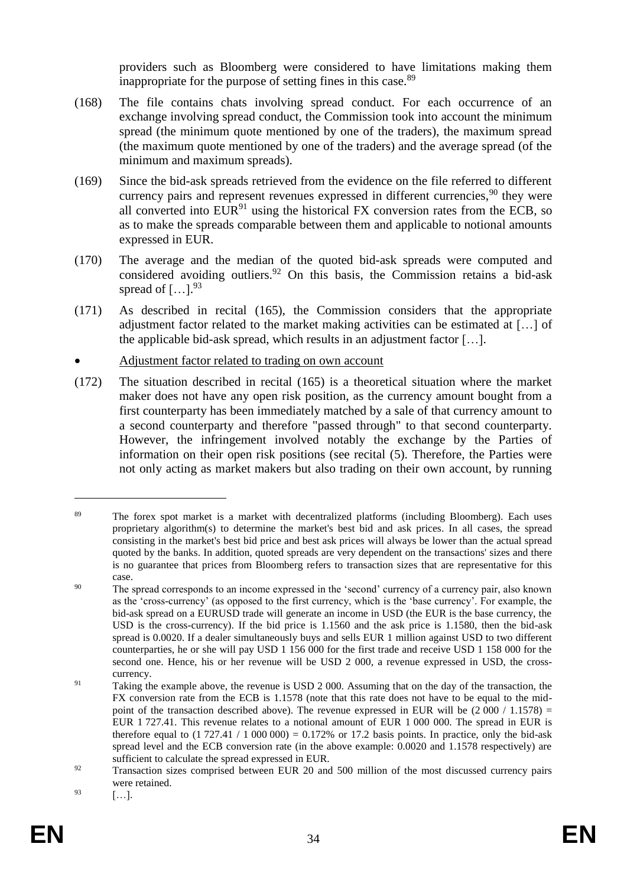providers such as Bloomberg were considered to have limitations making them inappropriate for the purpose of setting fines in this case.[89]

(168) The file contains chats involving spread conduct. For each occurrence of an exchange involving spread conduct, the Commission took into account the minimum spread (the minimum quote mentioned by one of the traders), the maximum spread (the maximum quote mentioned by one of the traders) and the average spread (of the minimum and maximum spreads).

(169) Since the bid-ask spreads retrieved from the evidence on the file referred to different currency pairs and represent revenues expressed in different currencies,[90] they were all converted into EUR[91] using the historical FX conversion rates from the ECB, so as to make the spreads comparable between them and applicable to notional amounts expressed in EUR.

(170) The average and the median of the quoted bid-ask spreads were computed and considered avoiding outliers.[92] On this basis, the Commission retains a bid-ask spread of […].[93]

(171) As described in recital (165), the Commission considers that the appropriate adjustment factor related to the market making activities can be estimated at […] of the applicable bid-ask spread, which results in an adjustment factor […].

- Adjustment factor related to trading on own account

(172) The situation described in recital (165) is a theoretical situation where the market maker does not have any open risk position, as the currency amount bought from a first counterparty has been immediately matched by a sale of that currency amount to a second counterparty and therefore "passed through" to that second counterparty. However, the infringement involved notably the exchange by the Parties of information on their open risk positions (see recital (5). Therefore, the Parties were not only acting as market makers but also trading on their own account, by running

---

[89] The forex spot market is a market with decentralized platforms (including Bloomberg). Each uses proprietary algorithm(s) to determine the market's best bid and ask prices. In all cases, the spread consisting in the market's best bid price and best ask prices will always be lower than the actual spread quoted by the banks. In addition, quoted spreads are very dependent on the transactions' sizes and there is no guarantee that prices from Bloomberg refers to transaction sizes that are representative for this case.

[90] The spread corresponds to an income expressed in the 'second' currency of a currency pair, also known as the 'cross-currency' (as opposed to the first currency, which is the 'base currency'. For example, the bid-ask spread on a EURUSD trade will generate an income in USD (the EUR is the base currency, the USD is the cross-currency). If the bid price is 1.1560 and the ask price is 1.1580, then the bid-ask spread is 0.0020. If a dealer simultaneously buys and sells EUR 1 million against USD to two different counterparties, he or she will pay USD 1 156 000 for the first trade and receive USD 1 158 000 for the second one. Hence, his or her revenue will be USD 2 000, a revenue expressed in USD, the cross-currency.

[91] Taking the example above, the revenue is USD 2 000. Assuming that on the day of the transaction, the FX conversion rate from the ECB is 1.1578 (note that this rate does not have to be equal to the mid-point of the transaction described above). The revenue expressed in EUR will be (2 000 / 1.1578) = EUR 1 727.41. This revenue relates to a notional amount of EUR 1 000 000. The spread in EUR is therefore equal to (1 727.41 / 1 000 000) = 0.172% or 17.2 basis points. In practice, only the bid-ask spread level and the ECB conversion rate (in the above example: 0.0020 and 1.1578 respectively) are sufficient to calculate the spread expressed in EUR.

[92] Transaction sizes comprised between EUR 20 and 500 million of the most discussed currency pairs were retained.

[93] […].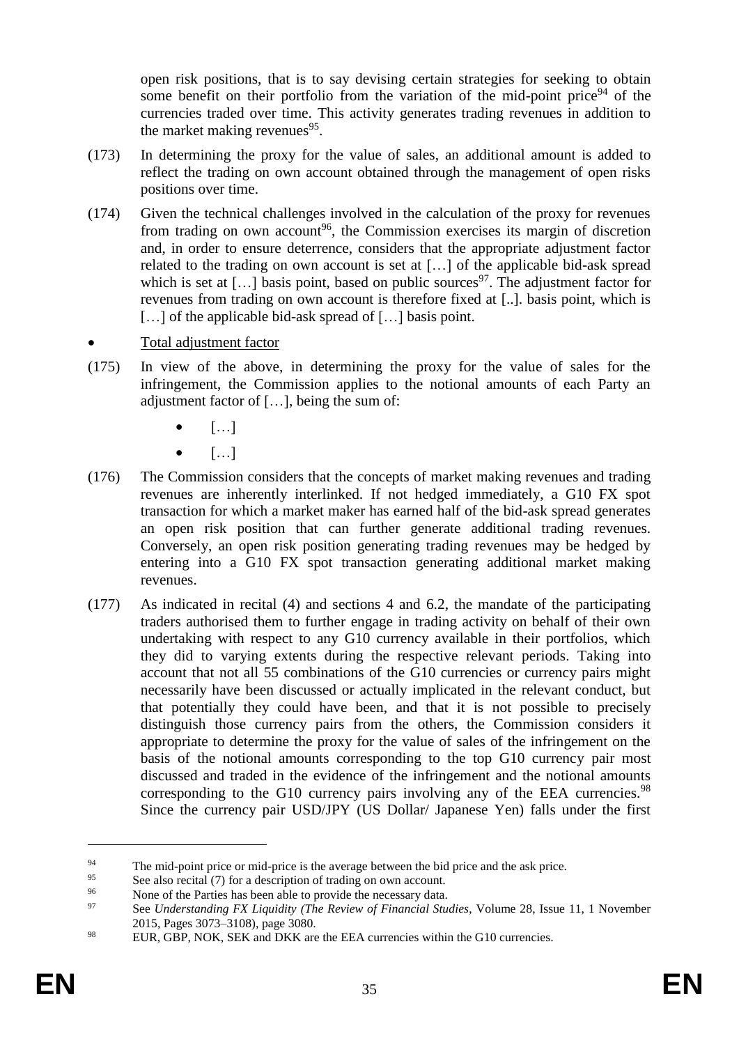open risk positions, that is to say devising certain strategies for seeking to obtain some benefit on their portfolio from the variation of the mid-point price[94] of the currencies traded over time. This activity generates trading revenues in addition to the market making revenues[95].

(173) In determining the proxy for the value of sales, an additional amount is added to reflect the trading on own account obtained through the management of open risks positions over time.

(174) Given the technical challenges involved in the calculation of the proxy for revenues from trading on own account[96], the Commission exercises its margin of discretion and, in order to ensure deterrence, considers that the appropriate adjustment factor related to the trading on own account is set at […] of the applicable bid-ask spread which is set at […] basis point, based on public sources[97]. The adjustment factor for revenues from trading on own account is therefore fixed at [..]. basis point, which is […] of the applicable bid-ask spread of […] basis point.

- Total adjustment factor

(175) In view of the above, in determining the proxy for the value of sales for the infringement, the Commission applies to the notional amounts of each Party an adjustment factor of […], being the sum of:

  - […]
  - […]

(176) The Commission considers that the concepts of market making revenues and trading revenues are inherently interlinked. If not hedged immediately, a G10 FX spot transaction for which a market maker has earned half of the bid-ask spread generates an open risk position that can further generate additional trading revenues. Conversely, an open risk position generating trading revenues may be hedged by entering into a G10 FX spot transaction generating additional market making revenues.

(177) As indicated in recital (4) and sections 4 and 6.2, the mandate of the participating traders authorised them to further engage in trading activity on behalf of their own undertaking with respect to any G10 currency available in their portfolios, which they did to varying extents during the respective relevant periods. Taking into account that not all 55 combinations of the G10 currencies or currency pairs might necessarily have been discussed or actually implicated in the relevant conduct, but that potentially they could have been, and that it is not possible to precisely distinguish those currency pairs from the others, the Commission considers it appropriate to determine the proxy for the value of sales of the infringement on the basis of the notional amounts corresponding to the top G10 currency pair most discussed and traded in the evidence of the infringement and the notional amounts corresponding to the G10 currency pairs involving any of the EEA currencies.[98] Since the currency pair USD/JPY (US Dollar/ Japanese Yen) falls under the first

---

[94] The mid-point price or mid-price is the average between the bid price and the ask price.

[95] See also recital (7) for a description of trading on own account.

[96] None of the Parties has been able to provide the necessary data.

[97] See *Understanding FX Liquidity (The Review of Financial Studies*, Volume 28, Issue 11, 1 November 2015, Pages 3073–3108), page 3080.

[98] EUR, GBP, NOK, SEK and DKK are the EEA currencies within the G10 currencies.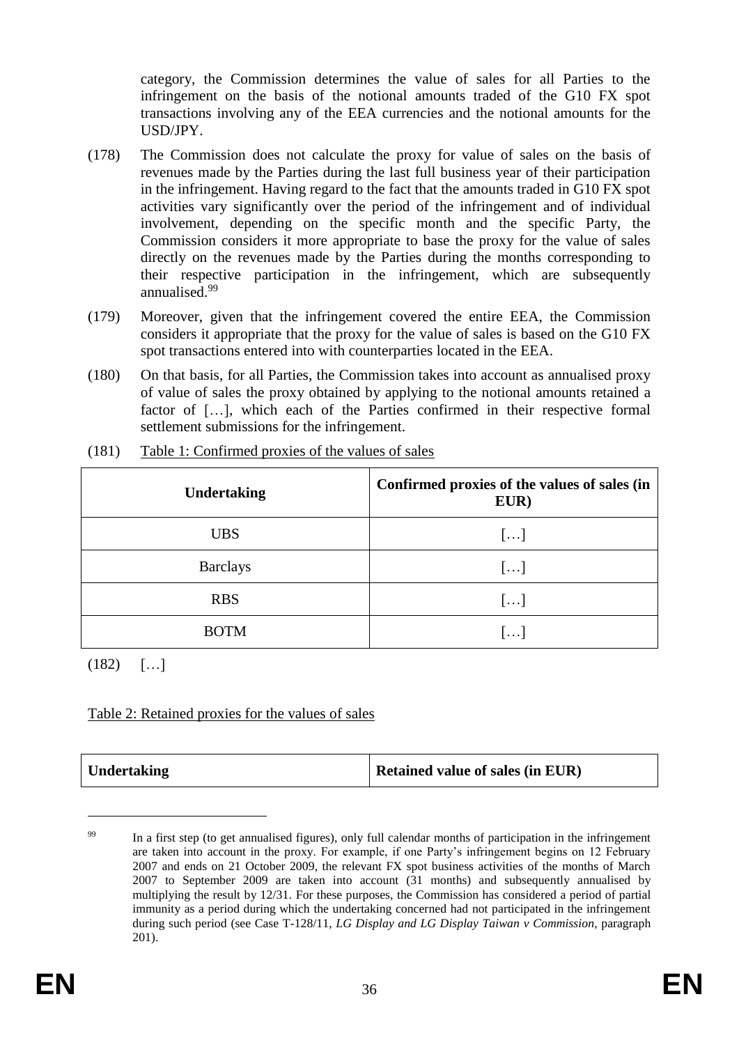category, the Commission determines the value of sales for all Parties to the infringement on the basis of the notional amounts traded of the G10 FX spot transactions involving any of the EEA currencies and the notional amounts for the USD/JPY.

(178) The Commission does not calculate the proxy for value of sales on the basis of revenues made by the Parties during the last full business year of their participation in the infringement. Having regard to the fact that the amounts traded in G10 FX spot activities vary significantly over the period of the infringement and of individual involvement, depending on the specific month and the specific Party, the Commission considers it more appropriate to base the proxy for the value of sales directly on the revenues made by the Parties during the months corresponding to their respective participation in the infringement, which are subsequently annualised.[99]

(179) Moreover, given that the infringement covered the entire EEA, the Commission considers it appropriate that the proxy for the value of sales is based on the G10 FX spot transactions entered into with counterparties located in the EEA.

(180) On that basis, for all Parties, the Commission takes into account as annualised proxy of value of sales the proxy obtained by applying to the notional amounts retained a factor of […], which each of the Parties confirmed in their respective formal settlement submissions for the infringement.

(181) Table 1: Confirmed proxies of the values of sales

| Undertaking | Confirmed proxies of the values of sales (in EUR) |
|---|---|
| UBS | […] |
| Barclays | […] |
| RBS | […] |
| BOTM | […] |

(182) […]

Table 2: Retained proxies for the values of sales

| Undertaking | Retained value of sales (in EUR) |
|---|---|

[99] In a first step (to get annualised figures), only full calendar months of participation in the infringement are taken into account in the proxy. For example, if one Party's infringement begins on 12 February 2007 and ends on 21 October 2009, the relevant FX spot business activities of the months of March 2007 to September 2009 are taken into account (31 months) and subsequently annualised by multiplying the result by 12/31. For these purposes, the Commission has considered a period of partial immunity as a period during which the undertaking concerned had not participated in the infringement during such period (see Case T-128/11, *LG Display and LG Display Taiwan v Commission*, paragraph 201).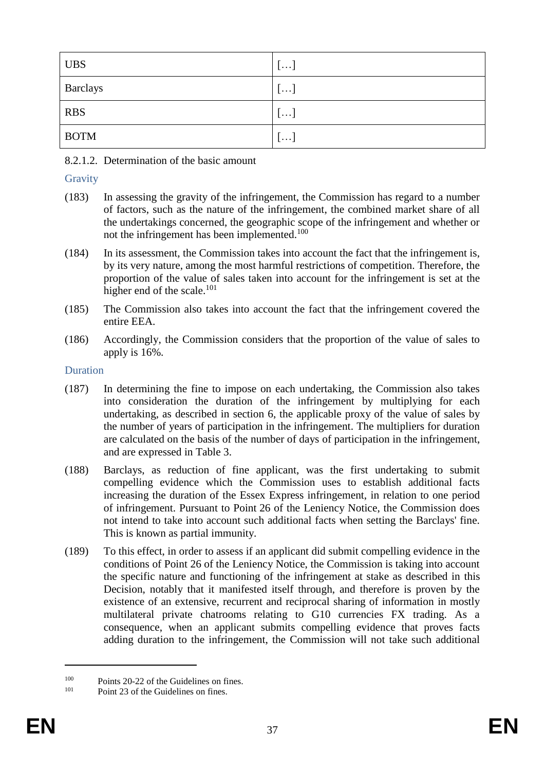| UBS | […] |
|---|---|
| Barclays | […] |
| RBS | […] |
| BOTM | […] |

#### 8.2.1.2. Determination of the basic amount

##### Gravity

(183) In assessing the gravity of the infringement, the Commission has regard to a number of factors, such as the nature of the infringement, the combined market share of all the undertakings concerned, the geographic scope of the infringement and whether or not the infringement has been implemented.[100]

(184) In its assessment, the Commission takes into account the fact that the infringement is, by its very nature, among the most harmful restrictions of competition. Therefore, the proportion of the value of sales taken into account for the infringement is set at the higher end of the scale.[101]

(185) The Commission also takes into account the fact that the infringement covered the entire EEA.

(186) Accordingly, the Commission considers that the proportion of the value of sales to apply is 16%.

##### Duration

(187) In determining the fine to impose on each undertaking, the Commission also takes into consideration the duration of the infringement by multiplying for each undertaking, as described in section 6, the applicable proxy of the value of sales by the number of years of participation in the infringement. The multipliers for duration are calculated on the basis of the number of days of participation in the infringement, and are expressed in Table 3.

(188) Barclays, as reduction of fine applicant, was the first undertaking to submit compelling evidence which the Commission uses to establish additional facts increasing the duration of the Essex Express infringement, in relation to one period of infringement. Pursuant to Point 26 of the Leniency Notice, the Commission does not intend to take into account such additional facts when setting the Barclays' fine. This is known as partial immunity.

(189) To this effect, in order to assess if an applicant did submit compelling evidence in the conditions of Point 26 of the Leniency Notice, the Commission is taking into account the specific nature and functioning of the infringement at stake as described in this Decision, notably that it manifested itself through, and therefore is proven by the existence of an extensive, recurrent and reciprocal sharing of information in mostly multilateral private chatrooms relating to G10 currencies FX trading. As a consequence, when an applicant submits compelling evidence that proves facts adding duration to the infringement, the Commission will not take such additional

[100] Points 20-22 of the Guidelines on fines.

[101] Point 23 of the Guidelines on fines.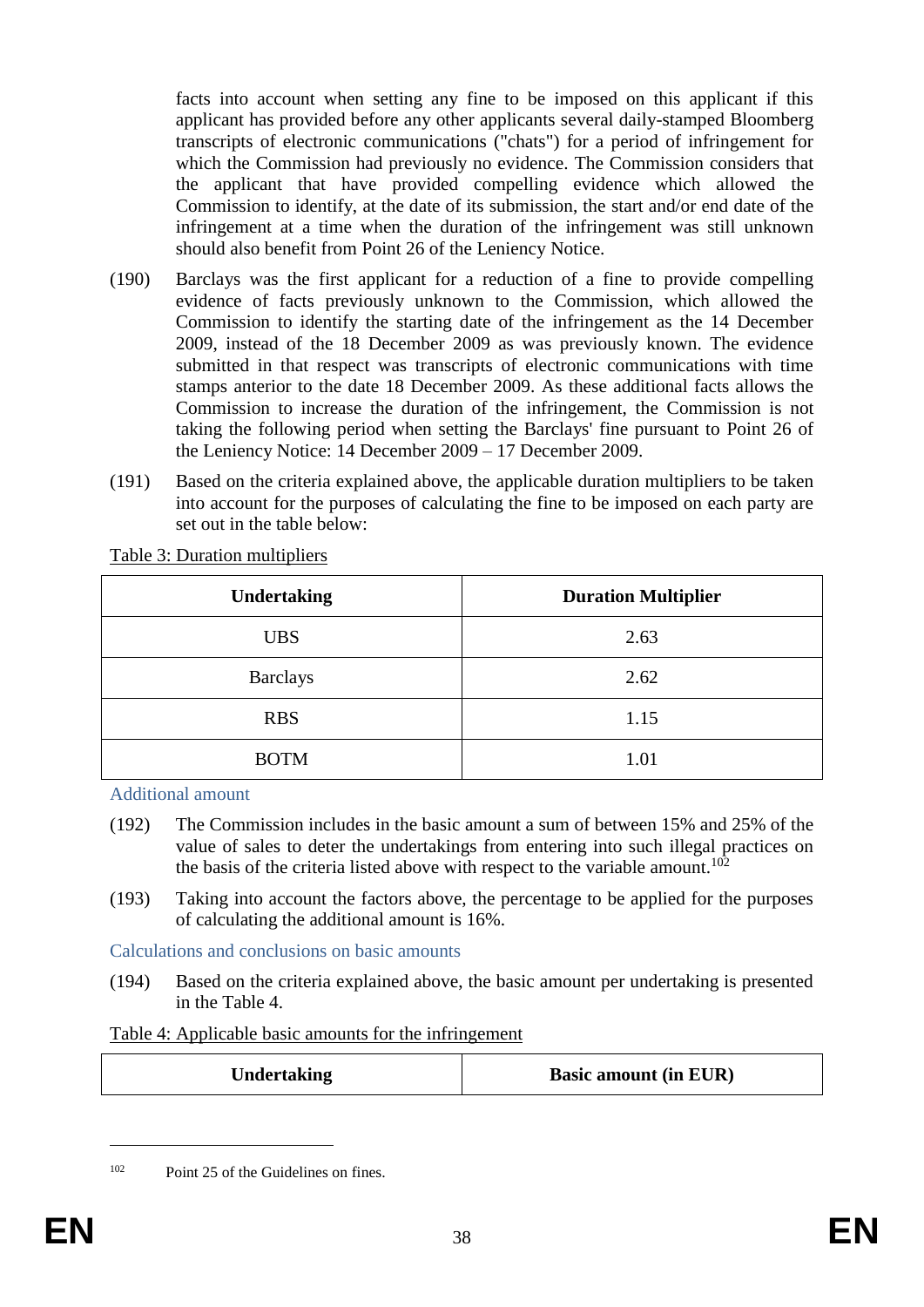facts into account when setting any fine to be imposed on this applicant if this applicant has provided before any other applicants several daily-stamped Bloomberg transcripts of electronic communications ("chats") for a period of infringement for which the Commission had previously no evidence. The Commission considers that the applicant that have provided compelling evidence which allowed the Commission to identify, at the date of its submission, the start and/or end date of the infringement at a time when the duration of the infringement was still unknown should also benefit from Point 26 of the Leniency Notice.

(190) Barclays was the first applicant for a reduction of a fine to provide compelling evidence of facts previously unknown to the Commission, which allowed the Commission to identify the starting date of the infringement as the 14 December 2009, instead of the 18 December 2009 as was previously known. The evidence submitted in that respect was transcripts of electronic communications with time stamps anterior to the date 18 December 2009. As these additional facts allows the Commission to increase the duration of the infringement, the Commission is not taking the following period when setting the Barclays' fine pursuant to Point 26 of the Leniency Notice: 14 December 2009 – 17 December 2009.

(191) Based on the criteria explained above, the applicable duration multipliers to be taken into account for the purposes of calculating the fine to be imposed on each party are set out in the table below:

Table 3: Duration multipliers

| Undertaking | Duration Multiplier |
|---|---|
| UBS | 2.63 |
| Barclays | 2.62 |
| RBS | 1.15 |
| BOTM | 1.01 |

### Additional amount

(192) The Commission includes in the basic amount a sum of between 15% and 25% of the value of sales to deter the undertakings from entering into such illegal practices on the basis of the criteria listed above with respect to the variable amount.[102]

(193) Taking into account the factors above, the percentage to be applied for the purposes of calculating the additional amount is 16%.

### Calculations and conclusions on basic amounts

(194) Based on the criteria explained above, the basic amount per undertaking is presented in the Table 4.

Table 4: Applicable basic amounts for the infringement

| Undertaking | Basic amount (in EUR) |
|---|---|

[102] Point 25 of the Guidelines on fines.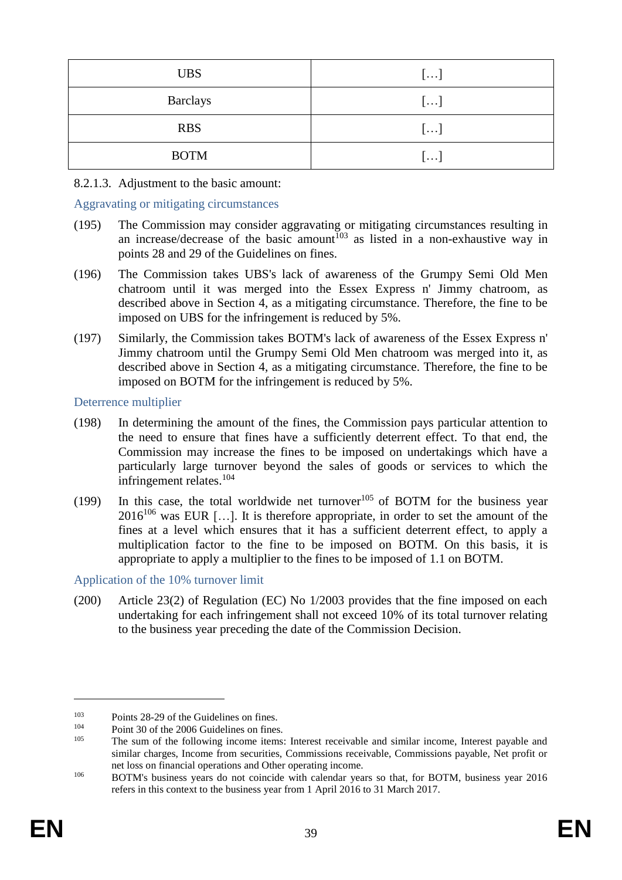| UBS | […] |
| --- | --- |
| Barclays | […] |
| RBS | […] |
| BOTM | […] |

8.2.1.3. Adjustment to the basic amount:

#### Aggravating or mitigating circumstances

(195) The Commission may consider aggravating or mitigating circumstances resulting in an increase/decrease of the basic amount[103] as listed in a non-exhaustive way in points 28 and 29 of the Guidelines on fines.

(196) The Commission takes UBS's lack of awareness of the Grumpy Semi Old Men chatroom until it was merged into the Essex Express n' Jimmy chatroom, as described above in Section 4, as a mitigating circumstance. Therefore, the fine to be imposed on UBS for the infringement is reduced by 5%.

(197) Similarly, the Commission takes BOTM's lack of awareness of the Essex Express n' Jimmy chatroom until the Grumpy Semi Old Men chatroom was merged into it, as described above in Section 4, as a mitigating circumstance. Therefore, the fine to be imposed on BOTM for the infringement is reduced by 5%.

#### Deterrence multiplier

(198) In determining the amount of the fines, the Commission pays particular attention to the need to ensure that fines have a sufficiently deterrent effect. To that end, the Commission may increase the fines to be imposed on undertakings which have a particularly large turnover beyond the sales of goods or services to which the infringement relates.[104]

(199) In this case, the total worldwide net turnover[105] of BOTM for the business year 2016[106] was EUR […]. It is therefore appropriate, in order to set the amount of the fines at a level which ensures that it has a sufficient deterrent effect, to apply a multiplication factor to the fine to be imposed on BOTM. On this basis, it is appropriate to apply a multiplier to the fines to be imposed of 1.1 on BOTM.

#### Application of the 10% turnover limit

(200) Article 23(2) of Regulation (EC) No 1/2003 provides that the fine imposed on each undertaking for each infringement shall not exceed 10% of its total turnover relating to the business year preceding the date of the Commission Decision.

---

[103] Points 28-29 of the Guidelines on fines.

[104] Point 30 of the 2006 Guidelines on fines.

[105] The sum of the following income items: Interest receivable and similar income, Interest payable and similar charges, Income from securities, Commissions receivable, Commissions payable, Net profit or net loss on financial operations and Other operating income.

[106] BOTM's business years do not coincide with calendar years so that, for BOTM, business year 2016 refers in this context to the business year from 1 April 2016 to 31 March 2017.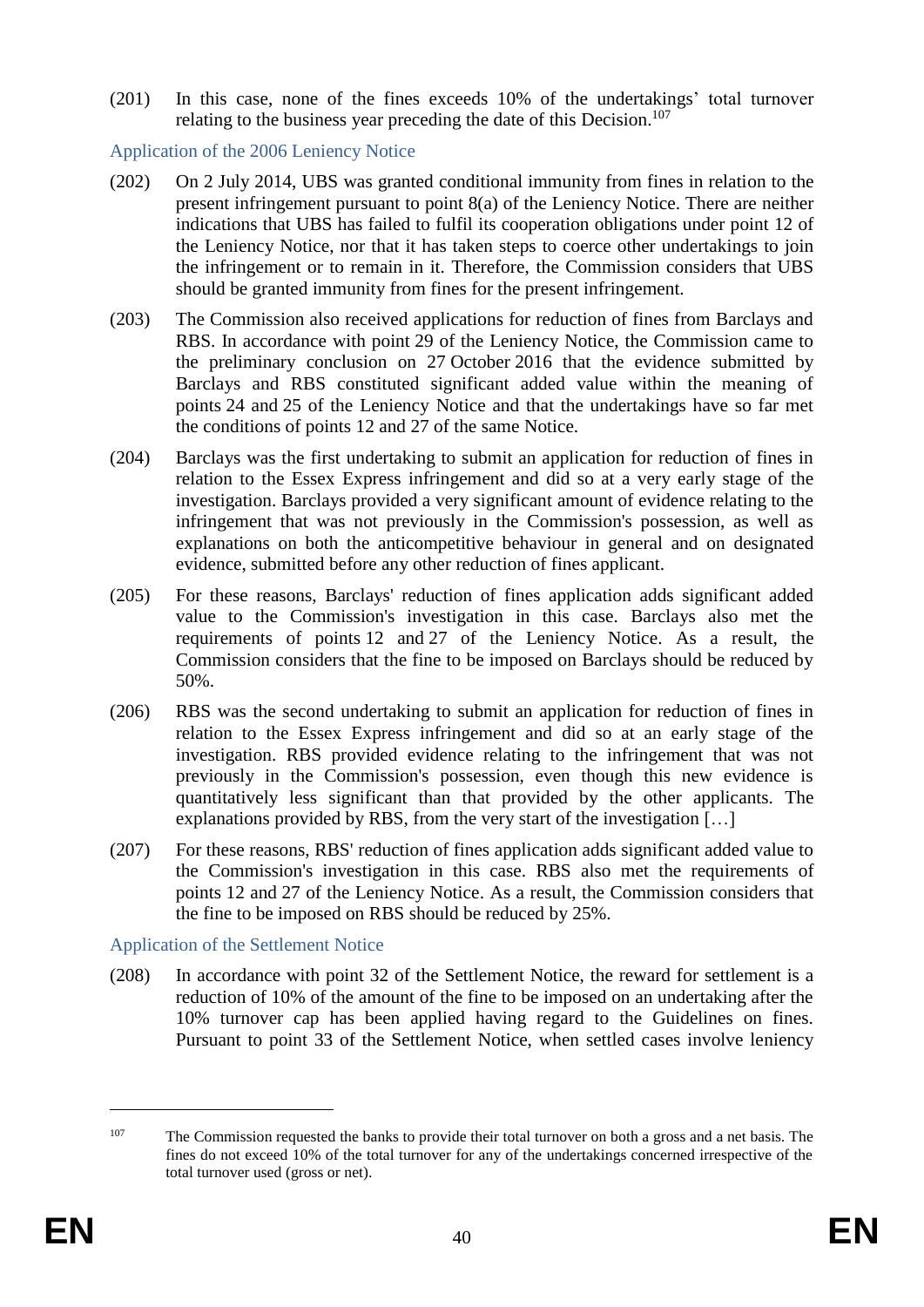(201) In this case, none of the fines exceeds 10% of the undertakings' total turnover relating to the business year preceding the date of this Decision.[107]

### Application of the 2006 Leniency Notice

(202) On 2 July 2014, UBS was granted conditional immunity from fines in relation to the present infringement pursuant to point 8(a) of the Leniency Notice. There are neither indications that UBS has failed to fulfil its cooperation obligations under point 12 of the Leniency Notice, nor that it has taken steps to coerce other undertakings to join the infringement or to remain in it. Therefore, the Commission considers that UBS should be granted immunity from fines for the present infringement.

(203) The Commission also received applications for reduction of fines from Barclays and RBS. In accordance with point 29 of the Leniency Notice, the Commission came to the preliminary conclusion on 27 October 2016 that the evidence submitted by Barclays and RBS constituted significant added value within the meaning of points 24 and 25 of the Leniency Notice and that the undertakings have so far met the conditions of points 12 and 27 of the same Notice.

(204) Barclays was the first undertaking to submit an application for reduction of fines in relation to the Essex Express infringement and did so at a very early stage of the investigation. Barclays provided a very significant amount of evidence relating to the infringement that was not previously in the Commission's possession, as well as explanations on both the anticompetitive behaviour in general and on designated evidence, submitted before any other reduction of fines applicant.

(205) For these reasons, Barclays' reduction of fines application adds significant added value to the Commission's investigation in this case. Barclays also met the requirements of points 12 and 27 of the Leniency Notice. As a result, the Commission considers that the fine to be imposed on Barclays should be reduced by 50%.

(206) RBS was the second undertaking to submit an application for reduction of fines in relation to the Essex Express infringement and did so at an early stage of the investigation. RBS provided evidence relating to the infringement that was not previously in the Commission's possession, even though this new evidence is quantitatively less significant than that provided by the other applicants. The explanations provided by RBS, from the very start of the investigation […]

(207) For these reasons, RBS' reduction of fines application adds significant added value to the Commission's investigation in this case. RBS also met the requirements of points 12 and 27 of the Leniency Notice. As a result, the Commission considers that the fine to be imposed on RBS should be reduced by 25%.

### Application of the Settlement Notice

(208) In accordance with point 32 of the Settlement Notice, the reward for settlement is a reduction of 10% of the amount of the fine to be imposed on an undertaking after the 10% turnover cap has been applied having regard to the Guidelines on fines. Pursuant to point 33 of the Settlement Notice, when settled cases involve leniency

---

[107] The Commission requested the banks to provide their total turnover on both a gross and a net basis. The fines do not exceed 10% of the total turnover for any of the undertakings concerned irrespective of the total turnover used (gross or net).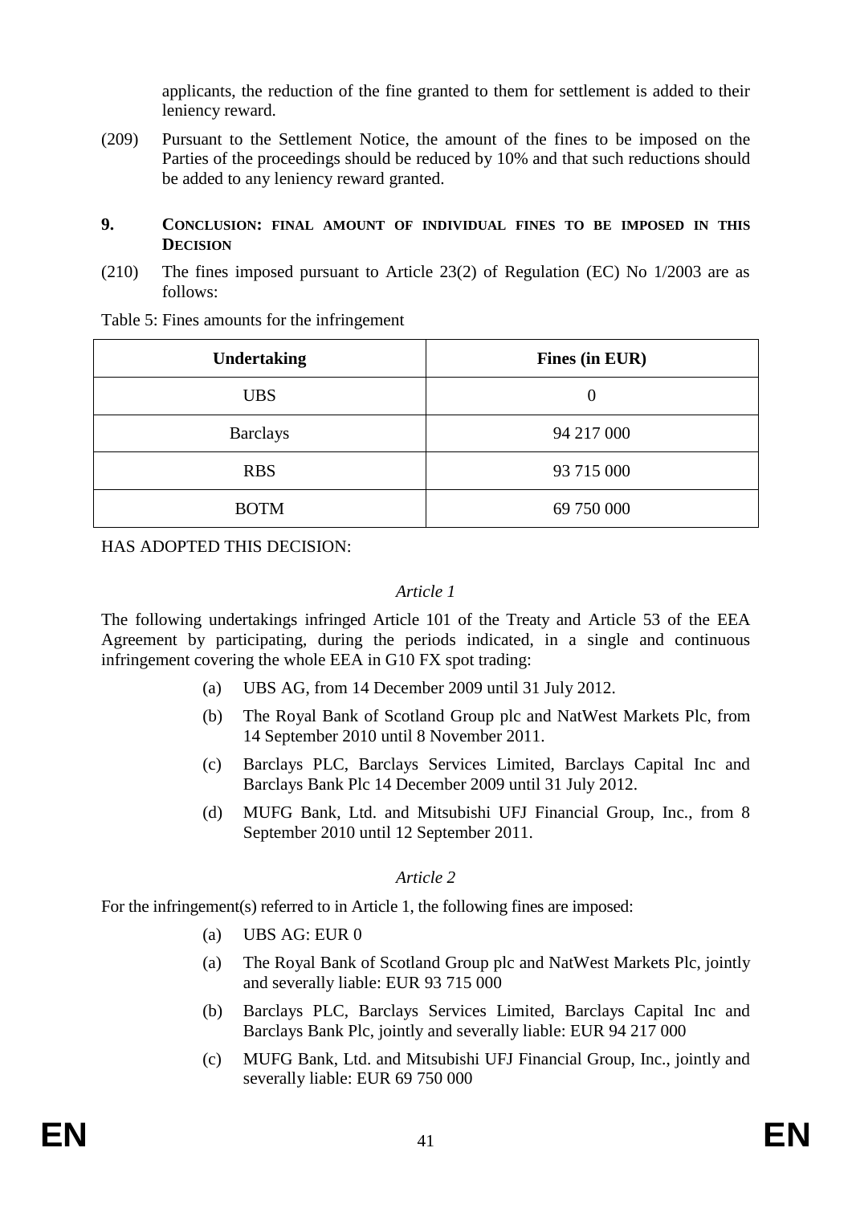applicants, the reduction of the fine granted to them for settlement is added to their leniency reward.

(209) Pursuant to the Settlement Notice, the amount of the fines to be imposed on the Parties of the proceedings should be reduced by 10% and that such reductions should be added to any leniency reward granted.

## 9. CONCLUSION: FINAL AMOUNT OF INDIVIDUAL FINES TO BE IMPOSED IN THIS DECISION

(210) The fines imposed pursuant to Article 23(2) of Regulation (EC) No 1/2003 are as follows:

Table 5: Fines amounts for the infringement

| Undertaking | Fines (in EUR) |
|---|---|
| UBS | 0 |
| Barclays | 94 217 000 |
| RBS | 93 715 000 |
| BOTM | 69 750 000 |

HAS ADOPTED THIS DECISION:

*Article 1*

The following undertakings infringed Article 101 of the Treaty and Article 53 of the EEA Agreement by participating, during the periods indicated, in a single and continuous infringement covering the whole EEA in G10 FX spot trading:

(a) UBS AG, from 14 December 2009 until 31 July 2012.

(b) The Royal Bank of Scotland Group plc and NatWest Markets Plc, from 14 September 2010 until 8 November 2011.

(c) Barclays PLC, Barclays Services Limited, Barclays Capital Inc and Barclays Bank Plc 14 December 2009 until 31 July 2012.

(d) MUFG Bank, Ltd. and Mitsubishi UFJ Financial Group, Inc., from 8 September 2010 until 12 September 2011.

*Article 2*

For the infringement(s) referred to in Article 1, the following fines are imposed:

(a) UBS AG: EUR 0

(a) The Royal Bank of Scotland Group plc and NatWest Markets Plc, jointly and severally liable: EUR 93 715 000

(b) Barclays PLC, Barclays Services Limited, Barclays Capital Inc and Barclays Bank Plc, jointly and severally liable: EUR 94 217 000

(c) MUFG Bank, Ltd. and Mitsubishi UFJ Financial Group, Inc., jointly and severally liable: EUR 69 750 000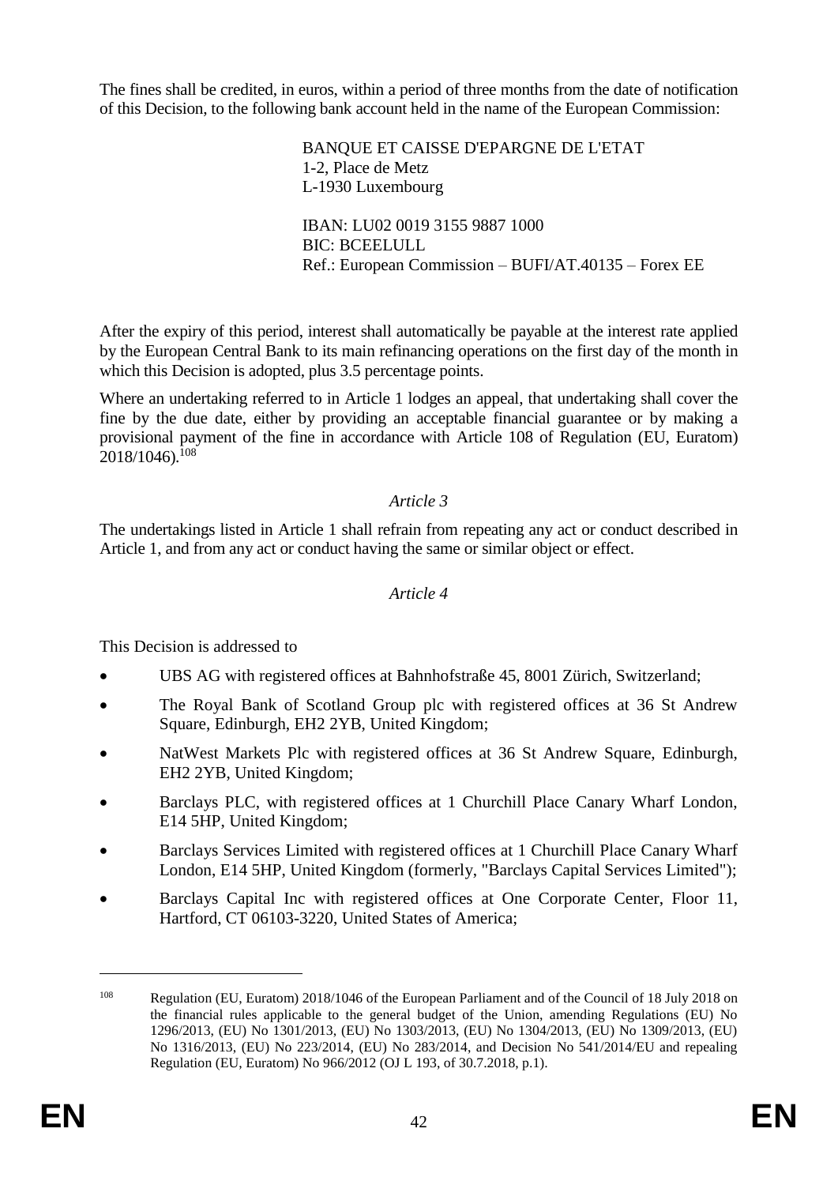The fines shall be credited, in euros, within a period of three months from the date of notification of this Decision, to the following bank account held in the name of the European Commission:

BANQUE ET CAISSE D'EPARGNE DE L'ETAT
1-2, Place de Metz
L-1930 Luxembourg

IBAN: LU02 0019 3155 9887 1000
BIC: BCEELULL
Ref.: European Commission – BUFI/AT.40135 – Forex EE

After the expiry of this period, interest shall automatically be payable at the interest rate applied by the European Central Bank to its main refinancing operations on the first day of the month in which this Decision is adopted, plus 3.5 percentage points.

Where an undertaking referred to in Article 1 lodges an appeal, that undertaking shall cover the fine by the due date, either by providing an acceptable financial guarantee or by making a provisional payment of the fine in accordance with Article 108 of Regulation (EU, Euratom) 2018/1046).[108]

*Article 3*

The undertakings listed in Article 1 shall refrain from repeating any act or conduct described in Article 1, and from any act or conduct having the same or similar object or effect.

*Article 4*

This Decision is addressed to

- UBS AG with registered offices at Bahnhofstraße 45, 8001 Zürich, Switzerland;
- The Royal Bank of Scotland Group plc with registered offices at 36 St Andrew Square, Edinburgh, EH2 2YB, United Kingdom;
- NatWest Markets Plc with registered offices at 36 St Andrew Square, Edinburgh, EH2 2YB, United Kingdom;
- Barclays PLC, with registered offices at 1 Churchill Place Canary Wharf London, E14 5HP, United Kingdom;
- Barclays Services Limited with registered offices at 1 Churchill Place Canary Wharf London, E14 5HP, United Kingdom (formerly, "Barclays Capital Services Limited");
- Barclays Capital Inc with registered offices at One Corporate Center, Floor 11, Hartford, CT 06103-3220, United States of America;

---

[108] Regulation (EU, Euratom) 2018/1046 of the European Parliament and of the Council of 18 July 2018 on the financial rules applicable to the general budget of the Union, amending Regulations (EU) No 1296/2013, (EU) No 1301/2013, (EU) No 1303/2013, (EU) No 1304/2013, (EU) No 1309/2013, (EU) No 1316/2013, (EU) No 223/2014, (EU) No 283/2014, and Decision No 541/2014/EU and repealing Regulation (EU, Euratom) No 966/2012 (OJ L 193, of 30.7.2018, p.1).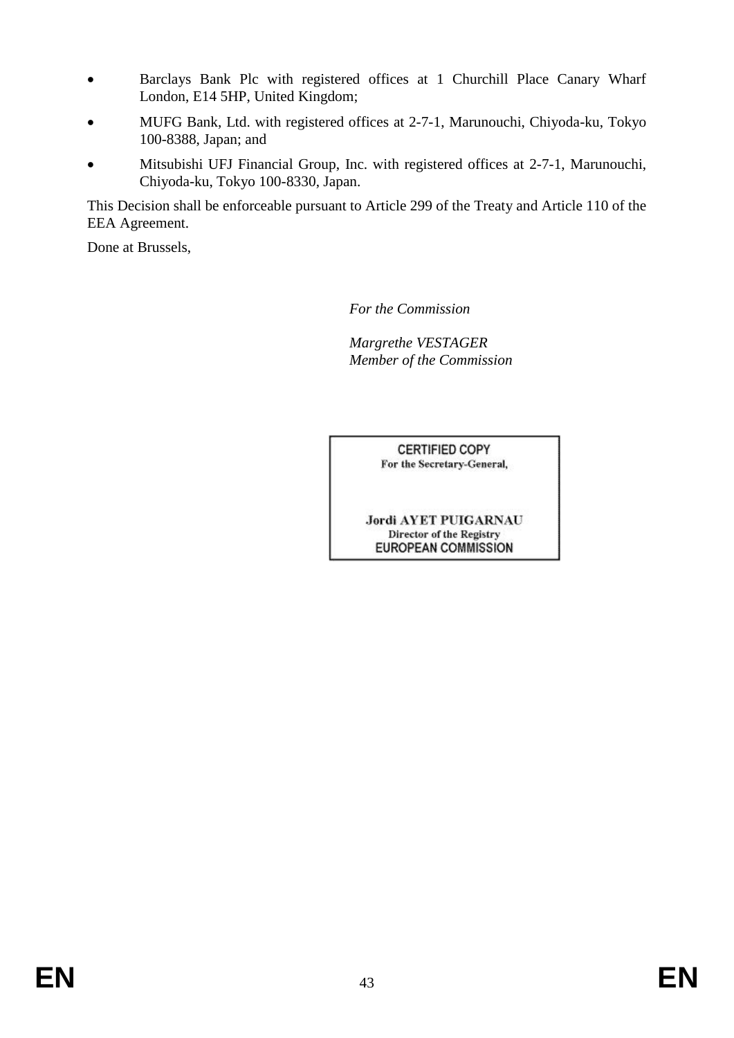- Barclays Bank Plc with registered offices at 1 Churchill Place Canary Wharf London, E14 5HP, United Kingdom;
- MUFG Bank, Ltd. with registered offices at 2-7-1, Marunouchi, Chiyoda-ku, Tokyo 100-8388, Japan; and
- Mitsubishi UFJ Financial Group, Inc. with registered offices at 2-7-1, Marunouchi, Chiyoda-ku, Tokyo 100-8330, Japan.

This Decision shall be enforceable pursuant to Article 299 of the Treaty and Article 110 of the EEA Agreement.

Done at Brussels,

*For the Commission*

*Margrethe VESTAGER*
*Member of the Commission*

CERTIFIED COPY
For the Secretary-General,

**Jordi AYET PUIGARNAU**
Director of the Registry
EUROPEAN COMMISSION